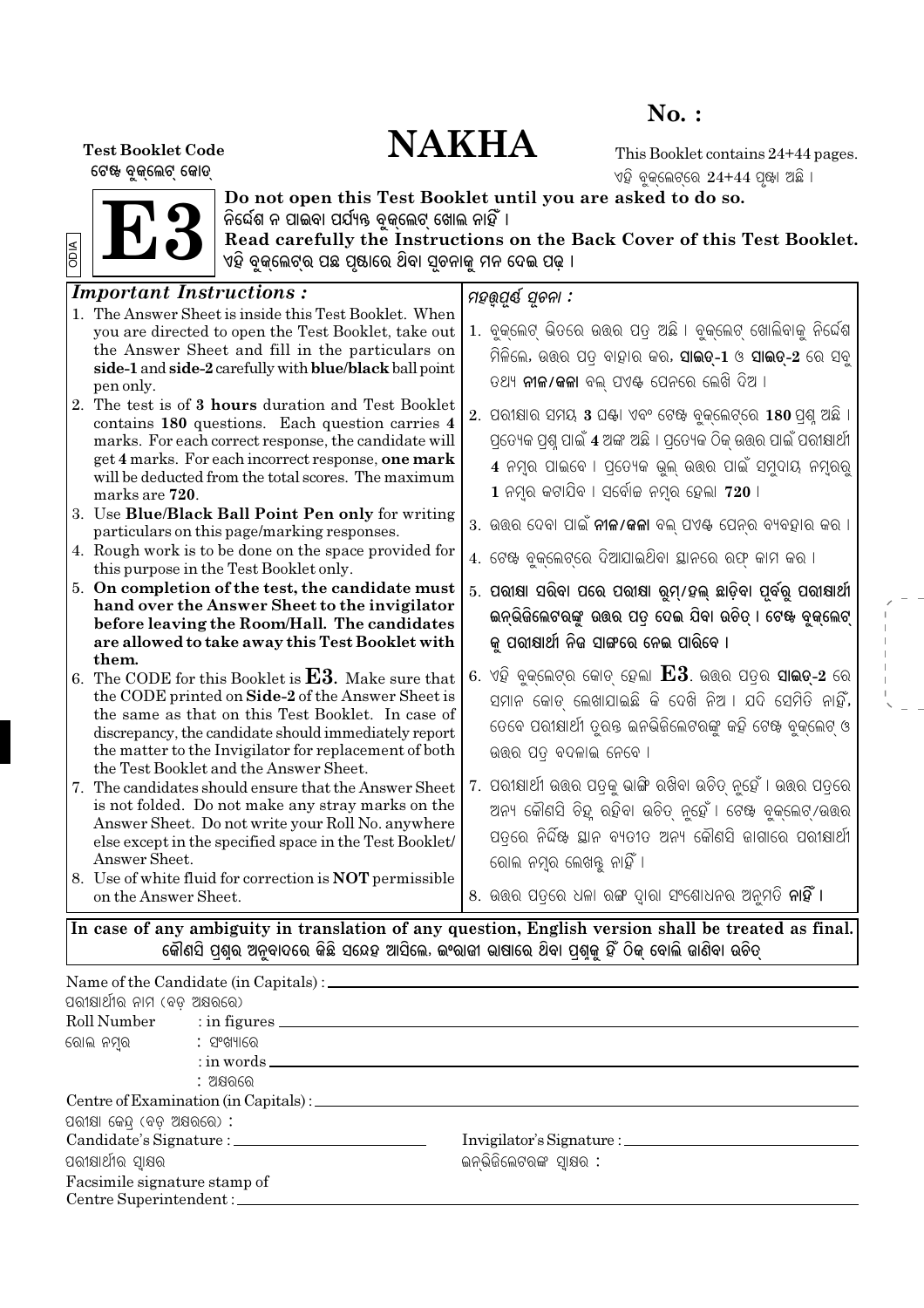**No. :**

# NAKHA

**Test Booklet Code**
ଟେଷ୍ଟ ବୁକ୍‌ଲେଟ୍ କୋଡ୍

This Booklet contains 24+44 pages.
ଏହି ବୁକ୍‌ଲେଟ୍‌ରେ 24+44 ପୃଷ୍ଠା ଅଛି ।

# E3

ODIA

**Do not open this Test Booklet until you are asked to do so.**
ନିର୍ଦ୍ଦେଶ ନ ପାଇବା ପର୍ଯ୍ୟନ୍ତ ବୁକ୍‌ଲେଟ୍ ଖୋଲ ନାହିଁ ।
**Read carefully the Instructions on the Back Cover of this Test Booklet.**
ଏହି ବୁକ୍‌ଲେଟ୍‌ର ପଛ ପୃଷ୍ଠାରେ ଥିବା ସୂଚନାକୁ ମନ ଦେଇ ପଢ଼ ।

### *Important Instructions :*

1. The Answer Sheet is inside this Test Booklet. When you are directed to open the Test Booklet, take out the Answer Sheet and fill in the particulars on **side-1** and **side-2** carefully with **blue/black** ball point pen only.
2. The test is of **3 hours** duration and Test Booklet contains **180** questions. Each question carries **4** marks. For each correct response, the candidate will get **4** marks. For each incorrect response, **one mark** will be deducted from the total scores. The maximum marks are **720**.
3. Use **Blue/Black Ball Point Pen only** for writing particulars on this page/marking responses.
4. Rough work is to be done on the space provided for this purpose in the Test Booklet only.
5. **On completion of the test, the candidate must hand over the Answer Sheet to the invigilator before leaving the Room/Hall. The candidates are allowed to take away this Test Booklet with them.**
6. The CODE for this Booklet is **E3**. Make sure that the CODE printed on **Side-2** of the Answer Sheet is the same as that on this Test Booklet. In case of discrepancy, the candidate should immediately report the matter to the Invigilator for replacement of both the Test Booklet and the Answer Sheet.
7. The candidates should ensure that the Answer Sheet is not folded. Do not make any stray marks on the Answer Sheet. Do not write your Roll No. anywhere else except in the specified space in the Test Booklet/Answer Sheet.
8. Use of white fluid for correction is **NOT** permissible on the Answer Sheet.

### *ମହତ୍ତ୍ୱପୂର୍ଣ୍ଣ ସୂଚନା :*

1. ବୁକ୍‌ଲେଟ୍ ଭିତରେ ଉତ୍ତର ପତ୍ର ଅଛି । ବୁକ୍‌ଲେଟ୍ ଖୋଲିବାକୁ ନିର୍ଦ୍ଦେଶ ମିଳିଲେ, ଉତ୍ତର ପତ୍ର ବାହାର କର, **ସାଇଡ୍-1** ଓ **ସାଇଡ୍-2** ରେ ସବୁ ତଥ୍ୟ **ନୀଳ/କଳା** ବଲ୍ ପଏଣ୍ଟ ପେନରେ ଲେଖି ଦିଅ ।
2. ପରୀକ୍ଷାର ସମୟ **3** ଘଣ୍ଟା ଏବଂ ଟେଷ୍ଟ ବୁକ୍‌ଲେଟ୍‌ରେ **180** ପ୍ରଶ୍ନ ଅଛି । ପ୍ରତ୍ୟେକ ପ୍ରଶ୍ନ ପାଇଁ **4** ଅଙ୍କ ଅଛି । ପ୍ରତ୍ୟେକ ଠିକ୍ ଉତ୍ତର ପାଇଁ ପରୀକ୍ଷାର୍ଥୀ **4** ନମ୍ବର ପାଇବେ । ପ୍ରତ୍ୟେକ ଭୁଲ୍ ଉତ୍ତର ପାଇଁ ସମୁଦାୟ ନମ୍ବରରୁ **1** ନମ୍ବର କଟାଯିବ । ସର୍ବୋଚ୍ଚ ନମ୍ବର ହେଲା **720** ।
3. ଉତ୍ତର ଦେବା ପାଇଁ **ନୀଳ/କଳା** ବଲ୍ ପଏଣ୍ଟ ପେନ୍‌ର ବ୍ୟବହାର କର ।
4. ଟେଷ୍ଟ ବୁକ୍‌ଲେଟ୍‌ରେ ଦିଆଯାଇଥିବା ସ୍ଥାନରେ ରଫ୍ କାମ କର ।
5. **ପରୀକ୍ଷା ସରିବା ପରେ ପରୀକ୍ଷା ରୁମ୍/ହଲ୍ ଛାଡ଼ିବା ପୂର୍ବରୁ ପରୀକ୍ଷାର୍ଥୀ ଇନ୍‌ଭିଜିଲେଟରଙ୍କୁ ଉତ୍ତର ପତ୍ର ଦେଇ ଯିବା ଉଚିତ୍ । ଟେଷ୍ଟ ବୁକ୍‌ଲେଟ୍‌କୁ ପରୀକ୍ଷାର୍ଥୀ ନିଜ ସାଙ୍ଗରେ ନେଇ ପାରିବେ ।**
6. ଏହି ବୁକ୍‌ଲେଟ୍‌ର କୋଡ୍ ହେଲା **E3**. ଉତ୍ତର ପତ୍ରର **ସାଇଡ୍-2** ରେ ସମାନ କୋଡ୍ ଲେଖାଯାଇଛି କି ଦେଖି ନିଅ । ଯଦି ସେମିତି ନାହିଁ, ତେବେ ପରୀକ୍ଷାର୍ଥୀ ତୁରନ୍ତ ଇନ୍‌ଭିଜିଲେଟରଙ୍କୁ କହି ଟେଷ୍ଟ ବୁକ୍‌ଲେଟ୍ ଓ ଉତ୍ତର ପତ୍ର ବଦଳାଇ ନେବେ ।
7. ପରୀକ୍ଷାର୍ଥୀ ଉତ୍ତର ପତ୍ରକୁ ଭାଙ୍ଗି ରଖିବା ଉଚିତ୍ ନୁହେଁ । ଉତ୍ତର ପତ୍ରରେ ଅନ୍ୟ କୌଣସି ଚିହ୍ନ ରହିବା ଉଚିତ୍ ନୁହେଁ । ଟେଷ୍ଟ ବୁକ୍‌ଲେଟ୍/ଉତ୍ତର ପତ୍ରରେ ନିର୍ଦ୍ଦିଷ୍ଟ ସ୍ଥାନ ବ୍ୟତୀତ ଅନ୍ୟ କୌଣସି ଜାଗାରେ ପରୀକ୍ଷାର୍ଥୀ ରୋଲ ନମ୍ବର ଲେଖନ୍ତୁ ନାହିଁ ।
8. ଉତ୍ତର ପତ୍ରରେ ଧଳା ରଙ୍ଗ ଦ୍ୱାରା ସଂଶୋଧନର ଅନୁମତି **ନାହିଁ** ।

**In case of any ambiguity in translation of any question, English version shall be treated as final.**
କୌଣସି ପ୍ରଶ୍ନର ଅନୁବାଦରେ କିଛି ସନ୍ଦେହ ଆସିଲେ, ଇଂରାଜୀ ଭାଷାରେ ଥିବା ପ୍ରଶ୍ନକୁ ହିଁ ଠିକ୍ ବୋଲି ଜାଣିବା ଉଚିତ୍

Name of the Candidate (in Capitals) : ____________________
ପରୀକ୍ଷାର୍ଥୀର ନାମ (ବଡ଼ ଅକ୍ଷରରେ)

Roll Number : in figures ____________________
ରୋଲ ନମ୍ବର : ସଂଖ୍ୟାରେ
: in words ____________________
: ଅକ୍ଷରରେ

Centre of Examination (in Capitals) : ____________________
ପରୀକ୍ଷା କେନ୍ଦ୍ର (ବଡ଼ ଅକ୍ଷରରେ) :

Candidate's Signature : ____________________
ପରୀକ୍ଷାର୍ଥୀର ସ୍ୱାକ୍ଷର

Invigilator's Signature : ____________________
ଇନ୍‌ଭିଜିଲେଟରଙ୍କ ସ୍ୱାକ୍ଷର :

Facsimile signature stamp of
Centre Superintendent : ____________________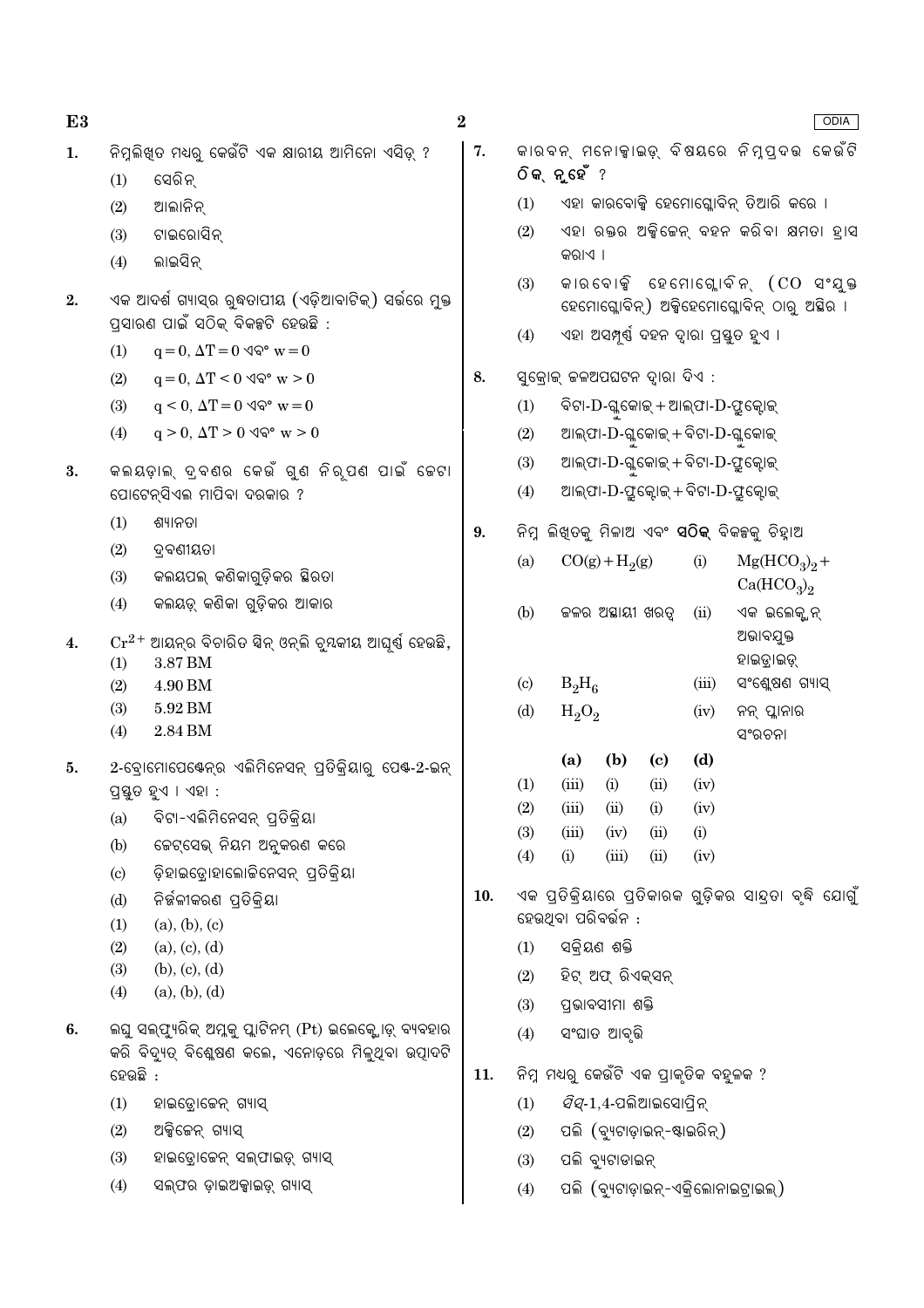1. ନିମ୍ନଲିଖିତ ମଧ୍ୟରୁ କେଉଁଟି ଏକ କ୍ଷାରୀୟ ଆମିନୋ ଏସିଡ୍ ?
   (1) ସେରିନ୍
   (2) ଆଲାନିନ୍
   (3) ଟାଇରୋସିନ୍
   (4) ଲାଇସିନ୍

2. ଏକ ଆଦର୍ଶ ଗ୍ୟାସ୍‌ର ରୁଦ୍ଧତାପୀୟ (ଏଡ଼ିଆବାଟିକ୍) ସର୍ତ୍ତରେ ମୁକ୍ତ ପ୍ରସାରଣ ପାଇଁ ସଠିକ୍ ବିକଳ୍ପଟି ହେଉଛି :
   (1) $q = 0, \Delta T = 0$ ଏବଂ $w = 0$
   (2) $q = 0, \Delta T < 0$ ଏବଂ $w > 0$
   (3) $q < 0, \Delta T = 0$ ଏବଂ $w = 0$
   (4) $q > 0, \Delta T > 0$ ଏବଂ $w > 0$

3. କଲୟଡ଼ାଲ୍ ଦ୍ରବଣର କେଉଁ ଗୁଣ ନିରୂପଣ ପାଇଁ ଜେଟା ପୋଟେନ୍‌ସିଏଲ ମାପିବା ଦରକାର ?
   (1) ଶ୍ୟାନତା
   (2) ଦ୍ରବଣୀୟତା
   (3) କଲୟଡ଼ଲ୍ କଣିକାଗୁଡ଼ିକର ସ୍ଥିରତା
   (4) କଲୟଡ଼୍ କଣିକା ଗୁଡ଼ିକର ଆକାର

4. $Cr^{2+}$ ଆୟନ୍‌ର ବିଚାରିତ ସ୍ପିନ୍ ଓନ୍‌ଲି ଚୁମ୍ବକୀୟ ଆଘୂର୍ଣ୍ଣ ହେଉଛି,
   (1) 3.87 BM
   (2) 4.90 BM
   (3) 5.92 BM
   (4) 2.84 BM

5. 2-ବ୍ରୋମୋପେଣ୍ଟେନ୍‌ର ଏଲିମିନେସନ୍ ପ୍ରତିକ୍ରିୟାରୁ ପେଣ୍ଟ-2-ଇନ୍ ପ୍ରସ୍ତୁତ ହୁଏ । ଏହା :
   (a) ବିଟା-ଏଲିମିନେସନ୍ ପ୍ରତିକ୍ରିୟା
   (b) ଜେଟ୍‌ସେଭ୍ ନିୟମ ଅନୁକରଣ କରେ
   (c) ଡ଼ିହାଇଡ୍ରୋହାଲୋଜିନେସନ୍ ପ୍ରତିକ୍ରିୟା
   (d) ନିର୍ଜ୍ଜଳୀକରଣ ପ୍ରତିକ୍ରିୟା
   (1) (a), (b), (c)
   (2) (a), (c), (d)
   (3) (b), (c), (d)
   (4) (a), (b), (d)

6. ଲଘୁ ସଲ୍‌ଫ୍ୟୁରିକ୍ ଅମ୍ଳକୁ ପ୍ଲାଟିନମ୍ (Pt) ଇଲେକ୍ଟ୍ରୋଡ୍ ବ୍ୟବହାର କରି ବିଦ୍ୟୁତ୍ ବିଶ୍ଳେଷଣ କଲେ, ଏନୋଡ଼ରେ ମିଳୁଥିବା ଉତ୍ପାଦଟି ହେଉଛି :
   (1) ହାଇଡ୍ରୋଜେନ୍ ଗ୍ୟାସ୍
   (2) ଅକ୍ସିଜେନ୍ ଗ୍ୟାସ୍
   (3) ହାଇଡ୍ରୋଜେନ୍ ସଲଫାଇଡ୍ ଗ୍ୟାସ୍
   (4) ସଲଫର ଡ଼ାଇଅକ୍ସାଇଡ୍ ଗ୍ୟାସ୍

7. କାରବନ୍ ମନୋକ୍ସାଇଡ୍ ବିଷୟରେ ନିମ୍ନପ୍ରଦତ୍ତ କେଉଁଟି **ଠିକ୍ ନୁହେଁ** ?
   (1) ଏହା କାରବୋକ୍ସି ହେମୋଗ୍ଲୋବିନ୍ ତିଆରି କରେ ।
   (2) ଏହା ରକ୍ତର ଅକ୍ସିଜେନ୍ ବହନ କରିବା କ୍ଷମତା ହ୍ରାସ କରାଏ ।
   (3) କାରବୋକ୍ସି ହେମୋଗ୍ଲୋବିନ୍ (CO ସଂଯୁକ୍ତ ହେମୋଗ୍ଲୋବିନ୍) ଅକ୍ସିହେମୋଗ୍ଲୋବିନ୍ ଠାରୁ ଅସ୍ଥିର ।
   (4) ଏହା ଅସମ୍ପୂର୍ଣ୍ଣ ଦହନ ଦ୍ୱାରା ପ୍ରସ୍ତୁତ ହୁଏ ।

8. ସୁକ୍ରୋଜ୍ ଜଳଅପଘଟନ ଦ୍ୱାରା ଦିଏ :
   (1) ବିଟା-D-ଗ୍ଲୁକୋଜ୍ + ଆଲ୍‌ଫା-D-ଫ୍ରୁକ୍ଟୋଜ୍
   (2) ଆଲ୍‌ଫା-D-ଗ୍ଲୁକୋଜ୍ + ବିଟା-D-ଗ୍ଲୁକୋଜ୍
   (3) ଆଲ୍‌ଫା-D-ଗ୍ଲୁକୋଜ୍ + ବିଟା-D-ଫ୍ରୁକ୍ଟୋଜ୍
   (4) ଆଲ୍‌ଫା-D-ଫ୍ରୁକ୍ଟୋଜ୍ + ବିଟା-D-ଫ୍ରୁକ୍ଟୋଜ୍

9. ନିମ୍ନ ଲିଖିତକୁ ମିଳାଅ ଏବଂ **ସଠିକ୍** ବିକଳ୍ପକୁ ଚିହ୍ନାଅ

| | | | |
|---|---|---|---|
| (a) | $CO(g) + H_2(g)$ | (i) | $Mg(HCO_3)_2 + Ca(HCO_3)_2$ |
| (b) | ଜଳର ଅସ୍ଥାୟୀ ଖରତ୍ୱ | (ii) | ଏକ ଇଲେକ୍ଟ୍ରନ୍ ଅଭାବଯୁକ୍ତ ହାଇଡ୍ରାଇଡ୍ |
| (c) | $B_2H_6$ | (iii) | ସଂଶ୍ଳେଷଣ ଗ୍ୟାସ୍ |
| (d) | $H_2O_2$ | (iv) | ନନ୍ ପ୍ଲାନାର ସଂରଚନା |

| | (a) | (b) | (c) | (d) |
|---|---|---|---|---|
| (1) | (iii) | (i) | (ii) | (iv) |
| (2) | (iii) | (ii) | (i) | (iv) |
| (3) | (iii) | (iv) | (ii) | (i) |
| (4) | (i) | (iii) | (ii) | (iv) |

10. ଏକ ପ୍ରତିକ୍ରିୟାରେ ପ୍ରତିକାରକ ଗୁଡ଼ିକର ସାନ୍ଦ୍ରତା ବୃଦ୍ଧି ଯୋଗୁଁ ହେଉଥିବା ପରିବର୍ତ୍ତନ :
    (1) ସକ୍ରିୟଣ ଶକ୍ତି
    (2) ହିଟ୍ ଅଫ୍ ରିଏକ୍‌ସନ୍
    (3) ପ୍ରଭାବସୀମା ଶକ୍ତି
    (4) ସଂଘାତ ଆବୃତ୍ତି

11. ନିମ୍ନ ମଧ୍ୟରୁ କେଉଁଟି ଏକ ପ୍ରାକୃତିକ ବହୁଳକ ?
    (1) *ସିସ୍*-1,4-ପଲିଆଇସୋପ୍ରିନ୍
    (2) ପଲି (ବ୍ୟୁଟାଡ଼ାଇନ୍-ଷ୍ଟାଇରିନ୍)
    (3) ପଲି ବ୍ୟୁଟାଡାଇନ୍
    (4) ପଲି (ବ୍ୟୁଟାଡ଼ାଇନ୍-ଏକ୍ରିଲୋନାଇଟ୍ରାଇଲ)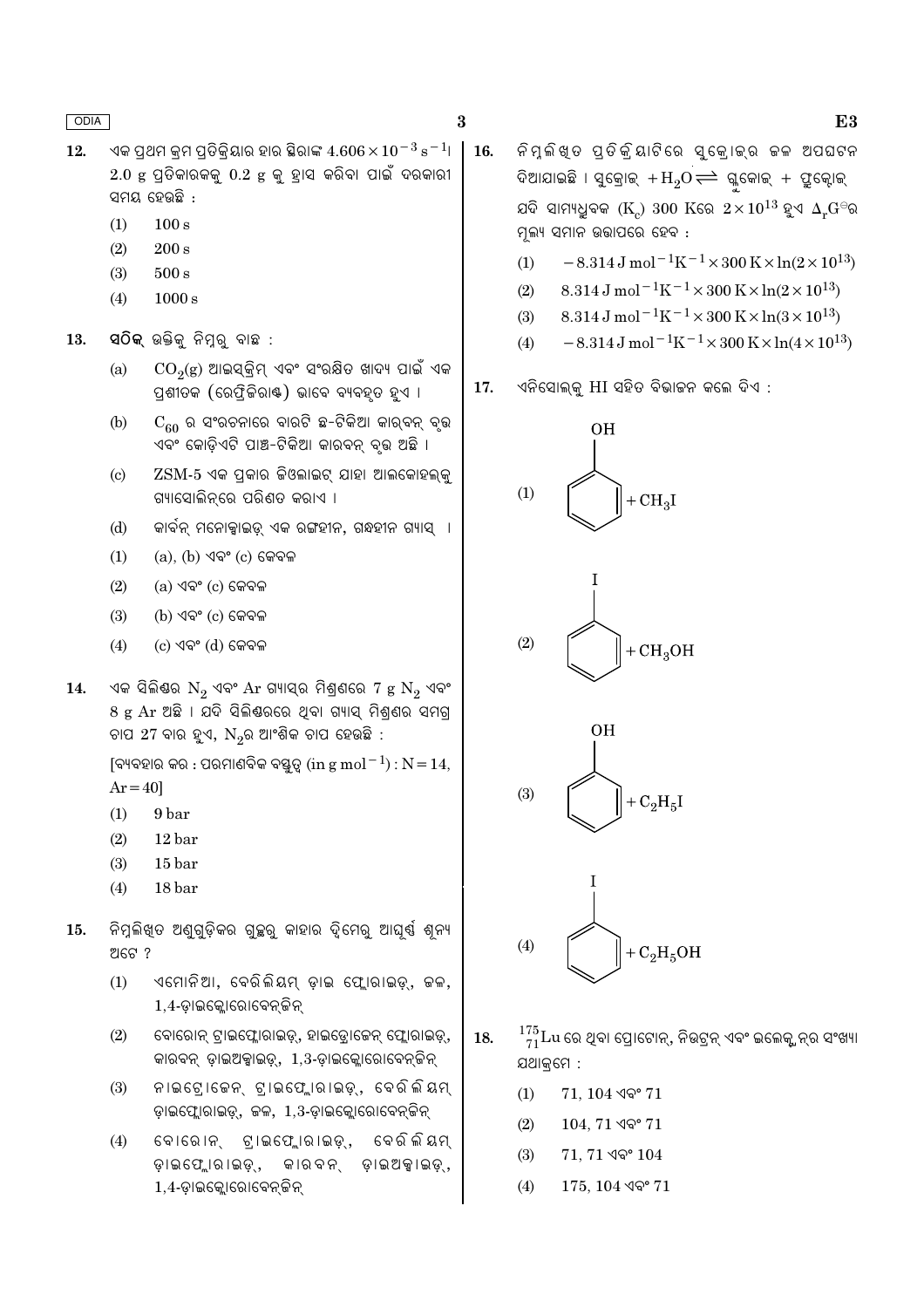12. ଏକ ପ୍ରଥମ କ୍ରମ ପ୍ରତିକ୍ରିୟାର ହାର ସ୍ଥିରାଙ୍କ $4.606 \times 10^{-3}\ s^{-1}$। 2.0 g ପ୍ରତିକାରକକୁ 0.2 g କୁ ହ୍ରାସ କରିବା ପାଇଁ ଦରକାରୀ ସମୟ ହେଉଛି :

    (1) 100 s

    (2) 200 s

    (3) 500 s

    (4) 1000 s

13. **ସଠିକ୍** ଉକ୍ତିକୁ ନିମ୍ନରୁ ବାଛ :

    (a) $CO_2(g)$ ଆଇସ୍‌କ୍ରିମ୍ ଏବଂ ସଂରକ୍ଷିତ ଖାଦ୍ୟ ପାଇଁ ଏକ ପ୍ରଶୀତକ (ରେଫ୍ରିଜିରାଣ୍ଟ) ଭାବେ ବ୍ୟବହୃତ ହୁଏ ।

    (b) $C_{60}$ ର ସଂରଚନାରେ ବାରଟି ଛ-ଟିକିଆ କାର୍‌ବନ୍ ବୃତ୍ତ ଏବଂ କୋଡ଼ିଏଟି ପାଞ୍ଚ-ଟିକିଆ କାରବନ୍ ବୃତ୍ତ ଅଛି ।

    (c) ZSM-5 ଏକ ପ୍ରକାର ଜିଓଲାଇଟ୍ ଯାହା ଆଲକୋହଲ୍‌କୁ ଗ୍ୟାସୋଲିନ୍‌ରେ ପରିଣତ କରାଏ ।

    (d) କାର୍ବନ୍ ମନୋକ୍ସାଇଡ୍ ଏକ ରଙ୍ଗହୀନ, ଗନ୍ଧହୀନ ଗ୍ୟାସ୍ ।

    (1) (a), (b) ଏବଂ (c) କେବଳ

    (2) (a) ଏବଂ (c) କେବଳ

    (3) (b) ଏବଂ (c) କେବଳ

    (4) (c) ଏବଂ (d) କେବଳ

14. ଏକ ସିଲିଣ୍ଡର $N_2$ ଏବଂ Ar ଗ୍ୟାସ୍‌ର ମିଶ୍ରଣରେ 7 g $N_2$ ଏବଂ 8 g Ar ଅଛି । ଯଦି ସିଲିଣ୍ଡରରେ ଥିବା ଗ୍ୟାସ୍ ମିଶ୍ରଣର ସମଗ୍ର ଚାପ 27 ବାର ହୁଏ, $N_2$ର ଆଂଶିକ ଚାପ ହେଉଛି :

    [ବ୍ୟବହାର କର : ପରମାଣବିକ ବସ୍ତୁତ୍ୱ (in g mol$^{-1}$) : N = 14, Ar = 40]

    (1) 9 bar

    (2) 12 bar

    (3) 15 bar

    (4) 18 bar

15. ନିମ୍ନଲିଖିତ ଅଣୁଗୁଡ଼ିକର ଗୁଚ୍ଛରୁ କାହାର ଦ୍ୱିମେରୁ ଆଘୂର୍ଣ୍ଣ ଶୂନ୍ୟ ଅଟେ ?

    (1) ଏମୋନିଆ, ବେରିଲିୟମ୍ ଡ଼ାଇ ଫ୍ଲୋରାଇଡ୍, ଜଳ, 1,4-ଡ଼ାଇକ୍ଲୋରୋବେନ୍‌ଜିନ୍

    (2) ବୋରୋନ୍ ଟ୍ରାଇଫ୍ଲୋରାଇଡ୍, ହାଇଡ୍ରୋଜେନ୍ ଫ୍ଲୋରାଇଡ୍, କାରବନ୍ ଡ଼ାଇଅକ୍ସାଇଡ୍, 1,3-ଡ଼ାଇକ୍ଲୋରୋବେନ୍‌ଜିନ୍

    (3) ନାଇଟ୍ରୋଜେନ୍ ଟ୍ରାଇଫ୍ଲୋରାଇଡ୍, ବେରିଲିୟମ୍ ଡ଼ାଇଫ୍ଲୋରାଇଡ୍, ଜଳ, 1,3-ଡ଼ାଇକ୍ଲୋରୋବେନ୍‌ଜିନ୍

    (4) ବୋରୋନ୍ ଟ୍ରାଇଫ୍ଲୋରାଇଡ୍, ବେରିଲିୟମ୍ ଡ଼ାଇଫ୍ଲୋରାଇଡ୍, କାରବନ୍ ଡ଼ାଇଅକ୍ସାଇଡ୍, 1,4-ଡ଼ାଇକ୍ଲୋରୋବେନ୍‌ଜିନ୍

16. ନିମ୍ନଲିଖିତ ପ୍ରତିକ୍ରିୟାଟିରେ ସୁକ୍ରୋଜ୍‌ର ଜଳ ଅପଘଟନ ଦିଆଯାଇଛି । ସୁକ୍ରୋଜ୍ + $H_2O \rightleftharpoons$ ଗ୍ଲୁକୋଜ୍ + ଫ୍ରୁକ୍ଟୋଜ୍ ଯଦି ସାମ୍ୟଧ୍ରୁବକ ($K_c$) 300 Kରେ $2 \times 10^{13}$ ହୁଏ $\Delta_r G^{\ominus}$ର ମୂଲ୍ୟ ସମାନ ଉତ୍ତାପରେ ହେବ :

    (1) $-8.314\ J\ mol^{-1}K^{-1} \times 300\ K \times \ln(2 \times 10^{13})$

    (2) $8.314\ J\ mol^{-1}K^{-1} \times 300\ K \times \ln(2 \times 10^{13})$

    (3) $8.314\ J\ mol^{-1}K^{-1} \times 300\ K \times \ln(3 \times 10^{13})$

    (4) $-8.314\ J\ mol^{-1}K^{-1} \times 300\ K \times \ln(4 \times 10^{13})$

17. ଏନିସୋଲ୍‌କୁ HI ସହିତ ବିଭାଜନ କଲେ ଦିଏ :

    (1) Phenol (benzene ring with OH) $+ CH_3I$

    (2) Iodobenzene (benzene ring with I) $+ CH_3OH$

    (3) Phenol (benzene ring with OH) $+ C_2H_5I$

    (4) Iodobenzene (benzene ring with I) $+ C_2H_5OH$

18. $^{175}_{71}Lu$ ରେ ଥିବା ପ୍ରୋଟୋନ୍, ନିଉଟ୍ରନ୍ ଏବଂ ଇଲେକ୍ଟ୍ରନ୍‌ର ସଂଖ୍ୟା ଯଥାକ୍ରମେ :

    (1) 71, 104 ଏବଂ 71

    (2) 104, 71 ଏବଂ 71

    (3) 71, 71 ଏବଂ 104

    (4) 175, 104 ଏବଂ 71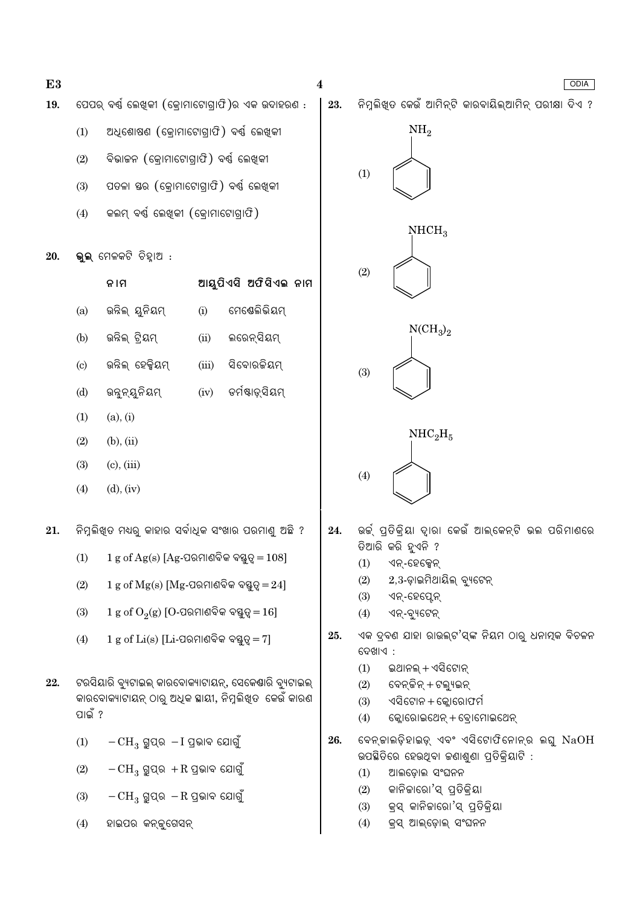19. ପେପର୍ ବର୍ଣ୍ଣ ଲେଖିକୀ (କ୍ରୋମାଟୋଗ୍ରାଫି)ର ଏକ ଉଦାହରଣ :

(1) ଅଧିଶୋଷଣ (କ୍ରୋମାଟୋଗ୍ରାଫି) ବର୍ଣ୍ଣ ଲେଖିକୀ

(2) ବିଭାଜନ (କ୍ରୋମାଟୋଗ୍ରାଫି) ବର୍ଣ୍ଣ ଲେଖିକୀ

(3) ପତଳା ସ୍ତର (କ୍ରୋମାଟୋଗ୍ରାଫି) ବର୍ଣ୍ଣ ଲେଖିକୀ

(4) କଲମ୍ ବର୍ଣ୍ଣ ଲେଖିକୀ (କ୍ରୋମାଟୋଗ୍ରାଫି)

20. **ଭୁଲ୍** ମେଳକଟି ଚିହ୍ନାଅ :

| | ନାମ | | ଆୟୁପିଏସି ଅଫିସିଏଲ ନାମ |
|---|---|---|---|
| (a) | ଉନିଲ୍ ୟୁନିୟମ୍ | (i) | ମେଣ୍ଡେଲିଭିୟମ୍ |
| (b) | ଉନିଲ୍ ଟ୍ରିୟମ୍ | (ii) | ଲରେନ୍ସିୟମ୍ |
| (c) | ଉନିଲ୍ ହେକ୍ସିୟମ୍ | (iii) | ସିବୋରଜିୟମ୍ |
| (d) | ଉନୁନ୍ୟୁନିୟମ୍ | (iv) | ଡର୍ମଷ୍ଟାଡ୍ସିୟମ୍ |

(1) (a), (i)

(2) (b), (ii)

(3) (c), (iii)

(4) (d), (iv)

21. ନିମ୍ନଲିଖିତ ମଧ୍ୟରୁ କାହାର ସର୍ବାଧିକ ସଂଖ୍ୟାର ପରମାଣୁ ଅଛି ?

(1) 1 g of Ag(s) [Ag-ପରମାଣବିକ ବସ୍ତୁତ୍ୱ = 108]

(2) 1 g of Mg(s) [Mg-ପରମାଣବିକ ବସ୍ତୁତ୍ୱ = 24]

(3) 1 g of $O_2$(g) [O-ପରମାଣବିକ ବସ୍ତୁତ୍ୱ = 16]

(4) 1 g of Li(s) [Li-ପରମାଣବିକ ବସ୍ତୁତ୍ୱ = 7]

22. ଟରସିୟାରି ବ୍ୟୁଟାଇଲ୍ କାରବୋକ୍ୟାଟାୟନ୍, ସେକେଣ୍ଡାରି ବ୍ୟୁଟାଇଲ୍ କାରବୋକ୍ୟାଟାୟନ୍ ଠାରୁ ଅଧିକ ସ୍ଥାୟୀ, ନିମ୍ନଲିଖିତ କେଉଁ କାରଣ ପାଇଁ ?

(1) $-CH_3$ ଗ୍ରୁପ୍‌ର $-I$ ପ୍ରଭାବ ଯୋଗୁଁ

(2) $-CH_3$ ଗ୍ରୁପ୍‌ର $+R$ ପ୍ରଭାବ ଯୋଗୁଁ

(3) $-CH_3$ ଗ୍ରୁପ୍‌ର $-R$ ପ୍ରଭାବ ଯୋଗୁଁ

(4) ହାଇପର କନ୍‌ଜୁଗେସନ୍

23. ନିମ୍ନଲିଖିତ କେଉଁ ଆମିନ୍‌ଟି କାରବାୟିଲ୍‌ଆମିନ୍ ପରୀକ୍ଷା ଦିଏ ?

(1) $C_6H_5NH_2$ (benzene ring with $NH_2$)

(2) $C_6H_5NHCH_3$ (benzene ring with $NHCH_3$)

(3) $C_6H_5N(CH_3)_2$ (benzene ring with $N(CH_3)_2$)

(4) $C_6H_5NHC_2H_5$ (benzene ring with $NHC_2H_5$)

24. ଉର୍ଜ୍ ପ୍ରତିକ୍ରିୟା ଦ୍ୱାରା କେଉଁ ଆଲ୍‌କେନ୍‌ଟି ଭଲ ପରିମାଣରେ ତିଆରି କରି ହୁଏନି ?

(1) ଏନ୍-ହେକ୍ସେନ୍

(2) 2,3-ଡ଼ାଇମିଥାୟିଲ୍ ବ୍ୟୁଟେନ୍

(3) ଏନ୍-ହେପ୍ଟେନ୍

(4) ଏନ୍-ବ୍ୟୁଟେନ୍

25. ଏକ ଦ୍ରବଣ ଯାହା ରାଉଲ୍‌ଟ'ସ୍‌ଙ୍କ ନିୟମ ଠାରୁ ଧନାତ୍ମକ ବିଚଳନ ଦେଖାଏ :

(1) ଇଥାନଲ୍ + ଏସିଟୋନ୍

(2) ବେନ୍‌ଜିନ୍ + ଟଲ୍ୟୁଇନ୍

(3) ଏସିଟୋନ + କ୍ଲୋରୋଫର୍ମ

(4) କ୍ଲୋରୋଇଥେନ୍ + ବ୍ରୋମୋଇଥେନ୍

26. ବେନ୍‌ଜାଲଡ଼ିହାଇଡ୍ ଏବଂ ଏସିଟୋଫିନୋନ୍‌ର ଲଘୁ NaOH ଉପସ୍ଥିତିରେ ହେଉଥିବା ଜଣାଶୁଣା ପ୍ରତିକ୍ରିୟାଟି :

(1) ଆଲଡ଼ୋଲ ସଂଘନନ

(2) କାନିଜାରୋ'ସ୍ ପ୍ରତିକ୍ରିୟା

(3) କ୍ରସ୍ କାନିଜାରୋ'ସ୍ ପ୍ରତିକ୍ରିୟା

(4) କ୍ରସ୍ ଆଲ୍‌ଡ଼ୋଲ୍ ସଂଘନନ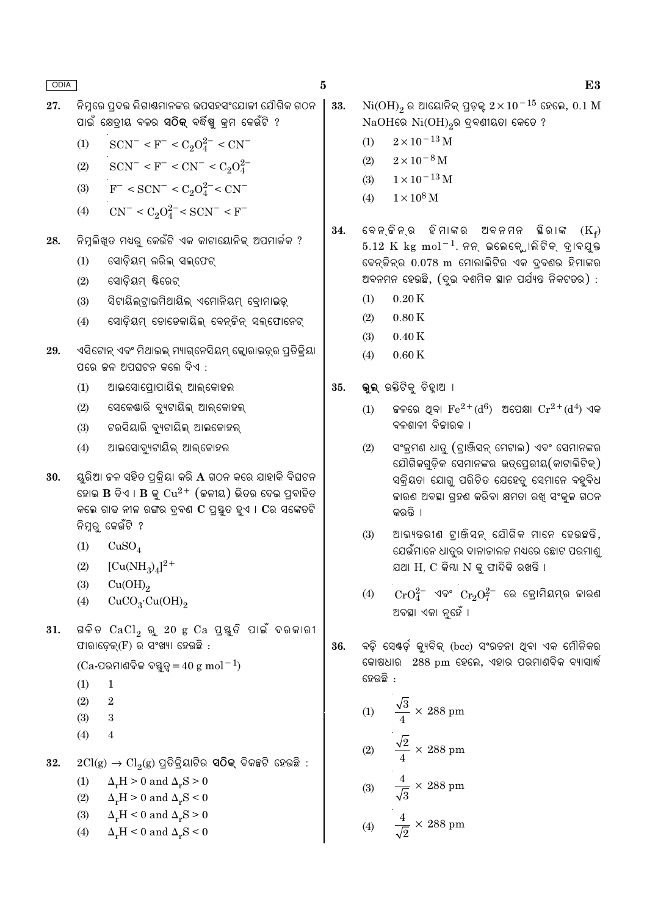27. ନିମ୍ନରେ ପ୍ରଦତ୍ତ ଲିଗାଣ୍ଡମାନଙ୍କର ଉପସହସଂଯୋଜୀ ଯୌଗିକ ଗଠନ ପାଇଁ କ୍ଷେତ୍ରୀୟ ବଳର **ସଠିକ୍** ବର୍ଦ୍ଧିଷ୍ଣୁ କ୍ରମ କେଉଁଟି ?

(1) $SCN^- < F^- < C_2O_4^{2-} < CN^-$

(2) $SCN^- < F^- < CN^- < C_2O_4^{2-}$

(3) $F^- < SCN^- < C_2O_4^{2-} < CN^-$

(4) $CN^- < C_2O_4^{2-} < SCN^- < F^-$

28. ନିମ୍ନଲିଖିତ ମଧ୍ୟରୁ କେଉଁଟି ଏକ କାଟାୟୋନିକ୍ ଅପମାର୍ଜକ ?

(1) ସୋଡ଼ିୟମ୍ ଲରିଲ୍ ସଲ୍‌ଫେଟ୍

(2) ସୋଡ଼ିୟମ୍ ଷ୍ଟିରେଟ୍

(3) ସିଟାୟିଲ୍‌ଟ୍ରାଇମିଥାୟିଲ୍ ଏମୋନିୟମ୍ ବ୍ରୋମାଇଡ୍

(4) ସୋଡ଼ିୟମ୍ ଡୋଡେକାୟିଲ୍ ବେନ୍‌ଜିନ୍ ସଲ୍‌ଫୋନେଟ୍

29. ଏସିଟୋନ୍ ଏବଂ ମିଥାଇଲ୍ ମ୍ୟାଗ୍ନେସିୟମ୍ କ୍ଲୋରାଇଡ଼ର ପ୍ରତିକ୍ରିୟା ପରେ ଜଳ ଅପଘଟନ କଲେ ଦିଏ :

(1) ଆଇସୋପ୍ରୋପାୟିଲ୍ ଆଲ୍‌କୋହଲ

(2) ସେକେଣ୍ଡାରି ବ୍ୟୁଟାୟିଲ୍ ଆଲ୍‌କୋହଲ୍

(3) ଟରସିୟାରି ବ୍ୟୁଟାୟିଲ୍ ଆଲକୋହଲ୍

(4) ଆଇସୋବ୍ୟୁଟାୟିଲ୍ ଆଲ୍‌କୋହଲ

30. ୟୁରିଆ ଜଳ ସହିତ ପ୍ରକ୍ରିୟା କରି **A** ଗଠନ କରେ ଯାହାକି ବିଘଟନ ହୋଇ **B** ଦିଏ । **B** କୁ $Cu^{2+}$ (ଜଳୀୟ) ଭିତର ଦେଇ ପ୍ରବାହିତ କଲେ ଗାଢ ନୀଳ ରଙ୍ଗର ଦ୍ରବଣ **C** ପ୍ରସ୍ତୁତ ହୁଏ । **C**ର ସଙ୍କେତଟି ନିମ୍ନରୁ କେଉଁଟି ?

(1) $CuSO_4$

(2) $[Cu(NH_3)_4]^{2+}$

(3) $Cu(OH)_2$

(4) $CuCO_3 \cdot Cu(OH)_2$

31. ଗଳିତ $CaCl_2$ ରୁ 20 g Ca ପ୍ରସ୍ତୁତି ପାଇଁ ଦରକାରୀ ଫାରାଡ଼େଜ୍(F) ର ସଂଖ୍ୟା ହେଉଛି :

(Ca-ପରମାଣବିକ ବସ୍ତୁତ୍ୱ $= 40 \text{ g mol}^{-1}$)

(1) 1

(2) 2

(3) 3

(4) 4

32. $2Cl(g) \rightarrow Cl_2(g)$ ପ୍ରତିକ୍ରିୟାଟିର **ସଠିକ୍** ବିକଳ୍ପଟି ହେଉଛି :

(1) $\Delta_rH > 0$ and $\Delta_rS > 0$

(2) $\Delta_rH > 0$ and $\Delta_rS < 0$

(3) $\Delta_rH < 0$ and $\Delta_rS > 0$

(4) $\Delta_rH < 0$ and $\Delta_rS < 0$

33. $Ni(OH)_2$ ର ଆୟୋନିକ୍ ପ୍ରଡ଼କ୍ଟ $2 \times 10^{-15}$ ହେଲେ, 0.1 M NaOHରେ $Ni(OH)_2$ର ଦ୍ରବଣୀୟତା କେତେ ?

(1) $2 \times 10^{-13}$ M

(2) $2 \times 10^{-8}$ M

(3) $1 \times 10^{-13}$ M

(4) $1 \times 10^{8}$ M

34. ବେନ୍‌ଜିନ୍‌ର ହିମାଙ୍କର ଅବନମନ ସ୍ଥିରାଙ୍କ ($K_f$) $5.12 \text{ K kg mol}^{-1}$. ନନ୍ ଇଲେକ୍ଟ୍ରୋଲିଟିକ୍ ଦ୍ରାବ୍ୟଯୁକ୍ତ ବେନ୍‌ଜିନ୍‌ର 0.078 m ମୋଲାଲିଟିର ଏକ ଦ୍ରବଣର ହିମାଙ୍କର ଅବନମନ ହେଉଛି, (ଦୁଇ ଦଶମିକ ସ୍ଥାନ ପର୍ଯ୍ୟନ୍ତ ନିକଟତର) :

(1) 0.20 K

(2) 0.80 K

(3) 0.40 K

(4) 0.60 K

35. **ଭୁଲ୍** ଉକ୍ତିଟିକୁ ଚିହ୍ନାଅ ।

(1) ଜଳରେ ଥିବା $Fe^{2+}(d^6)$ ଅପେକ୍ଷା $Cr^{2+}(d^4)$ ଏକ ବଳଶାଳୀ ବିଜାରକ ।

(2) ସଂକ୍ରମଣ ଧାତୁ (ଟ୍ରାଞ୍ଜିସନ୍ ମେଟାଲ) ଏବଂ ସେମାନଙ୍କର ଯୌଗିକଗୁଡ଼ିକ ସେମାନଙ୍କର ଉତ୍ପ୍ରେରୀୟ(କାଟାଲିଟିକ୍) ସକ୍ରିୟତା ଯୋଗୁ ପରିଚିତ ଯେହେତୁ ସେମାନେ ବହୁବିଧ ଜାରଣ ଅବସ୍ଥା ଗ୍ରହଣ କରିବା କ୍ଷମତା ରଖି ସଂକୁଳ ଗଠନ କରନ୍ତି ।

(3) ଆଭ୍ୟନ୍ତରୀଣ ଟ୍ରାଞ୍ଜିସନ୍ ଯୌଗିକ ମାନେ ହେଉଛନ୍ତି, ଯେଉଁମାନେ ଧାତୁର ଦାନାଜାଲକ ମଧ୍ୟରେ ଛୋଟ ପରମାଣୁ ଯଥା H, C କିମ୍ବା N କୁ ଫାନ୍ଦିକି ରଖନ୍ତି ।

(4) $CrO_4^{2-}$ ଏବଂ $Cr_2O_7^{2-}$ ରେ କ୍ରୋମିୟମ୍‌ର ଜାରଣ ଅବସ୍ଥା ଏକା ନୁହେଁ ।

36. ବଡ଼ି ସେଣ୍ଟର୍ଡ଼ କ୍ୟୁବିକ୍ (bcc) ସଂରଚନା ଥିବା ଏକ ମୌଳିକର କୋଷଧାର 288 pm ହେଲେ, ଏହାର ପରମାଣବିକ ବ୍ୟାସାର୍ଦ୍ଧ ହେଉଛି :

(1) $\frac{\sqrt{3}}{4} \times 288$ pm

(2) $\frac{\sqrt{2}}{4} \times 288$ pm

(3) $\frac{4}{\sqrt{3}} \times 288$ pm

(4) $\frac{4}{\sqrt{2}} \times 288$ pm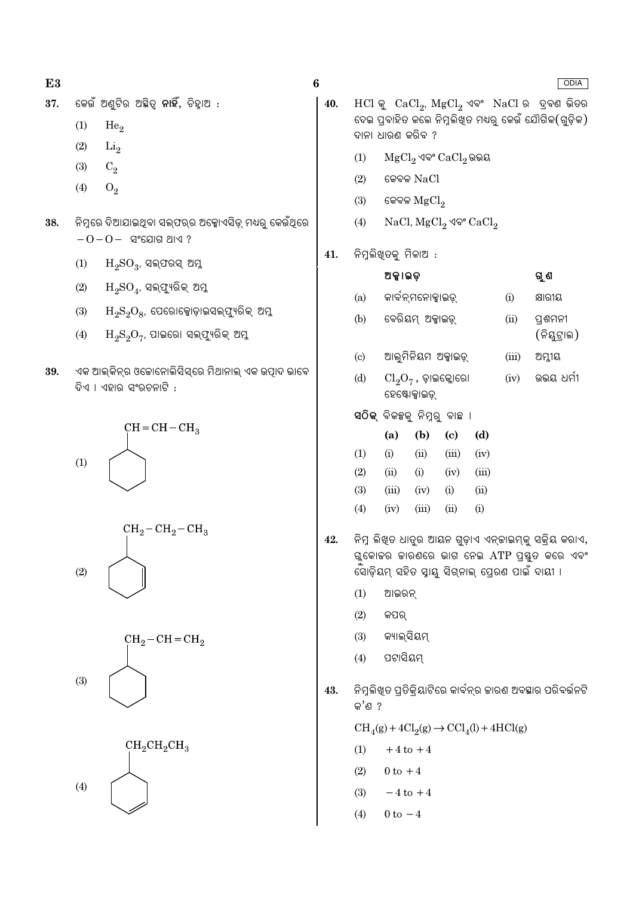**37.** କେଉଁ ଅଣୁଟିର ଅସ୍ତିତ୍ୱ **ନାହିଁ,** ଚିହ୍ନାଅ :

(1) $He_2$

(2) $Li_2$

(3) $C_2$

(4) $O_2$

**38.** ନିମ୍ନରେ ଦିଆଯାଇଥିବା ସଲଫର୍‌ର ଅକ୍ସୋଏସିଡ୍ ମଧ୍ୟରୁ କେଉଁଥିରେ $-O-O-$ ସଂଯୋଗ ଥାଏ ?

(1) $H_2SO_3$, ସଲଫରସ୍ ଅମ୍ଳ

(2) $H_2SO_4$, ସଲଫ୍ୟୁରିକ୍ ଅମ୍ଳ

(3) $H_2S_2O_8$, ପେରୋକ୍ସୋଡ଼ାଇସଲଫ୍ୟୁରିକ୍ ଅମ୍ଳ

(4) $H_2S_2O_7$, ପାଇରୋ ସଲଫ୍ୟୁରିକ୍ ଅମ୍ଳ

**39.** ଏକ ଆଲ୍‌କିନ୍‌ର ଓଜୋନୋଲିସିସ୍‌ରେ ମିଥାନାଲ୍ ଏକ ଉତ୍ପାଦ ଭାବେ ଦିଏ । ଏହାର ସଂରଚନାଟି :

(1) Cyclohexane ring with substituent $CH=CH-CH_3$

(2) Cyclohexene ring with substituent $CH_2-CH_2-CH_3$

(3) Cyclohexane ring with substituent $CH_2-CH=CH_2$

(4) Cyclohexene ring with substituent $CH_2CH_2CH_3$

**40.** HCl କୁ $CaCl_2$, $MgCl_2$ ଏବଂ NaCl ର ଦ୍ରବଣ ଭିତର ଦେଇ ପ୍ରବାହିତ କଲେ ନିମ୍ନଲିଖିତ ମଧ୍ୟରୁ କେଉଁ ଯୌଗିକ(ଗୁଡ଼ିକ) ଦାନା ଧାରଣ କରିବ ?

(1) $MgCl_2$ ଏବଂ $CaCl_2$ ଉଭୟ

(2) କେବଳ NaCl

(3) କେବଳ $MgCl_2$

(4) NaCl, $MgCl_2$ ଏବଂ $CaCl_2$

**41.** ନିମ୍ନଲିଖିତକୁ ମିଳାଅ :

| | **ଅକ୍ସାଇଡ୍** | | **ଗୁଣ** |
|---|---|---|---|
| (a) | କାର୍ବନ୍‌ମନୋକ୍ସାଇଡ୍ | (i) | କ୍ଷାରୀୟ |
| (b) | ବେରିୟମ୍ ଅକ୍ସାଇଡ୍ | (ii) | ପ୍ରଶମନୀ (ନିୟୁଟ୍ରାଲ) |
| (c) | ଆଲୁମିନିୟମ ଅକ୍ସାଇଡ୍ | (iii) | ଅମ୍ଳୀୟ |
| (d) | $Cl_2O_7$, ଡ଼ାଇକ୍ଲୋରୋ ହେପ୍ଟୋକ୍ସାଇଡ୍ | (iv) | ଉଭୟ ଧର୍ମୀ |

**ସଠିକ୍** ବିକଳ୍ପକୁ ନିମ୍ନରୁ ବାଛ ।

| | **(a)** | **(b)** | **(c)** | **(d)** |
|---|---|---|---|---|
| (1) | (i) | (ii) | (iii) | (iv) |
| (2) | (ii) | (i) | (iv) | (iii) |
| (3) | (iii) | (iv) | (i) | (ii) |
| (4) | (iv) | (iii) | (ii) | (i) |

**42.** ନିମ୍ନ ଲିଖିତ ଧାତୁର ଆୟନ ଗୁଡ଼ାଏ ଏନ୍‌ଜାଇମ୍‌କୁ ସକ୍ରିୟ କରାଏ, ଗ୍ଲୁକୋଜର ଜାରଣରେ ଭାଗ ନେଇ ATP ପ୍ରସ୍ତୁତ କରେ ଏବଂ ସୋଡ଼ିୟମ୍ ସହିତ ସ୍ନାୟୁ ସିଗ୍‌ନାଲ୍ ପ୍ରେରଣ ପାଇଁ ଦାୟୀ ।

(1) ଆଇରନ୍

(2) କପର୍

(3) କ୍ୟାଲ୍‌ସିୟମ୍

(4) ପଟାସିୟମ୍

**43.** ନିମ୍ନଲିଖିତ ପ୍ରତିକ୍ରିୟାଟିରେ କାର୍ବନ୍‌ର ଜାରଣ ଅବସ୍ଥାର ପରିବର୍ତ୍ତନଟି କ'ଣ ?

$$CH_4(g) + 4Cl_2(g) \rightarrow CCl_4(l) + 4HCl(g)$$

(1) $+4$ to $+4$

(2) $0$ to $+4$

(3) $-4$ to $+4$

(4) $0$ to $-4$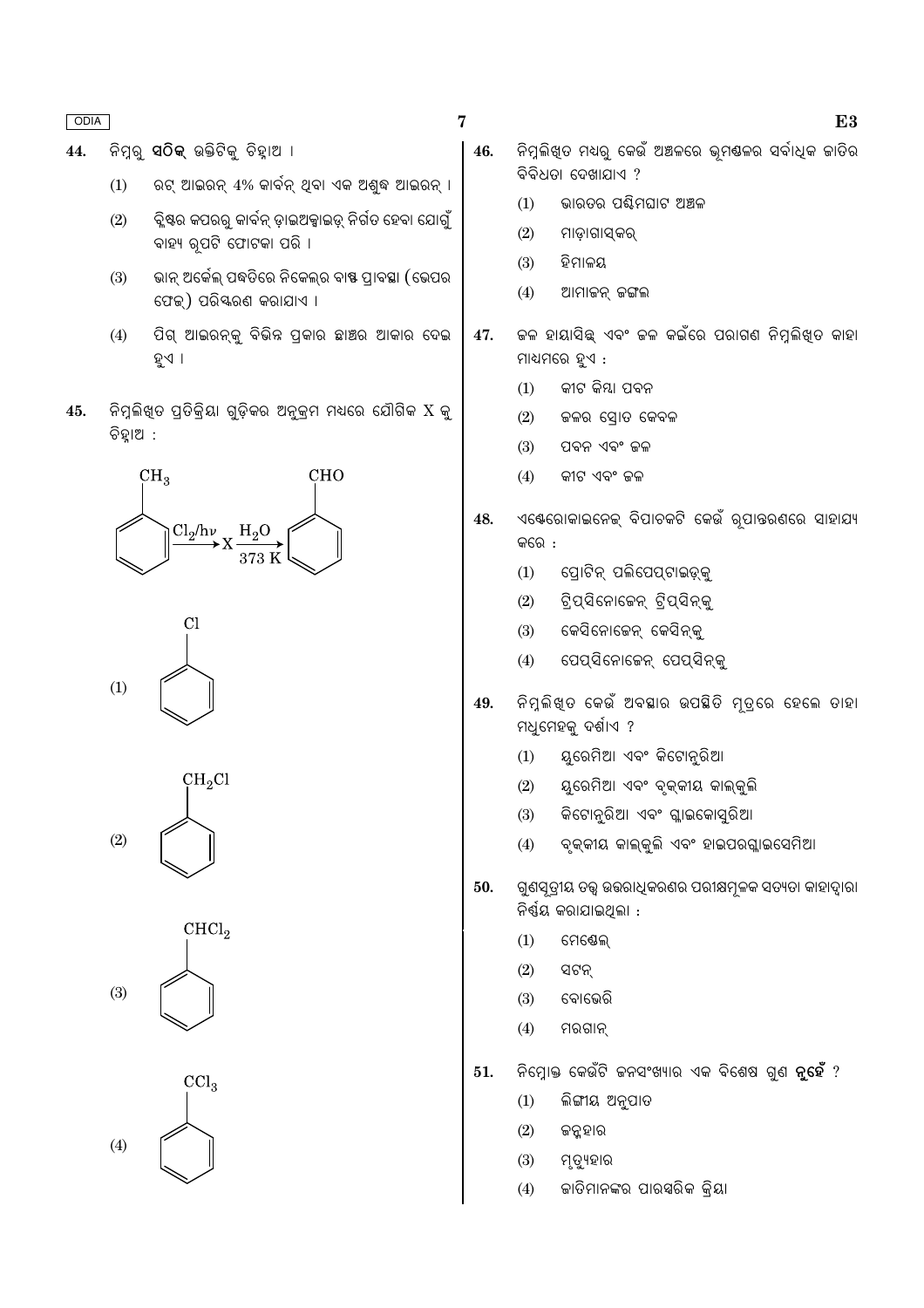44. ନିମ୍ନରୁ **ସଠିକ୍** ଉକ୍ତିଟିକୁ ଚିହ୍ନାଅ ।

(1) ରଟ୍ ଆଇରନ୍ 4% କାର୍ବନ୍ ଥିବା ଏକ ଅଶୁଦ୍ଧ ଆଇରନ୍ ।

(2) ବ୍ଲିଷ୍ଟର କପରରୁ କାର୍ବନ୍ ଡ଼ାଇଅକ୍ସାଇଡ୍ ନିର୍ଗତ ହେବା ଯୋଗୁଁ ବାହ୍ୟ ରୂପଟି ଫୋଟକା ପରି ।

(3) ଭାନ୍ ଅର୍କେଲ୍ ପଦ୍ଧତିରେ ନିକେଲ୍‌ର ବାଷ୍ପ ପ୍ରାବସ୍ଥା (ଭେପର ଫେଜ୍) ପରିଷ୍କରଣ କରାଯାଏ ।

(4) ପିଗ୍ ଆଇରନ୍‌କୁ ବିଭିନ୍ନ ପ୍ରକାର ଛାଞ୍ଚର ଆକାର ଦେଇ ହୁଏ ।

45. ନିମ୍ନଲିଖିତ ପ୍ରତିକ୍ରିୟା ଗୁଡ଼ିକର ଅନୁକ୍ରମ ମଧ୍ୟରେ ଯୌଗିକ X କୁ ଚିହ୍ନାଅ :

$$C_6H_5CH_3 \xrightarrow{Cl_2/h\nu} X \xrightarrow[373\ K]{H_2O} C_6H_5CHO$$

(1) $C_6H_5Cl$

(2) $C_6H_5CH_2Cl$

(3) $C_6H_5CHCl_2$

(4) $C_6H_5CCl_3$

46. ନିମ୍ନଲିଖିତ ମଧ୍ୟରୁ କେଉଁ ଅଞ୍ଚଳରେ ଭୂମଣ୍ଡଳର ସର୍ବାଧିକ ଜାତିର ବିବିଧତା ଦେଖାଯାଏ ?

(1) ଭାରତର ପଶ୍ଚିମଘାଟ ଅଞ୍ଚଳ

(2) ମାଡ଼ାଗାସ୍କର୍

(3) ହିମାଳୟ

(4) ଆମାଜନ୍ ଜଙ୍ଗଲ

47. ଜଳ ହାୟାସିନ୍ଥ୍ ଏବଂ ଜଳ କଇଁରେ ପରାଗଣ ନିମ୍ନଲିଖିତ କାହା ମାଧ୍ୟମରେ ହୁଏ :

(1) କୀଟ କିମ୍ବା ପବନ

(2) ଜଳର ସ୍ରୋତ କେବଳ

(3) ପବନ ଏବଂ ଜଳ

(4) କୀଟ ଏବଂ ଜଳ

48. ଏଣ୍ଟେରୋକାଇନେଜ୍ ବିପାଚକଟି କେଉଁ ରୂପାନ୍ତରଣରେ ସାହାଯ୍ୟ କରେ :

(1) ପ୍ରୋଟିନ୍ ପଲିପେପ୍‌ଟାଇଡ୍‌କୁ

(2) ଟ୍ରିପ୍‌ସିନୋଜେନ୍ ଟ୍ରିପ୍‌ସିନ୍‌କୁ

(3) କେସିନୋଜେନ୍ କେସିନ୍‌କୁ

(4) ପେପ୍‌ସିନୋଜେନ୍ ପେପ୍‌ସିନ୍‌କୁ

49. ନିମ୍ନଲିଖିତ କେଉଁ ଅବସ୍ଥାର ଉପସ୍ଥିତି ମୂତ୍ରରେ ହେଲେ ତାହା ମଧୁମେହକୁ ଦର୍ଶାଏ ?

(1) ୟୁରେମିଆ ଏବଂ କିଟୋନୁରିଆ

(2) ୟୁରେମିଆ ଏବଂ ବୃକ୍‌କୀୟ କାଲ୍‌କୁଲି

(3) କିଟୋନୁରିଆ ଏବଂ ଗ୍ଲାଇକୋସୁରିଆ

(4) ବୃକ୍‌କୀୟ କାଲ୍‌କୁଲି ଏବଂ ହାଇପରଗ୍ଲାଇସେମିଆ

50. ଗୁଣସୂତ୍ରୀୟ ତତ୍ତ୍ୱ ଉତ୍ତରାଧିକରଣର ପରୀକ୍ଷାମୂଳକ ସତ୍ୟତା କାହାଦ୍ୱାରା ନିର୍ଣ୍ଣୟ କରାଯାଇଥିଲା :

(1) ମେଣ୍ଡେଲ୍

(2) ସଟନ୍

(3) ବୋଭେରି

(4) ମରଗାନ୍

51. ନିମ୍ନୋକ୍ତ କେଉଁଟି ଜନସଂଖ୍ୟାର ଏକ ବିଶେଷ ଗୁଣ **ନୁହେଁ** ?

(1) ଲିଙ୍ଗୀୟ ଅନୁପାତ

(2) ଜନ୍ମହାର

(3) ମୃତ୍ୟୁହାର

(4) ଜାତିମାନଙ୍କର ପାରସ୍ପରିକ କ୍ରିୟା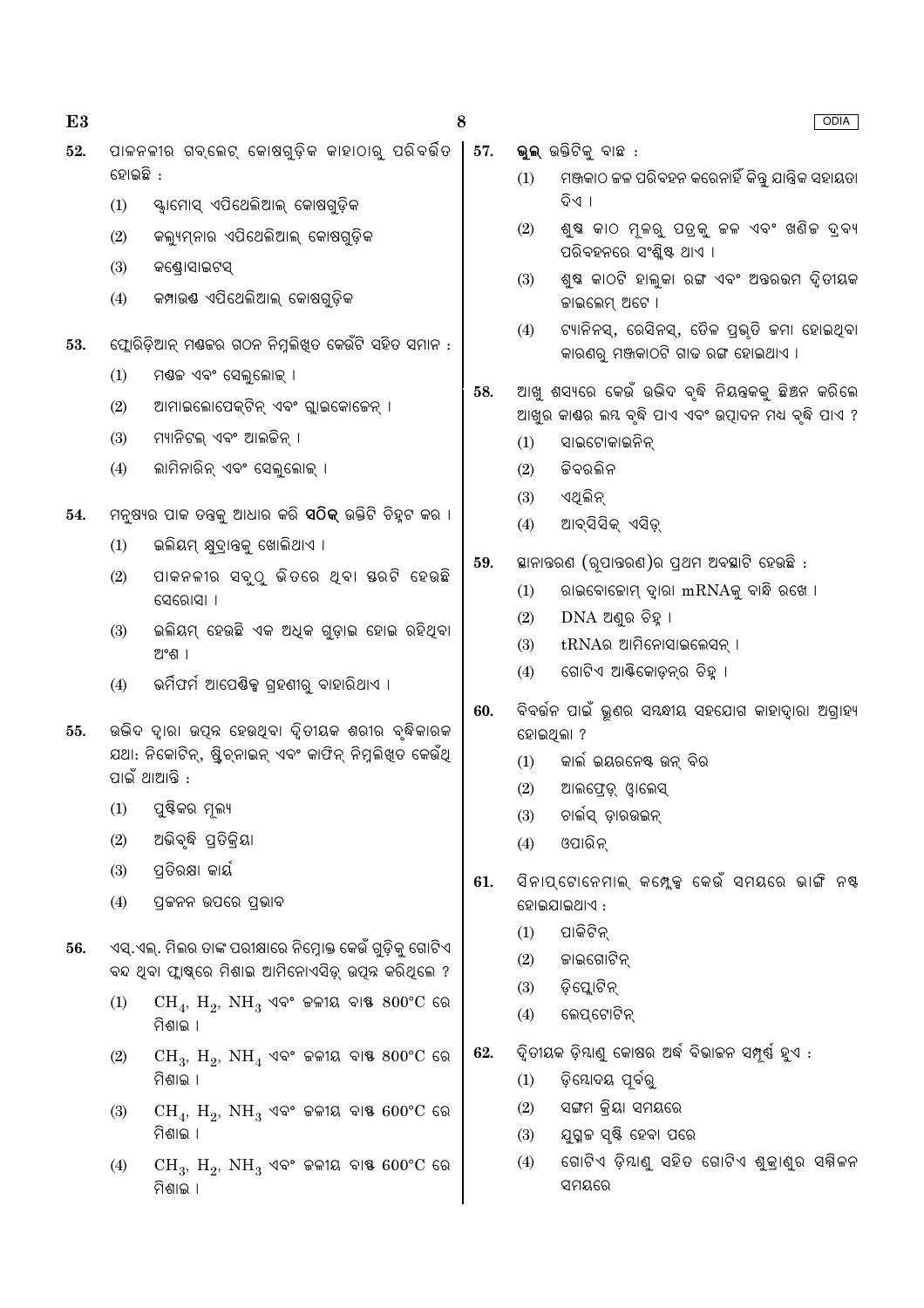52. ପାକନଳୀର ଗବ୍‌ଲେଟ୍ କୋଷଗୁଡ଼ିକ କାହାଠାରୁ ପରିବର୍ତ୍ତିତ ହୋଇଛି :

    (1) ସ୍କ୍ୱାମୋସ୍ ଏପିଥେଲିଆଲ୍ କୋଷଗୁଡ଼ିକ

    (2) କଲ୍ୟୁମ୍‌ନାର ଏପିଥେଲିଆଲ୍ କୋଷଗୁଡ଼ିକ

    (3) କଣ୍ଡ୍ରୋସାଇଟସ୍

    (4) କମ୍ପାଉଣ୍ଡ ଏପିଥେଲିଆଲ୍ କୋଷଗୁଡ଼ିକ

53. ଫ୍ଲୋରିଡ଼ିଆନ୍ ମଣ୍ଡଜର ଗଠନ ନିମ୍ନଲିଖିତ କେଉଁଟି ସହିତ ସମାନ :

    (1) ମଣ୍ଡଜ ଏବଂ ସେଲୁଲୋଜ୍ ।

    (2) ଆମାଇଲୋପେକ୍‌ଟିନ୍ ଏବଂ ଗ୍ଲାଇକୋଜେନ୍ ।

    (3) ମ୍ୟାନିଟଲ୍ ଏବଂ ଆଲଜିନ୍ ।

    (4) ଲାମିନାରିନ୍ ଏବଂ ସେଲୁଲୋଜ୍ ।

54. ମନୁଷ୍ୟର ପାକ ତନ୍ତ୍ରକୁ ଆଧାର କରି **ସଠିକ୍** ଉକ୍ତିଟି ଚିହ୍ନଟ କର ।

    (1) ଇଲିୟମ୍ କ୍ଷୁଦ୍ରାନ୍ତ୍ରକୁ ଖୋଲିଥାଏ ।

    (2) ପାକନଳୀର ସବୁଠୁ ଭିତରେ ଥିବା ସ୍ତରଟି ହେଉଛି ସେରୋସା ।

    (3) ଇଲିୟମ୍ ହେଉଛି ଏକ ଅଧିକ ଗୁଡ଼ାଇ ହୋଇ ରହିଥିବା ଅଂଶ ।

    (4) ଭର୍ମିଫର୍ମ ଆପେଣ୍ଡିକ୍ସ ଗ୍ରହଣୀରୁ ବାହାରିଥାଏ ।

55. ଉଦ୍ଭିଦ ଦ୍ୱାରା ଉତ୍ପନ୍ନ ହେଉଥିବା ଦ୍ୱିତୀୟକ ଶରୀର ବୃଦ୍ଧିକାରକ ଯଥା: ନିକୋଟିନ୍, ଷ୍ଟ୍ରିଚ୍‌ନାଇନ୍ ଏବଂ କାଫିନ୍ ନିମ୍ନଲିଖିତ କେଉଁଥି ପାଇଁ ଥାଆନ୍ତି :

    (1) ପୁଷ୍ଟିକର ମୂଲ୍ୟ

    (2) ଅଭିବୃଦ୍ଧି ପ୍ରତିକ୍ରିୟା

    (3) ପ୍ରତିରକ୍ଷା କାର୍ଯ୍ୟ

    (4) ପ୍ରଜନନ ଉପରେ ପ୍ରଭାବ

56. ଏସ୍.ଏଲ୍. ମିଲର ତାଙ୍କ ପରୀକ୍ଷାରେ ନିମ୍ନୋକ୍ତ କେଉଁ ଗୁଡ଼ିକୁ ଗୋଟିଏ ବନ୍ଦ ଥିବା ଫ୍ଲାସ୍କରେ ମିଶାଇ ଆମିନୋଏସିଡ୍ ଉତ୍ପନ୍ନ କରିଥିଲେ ?

    (1) $CH_4$, $H_2$, $NH_3$ ଏବଂ ଜଳୀୟ ବାଷ୍ପ 800°C ରେ ମିଶାଇ ।

    (2) $CH_3$, $H_2$, $NH_4$ ଏବଂ ଜଳୀୟ ବାଷ୍ପ 800°C ରେ ମିଶାଇ ।

    (3) $CH_4$, $H_2$, $NH_3$ ଏବଂ ଜଳୀୟ ବାଷ୍ପ 600°C ରେ ମିଶାଇ ।

    (4) $CH_3$, $H_2$, $NH_3$ ଏବଂ ଜଳୀୟ ବାଷ୍ପ 600°C ରେ ମିଶାଇ ।

57. **ଭୁଲ୍** ଉକ୍ତିଟିକୁ ବାଛ :

    (1) ମଞ୍ଜକାଠ ଜଳ ପରିବହନ କରେନାହିଁ କିନ୍ତୁ ଯାନ୍ତ୍ରିକ ସହାୟତା ଦିଏ ।

    (2) ଶୁଷ୍କ କାଠ ମୂଳରୁ ପତ୍ରକୁ ଜଳ ଏବଂ ଖଣିଜ ଦ୍ରବ୍ୟ ପରିବହନରେ ସଂଶ୍ଳିଷ୍ଟ ଥାଏ ।

    (3) ଶୁଷ୍କ କାଠଟି ହାଲୁକା ରଙ୍ଗ ଏବଂ ଅନ୍ତରଭମ ଦ୍ୱିତୀୟକ ଜାଇଲେମ୍ ଅଟେ ।

    (4) ଟ୍ୟାନିନସ୍, ରେସିନସ୍, ତୈଳ ପ୍ରଭୃତି ଜମା ହୋଇଥିବା କାରଣରୁ ମଞ୍ଜକାଠଟି ଗାଢ଼ ରଙ୍ଗ ହୋଇଥାଏ ।

58. ଆଖୁ ଶସ୍ୟରେ କେଉଁ ଉଦ୍ଭିଦ ବୃଦ୍ଧି ନିୟନ୍ତ୍ରକକୁ ଛିଞ୍ଚନ କରିଲେ ଆଖୁର କାଣ୍ଡର ଲମ୍ବ ବୃଦ୍ଧି ପାଏ ଏବଂ ଉତ୍ପାଦନ ମଧ୍ୟ ବୃଦ୍ଧି ପାଏ ?

    (1) ସାଇଟୋକାଇନିନ୍

    (2) ଜିବରଲିନ

    (3) ଏଥିଲିନ୍

    (4) ଆବ୍‌ସିସିକ୍ ଏସିଡ୍

59. ସ୍ଥାନାନ୍ତରଣ (ରୂପାନ୍ତରଣ)ର ପ୍ରଥମ ଅବସ୍ଥାଟି ହେଉଛି :

    (1) ରାଇବୋଜୋମ୍ ଦ୍ୱାରା mRNAକୁ ବାନ୍ଧି ରଖେ ।

    (2) DNA ଅଣୁର ଚିହ୍ନ ।

    (3) tRNAର ଆମିନୋସାଇଲେସନ୍ ।

    (4) ଗୋଟିଏ ଆଣ୍ଟିକୋଡ଼ନ୍‌ର ଚିହ୍ନ ।

60. ବିବର୍ତ୍ତନ ପାଇଁ ଭ୍ରୂଣର ସମ୍ବନ୍ଧୀୟ ସହଯୋଗ କାହାଦ୍ୱାରା ଅଗ୍ରାହ୍ୟ ହୋଇଥିଲା ?

    (1) କାର୍ଲ ଇୟରନେଷ୍ଟ ଭନ୍ ବିର

    (2) ଆଲଫ୍ରେଡ୍ ୱାଲେସ୍

    (3) ଚାର୍ଲସ୍ ଡ଼ାରଉଇନ୍

    (4) ଓପାରିନ୍

61. ସିନାପ୍‌ଟୋନେମାଲ୍ କମ୍ପ୍ଲେକ୍ସ କେଉଁ ସମୟରେ ଭାଙ୍ଗି ନଷ୍ଟ ହୋଇଯାଇଥାଏ :

    (1) ପାକିଟିନ୍

    (2) ଜାଇଗୋଟିନ୍

    (3) ଡ଼ିପ୍ଲୋଟିନ୍

    (4) ଲେପ୍‌ଟୋଟିନ୍

62. ଦ୍ୱିତୀୟକ ଡ଼ିମ୍ବାଣୁ କୋଷର ଅର୍ଦ୍ଧ ବିଭାଜନ ସମ୍ପୂର୍ଣ୍ଣ ହୁଏ :

    (1) ଡ଼ିମ୍ବୋଦୟ ପୂର୍ବରୁ

    (2) ସଙ୍ଗମ କ୍ରିୟା ସମୟରେ

    (3) ଯୁଗ୍ମଜ ସୃଷ୍ଟି ହେବା ପରେ

    (4) ଗୋଟିଏ ଡ଼ିମ୍ବାଣୁ ସହିତ ଗୋଟିଏ ଶୁକ୍ରାଣୁର ସମ୍ମିଳନ ସମୟରେ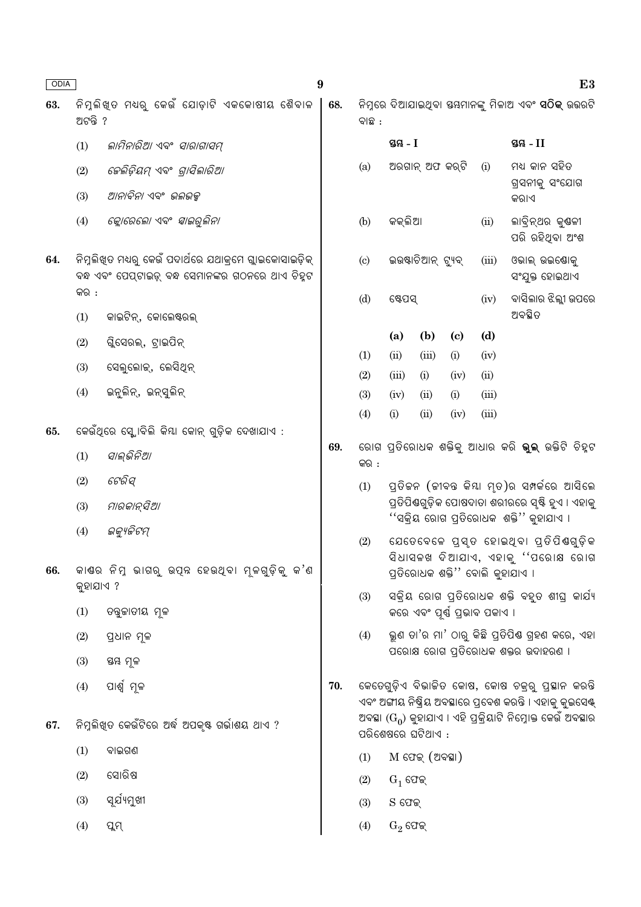63. ନିମ୍ନଲିଖିତ ମଧ୍ୟରୁ କେଉଁ ଯୋଡ଼ାଟି ଏକକୋଷୀୟ ଶୈବାଳ ଅଟନ୍ତି ?

(1) *ଲାମିନାରିଆ ଏବଂ ସାରାଗାସମ୍*

(2) *ଜେଲିଡ଼ିୟମ୍ ଏବଂ ଗ୍ରାସିଲାରିଆ*

(3) *ଆନାବିନା ଏବଂ ଭଲଭକ୍ସ*

(4) *କ୍ଲୋରେଲୋ ଏବଂ ସ୍ପାଇରୁଲିନା*

64. ନିମ୍ନଲିଖିତ ମଧ୍ୟରୁ କେଉଁ ପଦାର୍ଥରେ ଯଥାକ୍ରମେ ଗ୍ଲାଇକୋସାଇଡ଼ିକ୍ ବନ୍ଧ ଏବଂ ପେପ୍‌ଟାଇଡ଼୍ ବନ୍ଧ ସେମାନଙ୍କର ଗଠନରେ ଥାଏ ଚିହ୍ନଟ କର :

(1) କାଇଟିନ୍, କୋଲେଷ୍ଟରଲ୍

(2) ଗ୍ଲିସେରଲ୍, ଟ୍ରାଇପିନ୍

(3) ସେଲୁଲୋଜ୍, ଲେସିଥିନ୍

(4) ଇନୁଲିନ୍, ଇନ୍‌ସୁଲିନ୍

65. କେଉଁଥିରେ ସ୍ପୋରବିଲି କିମ୍ବା କୋନ୍ ଗୁଡ଼ିକ ଦେଖାଯାଏ :

(1) *ସାଲ୍‌ଭିନିଆ*

(2) *ଟେରିସ୍*

(3) *ମାରକାନ୍‌ସିଆ*

(4) *ଇକ୍ୟୁଜିଟମ୍*

66. କାଣ୍ଡର ନିମ୍ନ ଭାଗରୁ ଉତ୍ପନ୍ନ ହେଉଥିବା ମୂଳଗୁଡ଼ିକୁ କ'ଣ କୁହାଯାଏ ?

(1) ତନ୍ତୁକାତୀୟ ମୂଳ

(2) ପ୍ରଧାନ ମୂଳ

(3) ସ୍ତମ୍ଭ ମୂଳ

(4) ପାର୍ଶ୍ୱ ମୂଳ

67. ନିମ୍ନଲିଖିତ କେଉଁଟିରେ ଅର୍ଦ୍ଧ ଅପକୃଷ୍ଟ ଗର୍ଭାଶୟ ଥାଏ ?

(1) ବାଇଗଣ

(2) ସୋରିଷ

(3) ସୂର୍ଯ୍ୟମୁଖୀ

(4) ପ୍ଲମ୍

68. ନିମ୍ନରେ ଦିଆଯାଇଥିବା ସ୍ତମ୍ଭମାନଙ୍କୁ ମିଳାଅ ଏବଂ **ସଠିକ୍** ଉତ୍ତରଟି ବାଛ :

| | ସ୍ତମ୍ଭ - I | | ସ୍ତମ୍ଭ - II |
|---|---|---|---|
| (a) | ଅରଗାନ୍ ଅଫ କର୍‌ଟି | (i) | ମଧ୍ୟ କାନ ସହିତ ଗ୍ରସନୀକୁ ସଂଯୋଗ କରାଏ |
| (b) | କକ୍‌ଲିଆ | (ii) | ଲାବ୍ରିନ୍‌ଥର କୁଣ୍ଡଳୀ ପରି ରହିଥିବା ଅଂଶ |
| (c) | ଇଉଷ୍ଟାଚିଆନ୍ ଟ୍ୟୁବ୍ | (iii) | ଓଭାଲ୍ ଉଇଣ୍ଡୋକୁ ସଂଯୁକ୍ତ ହୋଇଥାଏ |
| (d) | ଷ୍ଟେପସ୍ | (iv) | ବାସିଲାର ଝିଲ୍ଲୀ ଉପରେ ଅବସ୍ଥିତ |

| | **(a)** | **(b)** | **(c)** | **(d)** |
|---|---|---|---|---|
| (1) | (ii) | (iii) | (i) | (iv) |
| (2) | (iii) | (i) | (iv) | (ii) |
| (3) | (iv) | (ii) | (i) | (iii) |
| (4) | (i) | (ii) | (iv) | (iii) |

69. ରୋଗ ପ୍ରତିରୋଧକ ଶକ୍ତିକୁ ଆଧାର କରି **ଭୁଲ** ଉକ୍ତିଟି ଚିହ୍ନଟ କର :

(1) ପ୍ରତିଜନ (ଜୀବନ୍ତ କିମ୍ବା ମୃତ)ର ସମ୍ପର୍କରେ ଆସିଲେ ପ୍ରତିପିଣ୍ଡଗୁଡ଼ିକ ପୋଷଦାତା ଶରୀରରେ ସୃଷ୍ଟି ହୁଏ । ଏହାକୁ ''ସକ୍ରିୟ ରୋଗ ପ୍ରତିରୋଧକ ଶକ୍ତି'' କୁହାଯାଏ ।

(2) ଯେତେବେଳେ ପ୍ରସ୍ତୁତ ହୋଇଥିବା ପ୍ରତିପିଣ୍ଡଗୁଡ଼ିକ ସିଧାସଳଖ ଦିଆଯାଏ, ଏହାକୁ ''ପରୋକ୍ଷ ରୋଗ ପ୍ରତିରୋଧକ ଶକ୍ତି'' ବୋଲି କୁହାଯାଏ ।

(3) ସକ୍ରିୟ ରୋଗ ପ୍ରତିରୋଧକ ଶକ୍ତି ବହୁତ ଶୀଘ୍ର କାର୍ଯ୍ୟ କରେ ଏବଂ ପୂର୍ଣ୍ଣ ପ୍ରଭାବ ପକାଏ ।

(4) ଭ୍ରୂଣ ତା'ର ମା' ଠାରୁ କିଛି ପ୍ରତିପିଣ୍ଡ ଗ୍ରହଣ କରେ, ଏହା ପରୋକ୍ଷ ରୋଗ ପ୍ରତିରୋଧକ ଶକ୍ତର ଉଦାହରଣ ।

70. କେତେଗୁଡ଼ିଏ ବିଭାଜିତ କୋଷ, କୋଷ ଚକ୍ରରୁ ପ୍ରସ୍ଥାନ କରନ୍ତି ଏବଂ ଅଙ୍ଗୀୟ ନିଷ୍କ୍ରିୟ ଅବସ୍ଥାରେ ପ୍ରବେଶ କରନ୍ତି । ଏହାକୁ କୁଇସେଣ୍ଟ୍ ଅବସ୍ଥା ($G_0$) କୁହାଯାଏ । ଏହି ପ୍ରକ୍ରିୟାଟି ନିମ୍ନୋକ୍ତ କେଉଁ ଅବସ୍ଥାର ପରିଶେଷରେ ଘଟିଥାଏ :

(1) M ଫେଜ୍ (ଅବସ୍ଥା)

(2) $G_1$ ଫେଜ୍

(3) S ଫେଜ୍

(4) $G_2$ ଫେଜ୍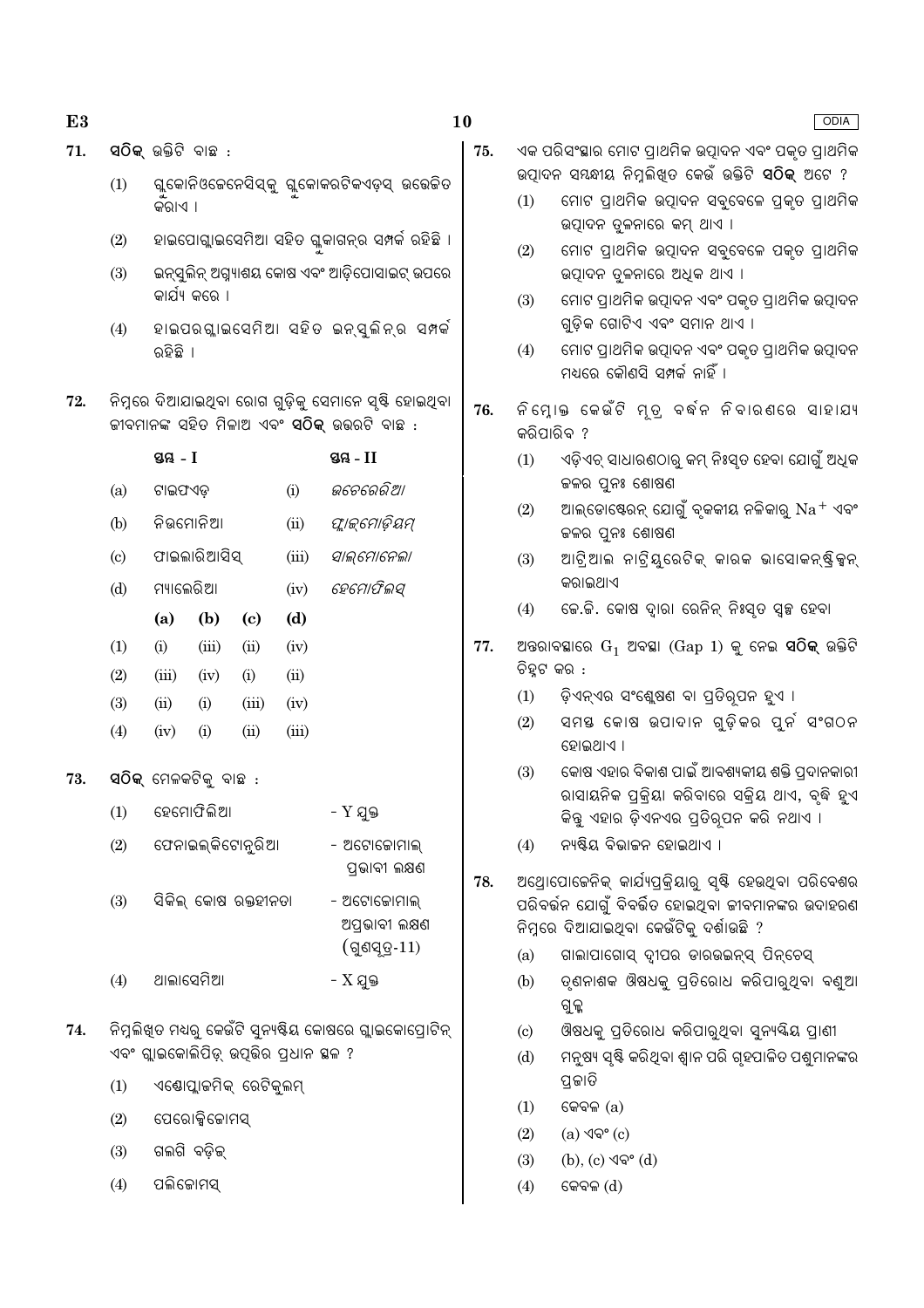71. **ସଠିକ୍** ଉକ୍ତିଟି ବାଛ :

(1) ଗ୍ଲୁକୋନିଓଜେନେସିସ୍‌କୁ ଗ୍ଲୁକୋକରଟିକଏଡ଼ସ୍ ଉତ୍ତେଜିତ କରାଏ ।

(2) ହାଇପୋଗ୍ଲାଇସେମିଆ ସହିତ ଗ୍ଲୁକାଗନ୍‌ର ସମ୍ପର୍କ ରହିଛି ।

(3) ଇନ୍‌ସୁଲିନ୍ ଅଗ୍ନ୍ୟାଶୟ କୋଷ ଏବଂ ଆଡ଼ିପୋସାଇଟ୍ ଉପରେ କାର୍ଯ୍ୟ କରେ ।

(4) ହାଇପରଗ୍ଲାଇସେମିଆ ସହିତ ଇନ୍‌ସୁଲିନ୍‌ର ସମ୍ପର୍କ ରହିଛି ।

72. ନିମ୍ନରେ ଦିଆଯାଇଥିବା ରୋଗ ଗୁଡ଼ିକୁ ସେମାନେ ସୃଷ୍ଟି ହୋଇଥିବା ଜୀବମାନଙ୍କ ସହିତ ମିଳାଅ ଏବଂ **ସଠିକ୍** ଉତ୍ତରଟି ବାଛ :

| ସ୍ତମ୍ଭ - I | | ସ୍ତମ୍ଭ - II | |
|---|---|---|---|
| (a) | ଟାଇଫଏଡ଼ | (i) | *ଉଚେରେରିଆ* |
| (b) | ନିଉମୋନିଆ | (ii) | *ପ୍ଲାଜ୍‌ମୋଡ଼ିୟମ୍* |
| (c) | ଫାଇଲାରିଆସିସ୍ | (iii) | *ସାଲ୍‌ମୋନେଲା* |
| (d) | ମ୍ୟାଲେରିଆ | (iv) | *ହେମୋଫିଲସ୍* |

| | (a) | (b) | (c) | (d) |
|---|---|---|---|---|
| (1) | (i) | (iii) | (ii) | (iv) |
| (2) | (iii) | (iv) | (i) | (ii) |
| (3) | (ii) | (i) | (iii) | (iv) |
| (4) | (iv) | (i) | (ii) | (iii) |

73. **ସଠିକ୍** ମେଳକଟିକୁ ବାଛ :

(1) ହେମୋଫିଲିଆ - Y ଯୁକ୍ତ

(2) ଫେନାଇଲ୍‌କିଟୋନୁରିଆ - ଅଟୋଜୋମାଲ୍ ପ୍ରଭାବୀ ଲକ୍ଷଣ

(3) ସିକିଲ୍ କୋଷ ରକ୍ତହୀନତା - ଅଟୋଜୋମାଲ୍ ଅପ୍ରଭାବୀ ଲକ୍ଷଣ (ଗୁଣସୂତ୍ର-11)

(4) ଥାଲାସେମିଆ - X ଯୁକ୍ତ

74. ନିମ୍ନଲିଖିତ ମଧ୍ୟରୁ କେଉଁଟି ସୁନ୍ୟଷ୍ଟିୟ କୋଷରେ ଗ୍ଲାଇକୋପ୍ରୋଟିନ୍ ଏବଂ ଗ୍ଲାଇକୋଲିପିଡ଼୍ ଉତ୍ପତ୍ତିର ପ୍ରଧାନ ସ୍ଥଳ ?

(1) ଏଣ୍ଡୋପ୍ଲାଜମିକ୍ ରେଟିକୁଲମ୍

(2) ପେରୋକ୍ସିଜୋମସ୍

(3) ଗଲଗି ବଡ଼ିଜ୍

(4) ପଲିଜୋମସ୍

75. ଏକ ପରିସଂସ୍ଥାର ମୋଟ ପ୍ରାଥମିକ ଉତ୍ପାଦନ ଏବଂ ପକୃତ ପ୍ରାଥମିକ ଉତ୍ପାଦନ ସମ୍ବନ୍ଧୀୟ ନିମ୍ନଲିଖିତ କେଉଁ ଉକ୍ତିଟି **ସଠିକ୍** ଅଟେ ?

(1) ମୋଟ ପ୍ରାଥମିକ ଉତ୍ପାଦନ ସବୁବେଳେ ପ୍ରକୃତ ପ୍ରାଥମିକ ଉତ୍ପାଦନ ତୁଳନାରେ କମ୍ ଥାଏ ।

(2) ମୋଟ ପ୍ରାଥମିକ ଉତ୍ପାଦନ ସବୁବେଳେ ପକୃତ ପ୍ରାଥମିକ ଉତ୍ପାଦନ ତୁଳନାରେ ଅଧିକ ଥାଏ ।

(3) ମୋଟ ପ୍ରାଥମିକ ଉତ୍ପାଦନ ଏବଂ ପକୃତ ପ୍ରାଥମିକ ଉତ୍ପାଦନ ଗୁଡ଼ିକ ଗୋଟିଏ ଏବଂ ସମାନ ଥାଏ ।

(4) ମୋଟ ପ୍ରାଥମିକ ଉତ୍ପାଦନ ଏବଂ ପକୃତ ପ୍ରାଥମିକ ଉତ୍ପାଦନ ମଧ୍ୟରେ କୌଣସି ସମ୍ପର୍କ ନାହିଁ ।

76. ନିମ୍ନୋକ୍ତ କେଉଁଟି ମୂତ୍ର ବର୍ଦ୍ଧନ ନିବାରଣରେ ସାହାଯ୍ୟ କରିପାରିବ ?

(1) ଏଡ଼ିଏଚ୍ ସାଧାରଣଠାରୁ କମ୍ ନିଃସୃତ ହେବା ଯୋଗୁଁ ଅଧିକ ଜଳର ପୁନଃ ଶୋଷଣ

(2) ଆଲ୍‌ଡୋଷ୍ଟେରନ୍ ଯୋଗୁଁ ବୃକକୀୟ ନଳିକାରୁ $Na^+$ ଏବଂ ଜଳର ପୁନଃ ଶୋଷଣ

(3) ଆଟ୍ରିଆଲ ନାଟ୍ରିୟୁରେଟିକ୍ କାରକ ଭାସୋକନ୍‌ଷ୍ଟ୍ରିକ୍ସନ୍ କରାଇଥାଏ

(4) ଜେ.ଜି. କୋଷ ଦ୍ୱାରା ରେନିନ୍ ନିଃସୃତ ସ୍ୱଳ୍ପ ହେବା

77. ଅନ୍ତରାବସ୍ଥାରେ $G_1$ ଅବସ୍ଥା (Gap 1) କୁ ନେଇ **ସଠିକ୍** ଉକ୍ତିଟି ଚିହ୍ନଟ କର :

(1) ଡ଼ିଏନ୍‌ଏର ସଂଶ୍ଳେଷଣ ବା ପ୍ରତିରୂପନ ହୁଏ ।

(2) ସମସ୍ତ କୋଷ ଉପାଦାନ ଗୁଡ଼ିକର ପୁର୍ନ ସଂଗଠନ ହୋଇଥାଏ ।

(3) କୋଷ ଏହାର ବିକାଶ ପାଇଁ ଆବଶ୍ୟକୀୟ ଶକ୍ତି ପ୍ରଦାନକାରୀ ରାସାୟନିକ ପ୍ରକ୍ରିୟା କରିବାରେ ସକ୍ରିୟ ଥାଏ, ବୃଦ୍ଧି ହୁଏ କିନ୍ତୁ ଏହାର ଡ଼ିଏନଏର ପ୍ରତିରୂପନ କରି ନଥାଏ ।

(4) ନ୍ୟଷ୍ଟିୟ ବିଭାଜନ ହୋଇଥାଏ ।

78. ଆନ୍ଥ୍ରୋପୋଜେନିକ୍ କାର୍ଯ୍ୟପ୍ରକ୍ରିୟାରୁ ସୃଷ୍ଟି ହେଉଥିବା ପରିବେଶର ପରିବର୍ତ୍ତନ ଯୋଗୁଁ ବିବର୍ତ୍ତିତ ହୋଇଥିବା ଜୀବମାନଙ୍କର ଉଦାହରଣ ନିମ୍ନରେ ଦିଆଯାଇଥିବା କେଉଁଟିକୁ ଦର୍ଶାଉଛି ?

(a) ଗାଲାପାଗୋସ୍ ଦ୍ୱୀପର ଡାରଉଇନ୍‌ସ୍ ଫିନ୍‌ଚେସ୍

(b) ତୃଣନାଶକ ଔଷଧକୁ ପ୍ରତିରୋଧ କରିପାରୁଥିବା ବଣୁଆ ଗୁଳ୍ମ

(c) ଔଷଧକୁ ପ୍ରତିରୋଧ କରିପାରୁଥିବା ସୁନ୍ୟଷ୍ଟିୟ ପ୍ରାଣୀ

(d) ମନୁଷ୍ୟ ସୃଷ୍ଟି କରିଥିବା ଶ୍ୱାନ ପରି ଗୃହପାଳିତ ପଶୁମାନଙ୍କର ପ୍ରଜାତି

(1) କେବଳ (a)

(2) (a) ଏବଂ (c)

(3) (b), (c) ଏବଂ (d)

(4) କେବଳ (d)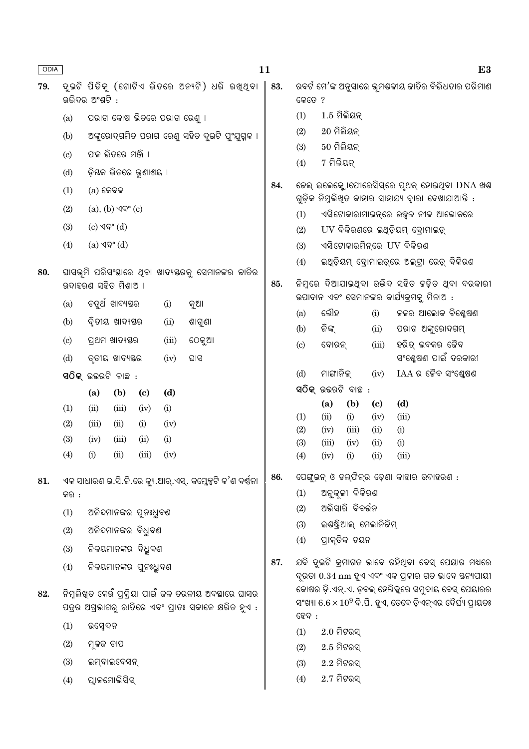79. ଦୁଇଟି ପିଢ଼ିକୁ (ଗୋଟିଏ ଭିତରେ ଅନ୍ୟଟି) ଧରି ରଖିଥିବା ଉଦ୍ଭିଦର ଅଂଶଟି :

(a) ପରାଗ କୋଷ ଭିତରେ ପରାଗ ରେଣୁ ।

(b) ଅଙ୍କୁରୋଦ୍‌ଗମିତ ପରାଗ ରେଣୁ ସହିତ ଦୁଇଟି ପୁଂଯୁଗ୍ମକ ।

(c) ଫଳ ଭିତରେ ମଞ୍ଜି ।

(d) ଡ଼ିମ୍ବକ ଭିତରେ ଭ୍ରୁଣାଶୟ ।

(1) (a) କେବଳ

(2) (a), (b) ଏବଂ (c)

(3) (c) ଏବଂ (d)

(4) (a) ଏବଂ (d)

80. ଘାସଭୂମି ପରିସଂସ୍ଥାରେ ଥିବା ଖାଦ୍ୟସ୍ତରକୁ ସେମାନଙ୍କର ଜାତିର ଉଦାହରଣ ସହିତ ମିଶାଅ ।

| | | | |
|---|---|---|---|
| (a) | ଚତୁର୍ଥ ଖାଦ୍ୟସ୍ତର | (i) | କୁଆ |
| (b) | ଦ୍ୱିତୀୟ ଖାଦ୍ୟସ୍ତର | (ii) | ଶାଗୁଣା |
| (c) | ପ୍ରଥମ ଖାଦ୍ୟସ୍ତର | (iii) | ଠେକୁଆ |
| (d) | ତୃତୀୟ ଖାଦ୍ୟସ୍ତର | (iv) | ଘାସ |

**ସଠିକ୍** ଉତ୍ତରଟି ବାଛ :

| | (a) | (b) | (c) | (d) |
|---|---|---|---|---|
| (1) | (ii) | (iii) | (iv) | (i) |
| (2) | (iii) | (ii) | (i) | (iv) |
| (3) | (iv) | (iii) | (ii) | (i) |
| (4) | (i) | (ii) | (iii) | (iv) |

81. ଏକ ସାଧାରଣ ଇ.ସି.ଜି.ରେ କ୍ୟୁ.ଆର୍.ଏସ୍. କମ୍ପ୍ଲେକ୍ସଟି କ'ଣ ବର୍ଣ୍ଣନା କର :

(1) ଅଳିନ୍ଦମାନଙ୍କର ପୁନଃଧ୍ରୁବଣ

(2) ଅଳିନ୍ଦମାନଙ୍କର ବିଧ୍ରୁବଣ

(3) ନିଳୟମାନଙ୍କର ବିଧ୍ରୁବଣ

(4) ନିଳୟମାନଙ୍କର ପୁନଃଧ୍ରୁବଣ

82. ନିମ୍ନଲିଖିତ କେଉଁ ପ୍ରକ୍ରିୟା ପାଇଁ ଜଳ ତରଳୀୟ ଅବସ୍ଥାରେ ଘାସର ପତ୍ରର ଅଗ୍ରଭାଗରୁ ରାତିରେ ଏବଂ ପ୍ରାତଃ ସକାଳେ କ୍ଷରିତ ହୁଏ :

(1) ଉତ୍ସ୍ୱେଦନ

(2) ମୂଳଜ ଚାପ

(3) ଇମ୍ବାଇବେସନ୍

(4) ପ୍ଲାଜମୋଲିସିସ୍

83. ରବର୍ଟ ମେ'ଙ୍କ ଅନୁସାରେ ଭୂମଣ୍ଡଳୀୟ ଜାତିର ବିଭିଧତାର ପରିମାଣ କେତେ ?

(1) 1.5 ମିଲିୟନ୍

(2) 20 ମିଲିୟନ୍

(3) 50 ମିଲିୟନ୍

(4) 7 ମିଲିୟନ୍

84. ଜେଲ୍ ଇଲେକ୍ଟ୍ରୋଫୋରେସିସ୍‌ରେ ପୃଥକ୍ ହୋଇଥିବା DNA ଖଣ୍ଡଗୁଡ଼ିକ ନିମ୍ନଲିଖିତ କାହାର ସାହାଯ୍ୟ ଦ୍ୱାରା ଦେଖାଯାଆନ୍ତି :

(1) ଏସିଟୋକାରାମାଇନ୍‌ରେ ଉଜ୍ଜ୍ୱଳ ନୀଳ ଆଲୋକରେ

(2) UV ବିକିରଣରେ ଇଥିଡ଼ିୟମ୍ ବ୍ରୋମାଇଡ୍

(3) ଏସିଟୋକାରମିନ୍‌ରେ UV ବିକିରଣ

(4) ଇଥିଡ଼ିୟମ୍ ବ୍ରୋମାଇଡ୍‌ରେ ଅଲ୍‌ଟ୍ରା ରେଡ୍ ବିକିରଣ

85. ନିମ୍ନରେ ଦିଆଯାଇଥିବା ଉଦ୍ଭିଦ ସହିତ ଜଡ଼ିତ ଥିବା ଦରକାରୀ ଉପାଦାନ ଏବଂ ସେମାନଙ୍କର କାର୍ଯ୍ୟକ୍ରମକୁ ମିଳାଅ :

| | | | |
|---|---|---|---|
| (a) | ଲୌହ | (i) | ଜଳର ଆଲୋକ ବିଶ୍ଳେଷଣ |
| (b) | ଜିଙ୍କ୍ | (ii) | ପରାଗ ଅଙ୍କୁରୋଦଗମ୍ |
| (c) | ବୋରନ୍ | (iii) | ହରିତ୍ ଲବକର ଜୈବ ସଂଶ୍ଳେଷଣ ପାଇଁ ଦରକାରୀ |
| (d) | ମାଙ୍ଗାନିଜ୍ | (iv) | IAA ର ଜୈବ ସଂଶ୍ଳେଷଣ |

**ସଠିକ୍** ଉତ୍ତରଟି ବାଛ :

| | (a) | (b) | (c) | (d) |
|---|---|---|---|---|
| (1) | (ii) | (i) | (iv) | (iii) |
| (2) | (iv) | (iii) | (ii) | (i) |
| (3) | (iii) | (iv) | (ii) | (i) |
| (4) | (iv) | (i) | (ii) | (iii) |

86. ପେଙ୍ଗୁଇନ୍ ଓ ଡଲ୍‌ଫିନ୍‌ର ଡ଼େଣା କାହାର ଉଦାହରଣ :

(1) ଅନୁକୂଳୀ ବିକିରଣ

(2) ଅଭିସାରି ବିବର୍ତ୍ତନ

(3) ଇଣ୍ଡଷ୍ଟ୍ରିଆଲ୍ ମେଲାନିଜିମ୍

(4) ପ୍ରାକୃତିକ ଚୟନ

87. ଯଦି ଦୁଇଟି କ୍ରମାଗତ ଭାବେ ରହିଥିବା ବେସ୍ ପେୟାର ମଧ୍ୟରେ ଦୂରତା 0.34 nm ହୁଏ ଏବଂ ଏକ ପ୍ରକାର ଗତ ଭାବେ ସ୍ତନ୍ୟପାୟୀ କୋଷର ଡ଼ି.ଏନ୍.ଏ. ଡ଼ବଲ୍ ହେଲିକ୍ସରେ ସମୁଦାୟ ବେସ୍ ପେୟାରର ସଂଖ୍ୟା $6.6 \times 10^9$ ବି.ପି. ହୁଏ, ତେବେ ଡ଼ିଏନ୍‌ଏର ଦୈର୍ଘ୍ୟ ପ୍ରାୟତଃ ହେବ :

(1) 2.0 ମିଟରସ୍

(2) 2.5 ମିଟରସ୍

(3) 2.2 ମିଟରସ୍

(4) 2.7 ମିଟରସ୍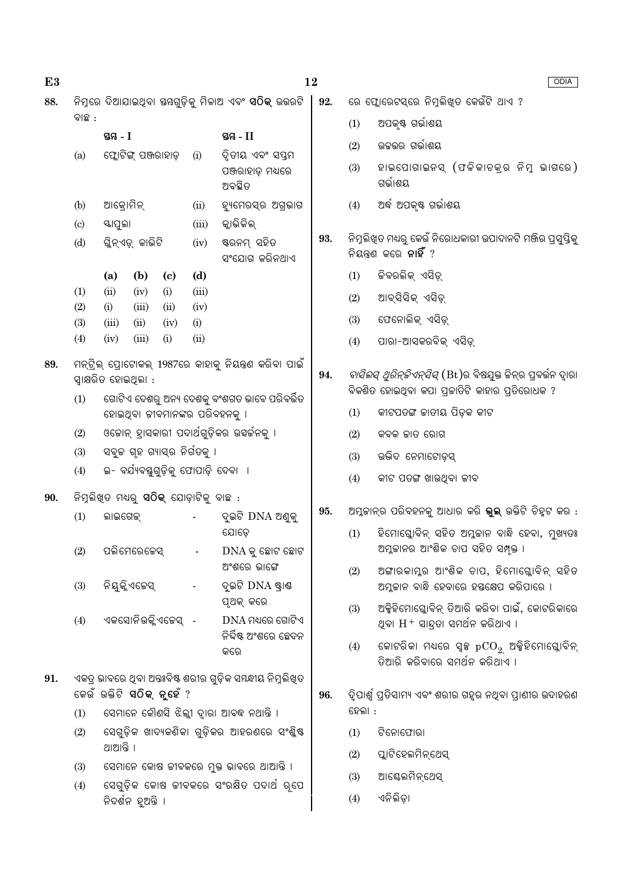88. ନିମ୍ନରେ ଦିଆଯାଇଥିବା ସ୍ତମ୍ଭଗୁଡ଼ିକୁ ମିଳାଅ ଏବଂ **ସଠିକ୍** ଉତ୍ତରଟି ବାଛ :

| | ସ୍ତମ୍ଭ - I | | ସ୍ତମ୍ଭ - II |
|---|---|---|---|
| (a) | ଫ୍ଲୋଟିଙ୍ଗ୍ ପଞ୍ଜରାହାଡ଼ | (i) | ଦ୍ୱିତୀୟ ଏବଂ ସପ୍ତମ ପଞ୍ଜରାହାଡ଼ ମଧ୍ୟରେ ଅବସ୍ଥିତ |
| (b) | ଆକ୍ରୋମିନ୍ | (ii) | ହ୍ୟୁମେରସ୍‌ର ଅଗ୍ରଭାଗ |
| (c) | ସ୍କାପୁଲା | (iii) | କ୍ଲାଭିକିଲ୍ |
| (d) | ଗ୍ଲିନ୍ଏଡ୍ କାଭିଟି | (iv) | ଷ୍ଟରନମ୍ ସହିତ ସଂଯୋଗ କରିନଥାଏ |

| | (a) | (b) | (c) | (d) |
|---|---|---|---|---|
| (1) | (ii) | (iv) | (i) | (iii) |
| (2) | (i) | (iii) | (ii) | (iv) |
| (3) | (iii) | (ii) | (iv) | (i) |
| (4) | (iv) | (iii) | (i) | (ii) |

89. ମନ୍ଟ୍ରିଲ୍ ପ୍ରୋଟୋକଲ୍ 1987ରେ କାହାକୁ ନିୟନ୍ତ୍ରଣ କରିବା ପାଇଁ ସ୍ୱାକ୍ଷରିତ ହୋଇଥିଲା :

(1) ଗୋଟିଏ ଦେଶରୁ ଅନ୍ୟ ଦେଶକୁ ବଂଶଗତ ଭାବେ ପରିବର୍ତ୍ତିତ ହୋଇଥିବା ଜୀବମାନଙ୍କର ପରିବହନକୁ ।

(2) ଓଜୋନ୍ ହ୍ରାସକାରୀ ପଦାର୍ଥଗୁଡ଼ିକର ଉତ୍ସର୍ଜନକୁ ।

(3) ସବୁଜ ଗୃହ ଗ୍ୟାସ୍‌ର ନିର୍ଗତକୁ ।

(4) ଇ- ବର୍ଜ୍ୟବସ୍ତୁଗୁଡ଼ିକୁ ଫୋପାଡ଼ି ଦେବା ।

90. ନିମ୍ନଲିଖିତ ମଧ୍ୟରୁ **ସଠିକ୍** ଯୋଡ଼ାଟିକୁ ବାଛ :

(1) ଲାଇଗେଜ୍ - ଦୁଇଟି DNA ଅଣୁକୁ ଯୋଡ଼େ

(2) ପଲିମେରେଜେସ୍ - DNA କୁ ଛୋଟ ଛୋଟ ଅଂଶରେ ଭାଙ୍ଗେ

(3) ନିୟୁକ୍ଲିଏଜେସ୍ - ଦୁଇଟି DNA ଷ୍ଟ୍ରାଣ୍ଡ ପୃଥକ୍ କରେ

(4) ଏକସୋନିଉକ୍ଲିଏଜେସ୍ - DNA ମଧ୍ୟରେ ଗୋଟିଏ ନିର୍ଦ୍ଦିଷ୍ଟ ଅଂଶରେ ଛେଦନ କରେ

91. ଏକତ୍ର ଭାବରେ ଥିବା ଅନ୍ତଃବିଷ୍ଟ ଶରୀର ଗୁଡ଼ିକ ସମ୍ବନ୍ଧୀୟ ନିମ୍ନଲିଖିତ କେଉଁ ଉକ୍ତିଟି **ସଠିକ୍ ନୁହେଁ** ?

(1) ସେମାନେ କୌଣସି ଝିଲ୍ଲୀ ଦ୍ୱାରା ଆବଦ୍ଧ ନଥାନ୍ତି ।

(2) ସେଗୁଡ଼ିକ ଖାଦ୍ୟକଣିକା ଗୁଡ଼ିକର ଆହରଣରେ ସଂଶ୍ଳିଷ୍ଟ ଥାଆନ୍ତି ।

(3) ସେମାନେ କୋଷ ଜୀବକରେ ମୁକ୍ତ ଭାବରେ ଥାଆନ୍ତି ।

(4) ସେଗୁଡ଼ିକ କୋଷ ଜୀବକରେ ସଂରକ୍ଷିତ ପଦାର୍ଥ ରୂପେ ନିଦର୍ଶନ ହୁଅନ୍ତି ।

92. ରେ ଫ୍ଲୋରେଟସ୍‌ରେ ନିମ୍ନଲିଖିତ କେଉଁଟି ଥାଏ ?

(1) ଅପକୃଷ୍ଟ ଗର୍ଭାଶୟ

(2) ଉତ୍କୃଷ୍ଟ ଗର୍ଭାଶୟ

(3) ହାଇପୋଗାଇନସ୍ (ଫଳିକାଚକ୍ରର ନିମ୍ନ ଭାଗରେ) ଗର୍ଭାଶୟ

(4) ଅର୍ଦ୍ଧ ଅପକୃଷ୍ଟ ଗର୍ଭାଶୟ

93. ନିମ୍ନଲିଖିତ ମଧ୍ୟରୁ କେଉଁ ନିରୋଧକାରୀ ଉପାଦାନଟି ମଞ୍ଜିର ପ୍ରସୁପ୍ତିକୁ ନିୟନ୍ତ୍ରଣ କରେ **ନାହିଁ** ?

(1) ଜିବରଲିକ୍ ଏସିଡ୍

(2) ଆବ୍‌ସିସିକ୍ ଏସିଡ୍

(3) ଫେନୋଲିକ୍ ଏସିଡ୍

(4) ପାରା-ଆସକରବିକ୍ ଏସିଡ୍

94. *ବାସିଲସ୍ ଥୁରିନ୍‌ଜିଏନ୍‌ସିସ୍* (Bt)ର ବିଷଯୁକ୍ତ ଜିନ୍‌ର ପ୍ରବର୍ତ୍ତନ ଦ୍ୱାରା ବିକଶିତ ହୋଇଥିବା କପା ପ୍ରଜାତିଟି କାହାର ପ୍ରତିରୋଧକ ?

(1) କୀଟପତଙ୍ଗ ଜାତୀୟ ପିଡ଼କ କୀଟ

(2) କବକ ଜାତ ରୋଗ

(3) ଉଦ୍ଭିଦ ନେମାଟୋଡ଼ସ୍

(4) କୀଟ ପତଙ୍ଗ ଖାଉଥିବା ଜୀବ

95. ଅମ୍ଳଜାନ୍‌ର ପରିବହନକୁ ଆଧାର କରି **ଭୁଲ୍** ଉକ୍ତିଟି ଚିହ୍ନଟ କର :

(1) ହିମୋଗ୍ଲୋବିନ୍ ସହିତ ଅମ୍ଳଜାନ ବାନ୍ଧି ହେବା, ମୁଖ୍ୟତଃ ଅମ୍ଳଜାନର ଆଂଶିକ ଚାପ ସହିତ ସମ୍ପୃକ୍ତ ।

(2) ଅଙ୍ଗାରକାମ୍ଳର ଆଂଶିକ ଚାପ, ହିମୋଗ୍ଲୋବିନ୍ ସହିତ ଅମ୍ଳଜାନ ବାନ୍ଧି ହେବାରେ ହସ୍ତକ୍ଷେପ କରିପାରେ ।

(3) ଅକ୍ସିହିମୋଗ୍ଲୋବିନ୍ ତିଆରି କରିବା ପାଇଁ, କୋଟରିକାରେ ଥିବା $H^+$ ସାନ୍ଦ୍ରତା ସମର୍ଥନ କରିଥାଏ ।

(4) କୋଟରିକା ମଧ୍ୟରେ ସ୍ୱଳ୍ପ $pCO_2$ ଅକ୍ସିହିମୋଗ୍ଲୋବିନ୍ ତିଆରି କରିବାରେ ସମର୍ଥନ କରିଥାଏ ।

96. ଦ୍ୱିପାର୍ଶ୍ୱ ପ୍ରତିସାମ୍ୟ ଏବଂ ଶରୀର ଗହ୍ୱର ନଥିବା ପ୍ରାଣୀର ଉଦାହରଣ ହେଲା :

(1) ଟିନୋଫୋରା

(2) ପ୍ଲାଟିହେଲମିନ୍‌ଥେସ୍

(3) ଆଶ୍କେଲମିନ୍‌ଥେସ୍

(4) ଏନିଲିଡ଼ା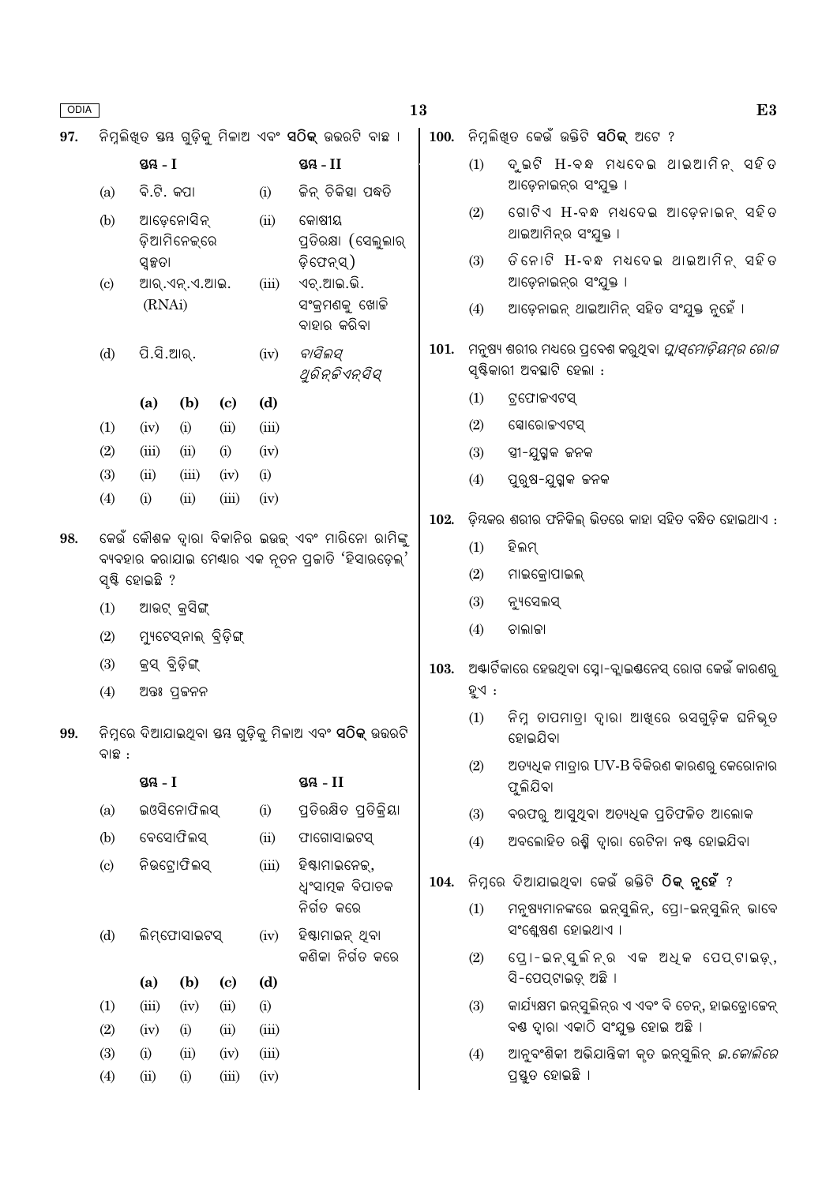97. ନିମ୍ନଲିଖିତ ସ୍ତମ୍ଭ ଗୁଡ଼ିକୁ ମିଳାଅ ଏବଂ **ସଠିକ୍** ଉତ୍ତରଟି ବାଛ ।

| | ସ୍ତମ୍ଭ - I | | ସ୍ତମ୍ଭ - II |
|---|---|---|---|
| (a) | ବି.ଟି. କପା | (i) | ଜିନ୍ ଚିକିତ୍ସା ପଦ୍ଧତି |
| (b) | ଆଡ଼େନୋସିନ୍ ଡ଼ିଆମିନେଜ୍‌ରେ ସ୍ୱଳ୍ପତା | (ii) | କୋଷୀୟ ପ୍ରତିରକ୍ଷା (ସେଲୁଲାର୍ ଡ଼ିଫେନ୍ସ) |
| (c) | ଆର୍.ଏନ୍.ଏ.ଆଇ. (RNAi) | (iii) | ଏଚ୍.ଆଇ.ଭି. ସଂକ୍ରମଣକୁ ଖୋଜି ବାହାର କରିବା |
| (d) | ପି.ସି.ଆର୍. | (iv) | *ବାସିଲସ୍ ଥୁରିନ୍‌ଜିଏନ୍‌ସିସ୍* |

| | (a) | (b) | (c) | (d) |
|---|---|---|---|---|
| (1) | (iv) | (i) | (ii) | (iii) |
| (2) | (iii) | (ii) | (i) | (iv) |
| (3) | (ii) | (iii) | (iv) | (i) |
| (4) | (i) | (ii) | (iii) | (iv) |

98. କେଉଁ କୌଶଳ ଦ୍ୱାରା ବିକାନିର ଇଉଜ୍ ଏବଂ ମାରିନୋ ରାମିଙ୍କୁ ବ୍ୟବହାର କରାଯାଇ ମେଣ୍ଢାର ଏକ ନୂତନ ପ୍ରଜାତି 'ହିସାରଡ଼େଲ୍' ସୃଷ୍ଟି ହୋଇଛି ?

(1) ଆଉଟ୍ କ୍ରସିଙ୍ଗ୍

(2) ମ୍ୟୁଟେସ୍‌ନାଲ୍ ବ୍ରିଡ଼ିଙ୍ଗ୍

(3) କ୍ରସ୍ ବ୍ରିଡ଼ିଙ୍ଗ୍

(4) ଅନ୍ତଃ ପ୍ରଜନନ

99. ନିମ୍ନରେ ଦିଆଯାଇଥିବା ସ୍ତମ୍ଭ ଗୁଡ଼ିକୁ ମିଳାଅ ଏବଂ **ସଠିକ୍** ଉତ୍ତରଟି ବାଛ :

| | ସ୍ତମ୍ଭ - I | | ସ୍ତମ୍ଭ - II |
|---|---|---|---|
| (a) | ଇଓସିନୋଫିଲସ୍ | (i) | ପ୍ରତିରକ୍ଷିତ ପ୍ରତିକ୍ରିୟା |
| (b) | ବେସୋଫିଲସ୍ | (ii) | ଫାଗୋସାଇଟସ୍ |
| (c) | ନିଉଟ୍ରୋଫିଲସ୍ | (iii) | ହିଷ୍ଟାମାଇନେଜ୍, ଧ୍ୱଂସାତ୍ମକ ବିପାଚକ ନିର୍ଗତ କରେ |
| (d) | ଲିମ୍ଫୋସାଇଟସ୍ | (iv) | ହିଷ୍ଟାମାଇନ୍ ଥିବା କଣିକା ନିର୍ଗତ କରେ |

| | (a) | (b) | (c) | (d) |
|---|---|---|---|---|
| (1) | (iii) | (iv) | (ii) | (i) |
| (2) | (iv) | (i) | (ii) | (iii) |
| (3) | (i) | (ii) | (iv) | (iii) |
| (4) | (ii) | (i) | (iii) | (iv) |

100. ନିମ୍ନଲିଖିତ କେଉଁ ଉକ୍ତିଟି **ସଠିକ୍** ଅଟେ ?

(1) ଦୁଇଟି H-ବନ୍ଧ ମଧ୍ୟଦେଇ ଥାଇଆମିନ୍ ସହିତ ଆଡ଼େନାଇନ୍‌ର ସଂଯୁକ୍ତ ।

(2) ଗୋଟିଏ H-ବନ୍ଧ ମଧ୍ୟଦେଇ ଆଡ଼େନାଇନ୍ ସହିତ ଥାଇଆମିନ୍‌ର ସଂଯୁକ୍ତ ।

(3) ତିନୋଟି H-ବନ୍ଧ ମଧ୍ୟଦେଇ ଥାଇଆମିନ୍ ସହିତ ଆଡ଼େନାଇନ୍‌ର ସଂଯୁକ୍ତ ।

(4) ଆଡ଼େନାଇନ୍ ଥାଇଆମିନ୍ ସହିତ ସଂଯୁକ୍ତ ନୁହେଁ ।

101. ମନୁଷ୍ୟ ଶରୀର ମଧ୍ୟରେ ପ୍ରବେଶ କରୁଥିବା *ପ୍ଲାସ୍‌ମୋଡ଼ିୟମ୍‌ର ରୋଗ* ସୃଷ୍ଟିକାରୀ ଅବସ୍ଥାଟି ହେଲା :

(1) ଟ୍ରଫୋଜଏଟସ୍

(2) ସ୍ପୋରୋଜଏଟସ୍

(3) ସ୍ତ୍ରୀ-ଯୁଗ୍ମକ ଜନକ

(4) ପୁରୁଷ-ଯୁଗ୍ମକ ଜନକ

102. ଡ଼ିମ୍ବକର ଶରୀର ଫନିକିଲ୍ ଭିତରେ କାହା ସହିତ ବନ୍ଧିତ ହୋଇଥାଏ :

(1) ହିଲମ୍

(2) ମାଇକ୍ରୋପାଇଲ୍

(3) ନ୍ୟୁସେଲସ୍

(4) ଚାଲାଜା

103. ଅଣ୍ଟାର୍କିକାରେ ହେଉଥିବା ସ୍ନୋ-ବ୍ଲାଇଣ୍ଡନେସ୍ ରୋଗ କେଉଁ କାରଣରୁ ହୁଏ :

(1) ନିମ୍ନ ତାପମାତ୍ରା ଦ୍ୱାରା ଆଖିରେ ରସଗୁଡ଼ିକ ଘନିଭୂତ ହୋଇଯିବା

(2) ଅତ୍ୟଧିକ ମାତ୍ରାର UV-B ବିକିରଣ କାରଣରୁ କେରୋନାର ଫୁଲିଯିବା

(3) ବରଫରୁ ଆସୁଥିବା ଅତ୍ୟଧିକ ପ୍ରତିଫଳିତ ଆଲୋକ

(4) ଅବଲୋହିତ ରଶ୍ମି ଦ୍ୱାରା ରେଟିନା ନଷ୍ଟ ହୋଇଯିବା

104. ନିମ୍ନରେ ଦିଆଯାଇଥିବା କେଉଁ ଉକ୍ତିଟି **ଠିକ୍ ନୁହେଁ** ?

(1) ମନୁଷ୍ୟମାନଙ୍କରେ ଇନ୍‌ସୁଲିନ୍, ପ୍ରୋ-ଇନ୍‌ସୁଲିନ୍ ଭାବେ ସଂଶ୍ଲେଷଣ ହୋଇଥାଏ ।

(2) ପ୍ରୋ-ଇନ୍‌ସୁଲିନ୍‌ର ଏକ ଅଧିକ ପେପ୍‌ଟାଇଡ୍, ସି-ପେପ୍‌ଟାଇଡ୍ ଅଛି ।

(3) କାର୍ଯ୍ୟକ୍ଷମ ଇନ୍‌ସୁଲିନ୍‌ର ଏ ଏବଂ ବି ଚେନ୍, ହାଇଡ୍ରୋଜେନ୍ ବଣ୍ଡ ଦ୍ୱାରା ଏକାଠି ସଂଯୁକ୍ତ ହୋଇ ଅଛି ।

(4) ଆନୁବଂଶିକୀ ଅଭିଯାନ୍ତ୍ରିକୀ କୃତ ଇନ୍‌ସୁଲିନ୍ *ଇ.କୋଲି*ରେ ପ୍ରସ୍ତୁତ ହୋଇଛି ।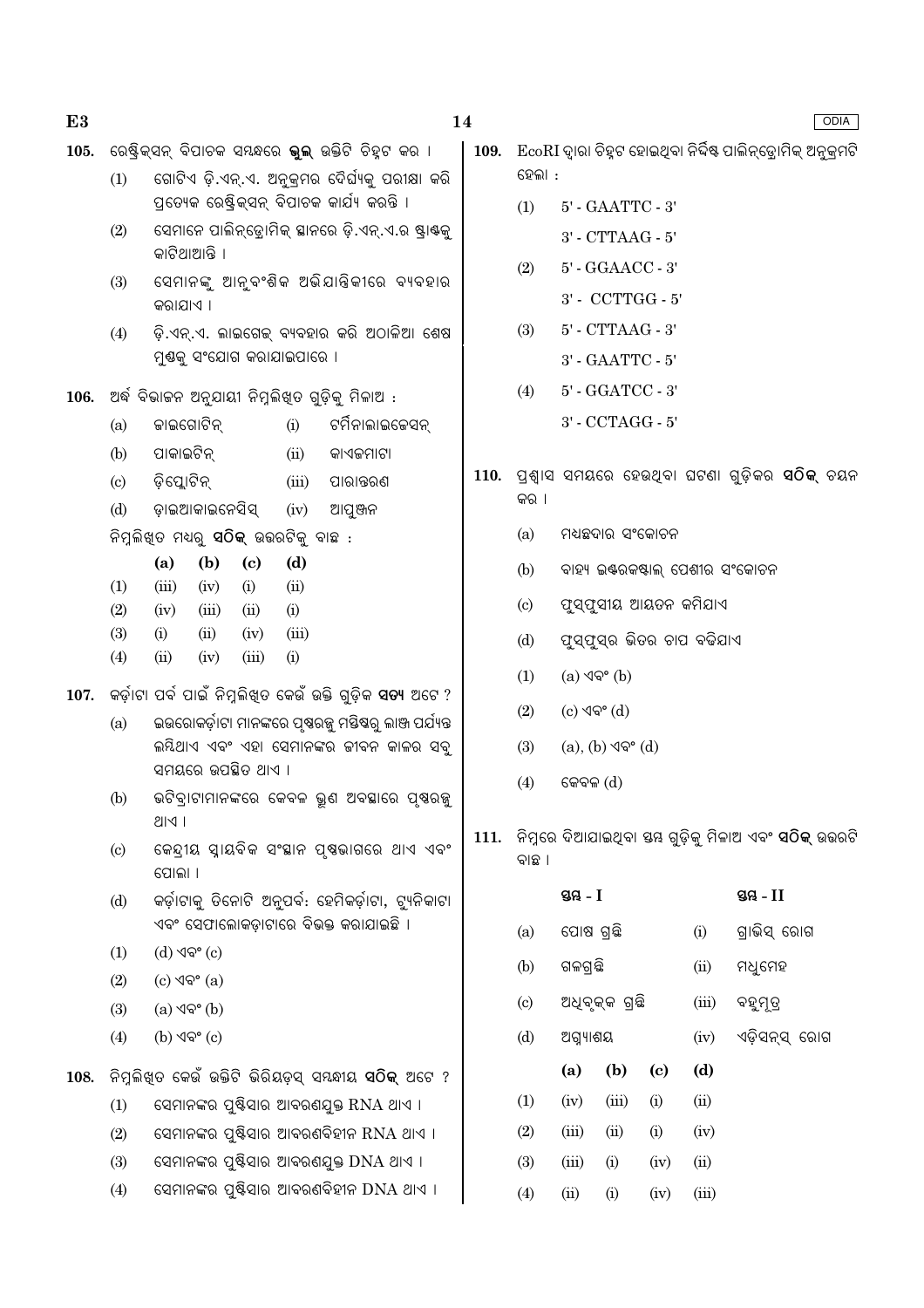**105.** ରେଷ୍ଟ୍ରିକ୍ସନ୍ ବିପାଚକ ସମ୍ବନ୍ଧରେ **ଭୁଲ** ଉକ୍ତିଟି ଚିହ୍ନଟ କର ।

(1) ଗୋଟିଏ ଡ଼ି.ଏନ୍.ଏ. ଅନୁକ୍ରମର ଦୈର୍ଘ୍ୟକୁ ପରୀକ୍ଷା କରି ପ୍ରତ୍ୟେକ ରେଷ୍ଟ୍ରିକ୍ସନ୍ ବିପାଚକ କାର୍ଯ୍ୟ କରନ୍ତି ।

(2) ସେମାନେ ପାଲିନ୍ଡ୍ରୋମିକ୍ ସ୍ଥାନରେ ଡ଼ି.ଏନ୍.ଏ.ର ଷ୍ଟ୍ରାଣ୍ଡକୁ କାଟିଥାଆନ୍ତି ।

(3) ସେମାନଙ୍କୁ ଆନୁବଂଶିକ ଅଭିଯାନ୍ତ୍ରିକୀରେ ବ୍ୟବହାର କରାଯାଏ ।

(4) ଡ଼ି.ଏନ୍.ଏ. ଲାଇଗେଜ୍ ବ୍ୟବହାର କରି ଅଠାଳିଆ ଶେଷ ମୁଣ୍ଡକୁ ସଂଯୋଗ କରାଯାଇପାରେ ।

**106.** ଅର୍ଦ୍ଧ ବିଭାଜନ ଅନୁଯାୟୀ ନିମ୍ନଲିଖିତ ଗୁଡ଼ିକୁ ମିଳାଅ :

| | | | |
|---|---|---|---|
| (a) | ଜାଇଗୋଟିନ୍ | (i) | ଟର୍ମିନାଲାଇଜେସନ୍ |
| (b) | ପାକାଇଟିନ୍ | (ii) | କାଏଜମାଟା |
| (c) | ଡ଼ିପ୍ଲୋଟିନ୍ | (iii) | ପାରାନ୍ତରଣ |
| (d) | ଡ଼ାଇଆକାଇନେସିସ୍ | (iv) | ଆପୁଞ୍ଜନ |

ନିମ୍ନଲିଖିତ ମଧ୍ୟରୁ **ସଠିକ୍** ଉତ୍ତରଟିକୁ ବାଛ :

| | (a) | (b) | (c) | (d) |
|---|---|---|---|---|
| (1) | (iii) | (iv) | (i) | (ii) |
| (2) | (iv) | (iii) | (ii) | (i) |
| (3) | (i) | (ii) | (iv) | (iii) |
| (4) | (ii) | (iv) | (iii) | (i) |

**107.** କର୍ଡ଼ାଟା ପର୍ବ ପାଇଁ ନିମ୍ନଲିଖିତ କେଉଁ ଉକ୍ତି ଗୁଡ଼ିକ **ସତ୍ୟ** ଅଟେ ?

(a) ଇଉରୋକର୍ଡ଼ାଟା ମାନଙ୍କରେ ପୃଷ୍ଠରଜ୍ଜୁ ମସ୍ତିଷ୍କରୁ ଲାଞ୍ଜ ପର୍ଯ୍ୟନ୍ତ ଲମ୍ବିଥାଏ ଏବଂ ଏହା ସେମାନଙ୍କର ଜୀବନ କାଳର ସବୁ ସମୟରେ ଉପସ୍ଥିତ ଥାଏ ।

(b) ଭଟିବ୍ରାଟାମାନଙ୍କରେ କେବଳ ଭ୍ରୂଣ ଅବସ୍ଥାରେ ପୃଷ୍ଠରଜ୍ଜୁ ଥାଏ ।

(c) କେନ୍ଦ୍ରୀୟ ସ୍ନାୟବିକ ସଂସ୍ଥାନ ପୃଷ୍ଠଭାଗରେ ଥାଏ ଏବଂ ପୋଲା ।

(d) କର୍ଡ଼ାଟାକୁ ତିନୋଟି ଅନୁପର୍ବ: ହେମିକର୍ଡ଼ାଟା, ଟ୍ୟୁନିକାଟା ଏବଂ ସେଫାଲୋକଡ଼ାଟାରେ ବିଭକ୍ତ କରାଯାଇଛି ।

(1) (d) ଏବଂ (c)

(2) (c) ଏବଂ (a)

(3) (a) ଏବଂ (b)

(4) (b) ଏବଂ (c)

**108.** ନିମ୍ନଲିଖିତ କେଉଁ ଉକ୍ତିଟି ଭିରିୟଡ଼ସ୍ ସମ୍ବନ୍ଧୀୟ **ସଠିକ୍** ଅଟେ ?

(1) ସେମାନଙ୍କର ପୁଷ୍ଟିସାର ଆବରଣଯୁକ୍ତ RNA ଥାଏ ।

(2) ସେମାନଙ୍କର ପୁଷ୍ଟିସାର ଆବରଣବିହୀନ RNA ଥାଏ ।

(3) ସେମାନଙ୍କର ପୁଷ୍ଟିସାର ଆବରଣଯୁକ୍ତ DNA ଥାଏ ।

(4) ସେମାନଙ୍କର ପୁଷ୍ଟିସାର ଆବରଣବିହୀନ DNA ଥାଏ ।

**109.** EcoRI ଦ୍ଵାରା ଚିହ୍ନଟ ହୋଇଥିବା ନିର୍ଦ୍ଦିଷ୍ଟ ପାଲିନ୍ଡ୍ରୋମିକ୍ ଅନୁକ୍ରମଟି ହେଲା :

(1) 5' - GAATTC - 3'
3' - CTTAAG - 5'

(2) 5' - GGAACC - 3'
3' - CCTTGG - 5'

(3) 5' - CTTAAG - 3'
3' - GAATTC - 5'

(4) 5' - GGATCC - 3'
3' - CCTAGG - 5'

**110.** ପ୍ରଶ୍ଵାସ ସମୟରେ ହେଉଥିବା ଘଟଣା ଗୁଡ଼ିକର **ସଠିକ୍** ଚୟନ କର ।

(a) ମଧ୍ୟଚ୍ଛଦାର ସଂକୋଚନ

(b) ବାହ୍ୟ ଇଣ୍ଟରକଷ୍ଟାଲ୍ ପେଶୀର ସଂକୋଚନ

(c) ଫୁସ୍‌ଫୁସୀୟ ଆୟତନ କମିଯାଏ

(d) ଫୁସ୍‌ଫୁସ୍‌ର ଭିତର ଚାପ ବଢ଼ିଯାଏ

(1) (a) ଏବଂ (b)

(2) (c) ଏବଂ (d)

(3) (a), (b) ଏବଂ (d)

(4) କେବଳ (d)

**111.** ନିମ୍ନରେ ଦିଆଯାଇଥିବା ସ୍ତମ୍ଭ ଗୁଡ଼ିକୁ ମିଳାଅ ଏବଂ **ସଠିକ୍** ଉତ୍ତରଟି ବାଛ ।

| | ସ୍ତମ୍ଭ - I | | ସ୍ତମ୍ଭ - II |
|---|---|---|---|
| (a) | ପୋଷ ଗ୍ରନ୍ଥି | (i) | ଗ୍ରାଭିସ୍ ରୋଗ |
| (b) | ଗଳଗ୍ରନ୍ଥି | (ii) | ମଧୁମେହ |
| (c) | ଅଧିବୃକ୍କ ଗ୍ରନ୍ଥି | (iii) | ବହୁମୂତ୍ର |
| (d) | ଅଗ୍ନ୍ୟାଶୟ | (iv) | ଏଡ଼ିସନ୍‌ସ୍ ରୋଗ |

| | (a) | (b) | (c) | (d) |
|---|---|---|---|---|
| (1) | (iv) | (iii) | (i) | (ii) |
| (2) | (iii) | (ii) | (i) | (iv) |
| (3) | (iii) | (i) | (iv) | (ii) |
| (4) | (ii) | (i) | (iv) | (iii) |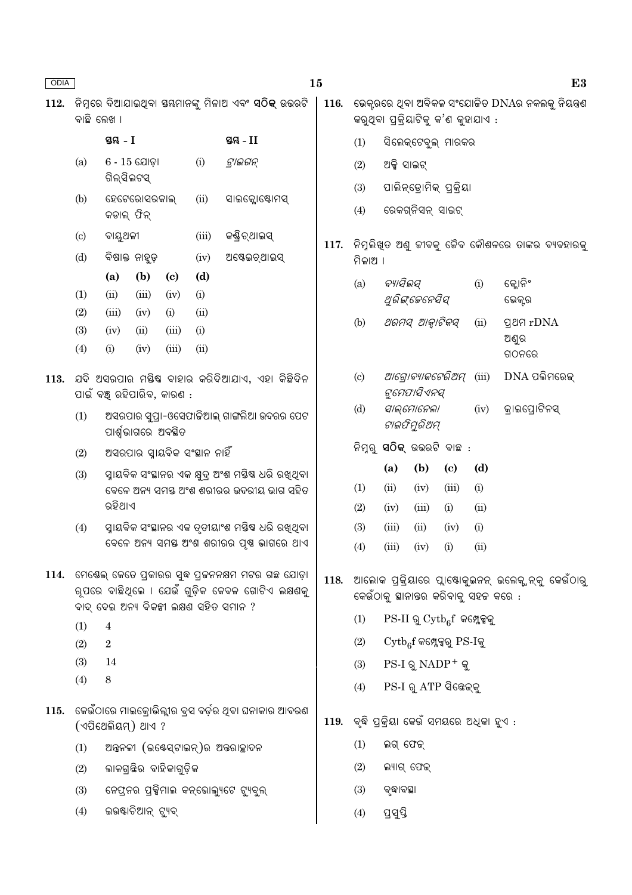112. ନିମ୍ନରେ ଦିଆଯାଇଥିବା ସ୍ତମ୍ଭମାନଙ୍କୁ ମିଳାଅ ଏବଂ **ସଠିକ୍** ଉତ୍ତରଟି ବାଛି ଲେଖ ।

| | ସ୍ତମ୍ଭ - I | | ସ୍ତମ୍ଭ - II |
|---|---|---|---|
| (a) | 6 - 15 ଯୋଡ଼ା ଗିଲ୍‌ସିଲଟସ୍ | (i) | *ଟ୍ରାଇଗନ୍* |
| (b) | ହେଟେରୋସରକାଲ୍ କଡାଲ୍ ଫିନ୍ | (ii) | ସାଇକ୍ଲୋଷ୍ଟୋମସ୍ |
| (c) | ବାୟୁଥଳୀ | (iii) | କଣ୍ଡ୍ରିଚ୍‌ଥାଇସ୍ |
| (d) | ବିଷାକ୍ତ ନାହୁଡ଼ | (iv) | ଅଷ୍ଟେଇଚ୍‌ଥାଇସ୍ |

| | (a) | (b) | (c) | (d) |
|---|---|---|---|---|
| (1) | (ii) | (iii) | (iv) | (i) |
| (2) | (iii) | (iv) | (i) | (ii) |
| (3) | (iv) | (ii) | (iii) | (i) |
| (4) | (i) | (iv) | (iii) | (ii) |

113. ଯଦି ଅସରପାର ମସ୍ତିଷ୍କ ବାହାର କରିଦିଆଯାଏ, ଏହା କିଛିଦିନ ପାଇଁ ବଞ୍ଚି ରହିପାରିବ, କାରଣ :

(1) ଅସରପାର ସୁପ୍ରା-ଓସେଫାଜିଆଲ୍ ଗାଙ୍ଗଲିଆ ଉଦରର ପେଟ ପାର୍ଶ୍ୱଭାଗରେ ଅବସ୍ଥିତ

(2) ଅସରପାର ସ୍ନାୟବିକ ସଂସ୍ଥାନ ନାହିଁ

(3) ସ୍ନାୟବିକ ସଂସ୍ଥାନର ଏକ କ୍ଷୁଦ୍ର ଅଂଶ ମସ୍ତିଷ୍କ ଧରି ରଖିଥିବା ବେଳେ ଅନ୍ୟ ସମସ୍ତ ଅଂଶ ଶରୀରର ଉଦରୀୟ ଭାଗ ସହିତ ରହିଥାଏ

(4) ସ୍ନାୟବିକ ସଂସ୍ଥାନର ଏକ ତୃତୀୟାଂଶ ମସ୍ତିଷ୍କ ଧରି ରଖିଥିବା ବେଳେ ଅନ୍ୟ ସମସ୍ତ ଅଂଶ ଶରୀରର ପୃଷ୍ଠ ଭାଗରେ ଥାଏ

114. ମେଣ୍ଡେଲ୍ କେତେ ପ୍ରକାରର ସୁଦ୍ଧ ପ୍ରଜନନକ୍ଷମ ମଟର ଗଛ ଯୋଡ଼ା ରୂପରେ ବାଛିଥିଲେ । ଯେଉଁ ଗୁଡ଼ିକ କେବଳ ଗୋଟିଏ ଲକ୍ଷଣକୁ ବାଦ୍ ଦେଇ ଅନ୍ୟ ବିକଳ୍ପୀ ଲକ୍ଷଣ ସହିତ ସମାନ ?

(1) 4

(2) 2

(3) 14

(4) 8

115. କେଉଁଠାରେ ମାଇକ୍ରୋଭିଲ୍ଲୀର ବ୍ରସ ବର୍ଡ଼ର ଥିବା ଘନାକାର ଆବରଣ (ଏପିଥେଲିୟମ୍) ଥାଏ ?

(1) ଅନ୍ତ୍ରନଳୀ (ଇଣ୍ଟେସ୍‌ଟାଇନ୍)ର ଅନ୍ତରାଚ୍ଛାଦନ

(2) ଲାଳଗ୍ରନ୍ଥିର ବାହିକାଗୁଡ଼ିକ

(3) ନେଫ୍ରନର ପ୍ରକ୍ସିମାଲ କନ୍‌ଭୋଲ୍ୟୁଟେ ଟ୍ୟୁବୁଲ୍

(4) ଇଉଷ୍ଟାଚିଆନ୍ ଟ୍ୟୁବ୍

116. ଭେକ୍ଟରରେ ଥିବା ଅବିକଳ ସଂଯୋଜିତ DNAର ନକଲକୁ ନିୟନ୍ତ୍ରଣ କରୁଥିବା ପ୍ରକ୍ରିୟାଟିକୁ କ'ଣ କୁହାଯାଏ :

(1) ସିଲେକ୍‌ଟେବୁଲ୍ ମାରକର

(2) ଅକ୍ସି ସାଇଟ୍

(3) ପାଲିନ୍‌ଡ୍ରୋମିକ୍ ପ୍ରକ୍ରିୟା

(4) ରେକଗ୍‌ନିସନ୍ ସାଇଟ୍

117. ନିମ୍ନଲିଖିତ ଅଣୁ ଜୀବକୁ ଜୈବ କୌଶଳରେ ତାଙ୍କର ବ୍ୟବହାରକୁ ମିଳାଅ ।

| | | | |
|---|---|---|---|
| (a) | *ବ୍ୟାସିଲସ୍ ଥୁରିଙ୍ଗ୍‌ଜେନେସିସ୍* | (i) | କ୍ଲୋନିଂ ଭେକ୍ଟର |
| (b) | *ଥରମସ୍ ଆକ୍ୱାଟିକସ୍* | (ii) | ପ୍ରଥମ rDNA ଅଣୁର ଗଠନରେ |
| (c) | *ଆଗ୍ରୋବ୍ୟାକଟେରିଅମ୍ ଟୁମେଫାସିଏନସ୍* | (iii) | DNA ପଲିମରେଜ୍ |
| (d) | *ସାଲ୍‌ମୋନେଲା ଟାଇଫିମୁରିଅମ୍* | (iv) | କ୍ରାଇପ୍ରୋଟିନସ୍ |

ନିମ୍ନରୁ **ସଠିକ୍** ଉତ୍ତରଟି ବାଛ :

| | (a) | (b) | (c) | (d) |
|---|---|---|---|---|
| (1) | (ii) | (iv) | (iii) | (i) |
| (2) | (iv) | (iii) | (i) | (ii) |
| (3) | (iii) | (ii) | (iv) | (i) |
| (4) | (iii) | (iv) | (i) | (ii) |

118. ଆଲୋକ ପ୍ରକ୍ରିୟାରେ ପ୍ଲାଷ୍ଟୋକୁଇନନ୍ ଇଲେକ୍ଟ୍ରନ୍‌କୁ କେଉଁଠାରୁ କେଉଁଠାକୁ ସ୍ଥାନାନ୍ତର କରିବାକୁ ସହଜ କରେ :

(1) PS-II ରୁ $Cytb_6f$ କମ୍ପ୍ଲେକ୍ସକୁ

(2) $Cytb_6f$ କମ୍ପ୍ଲେକ୍ସରୁ PS-Iକୁ

(3) PS-I ରୁ $NADP^+$ କୁ

(4) PS-I ରୁ ATP ସିନ୍ଥେଜ୍‌କୁ

119. ବୃଦ୍ଧି ପ୍ରକ୍ରିୟା କେଉଁ ସମୟରେ ଅଧିକା ହୁଏ :

(1) ଲଗ୍ ଫେଜ୍

(2) ଲ୍ୟାଗ୍ ଫେଜ୍

(3) ବୃଦ୍ଧାବସ୍ଥା

(4) ପ୍ରସୁପ୍ତି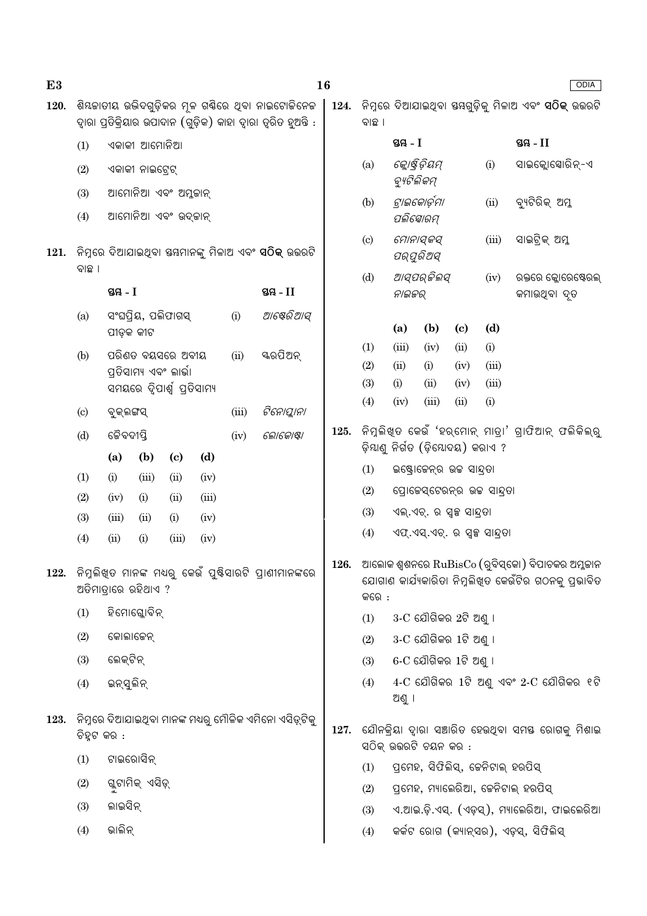**120.** ଶିମ୍ବଜାତୀୟ ଉଦ୍ଭିଦଗୁଡ଼ିକର ମୂଳ ଗଣ୍ଠିରେ ଥିବା ନାଇଟ୍ରୋଜିନେଜ ଦ୍ୱାରା ପ୍ରତିକ୍ରିୟାର ଉପାଦାନ (ଗୁଡ଼ିକ) କାହା ଦ୍ୱାରା ତ୍ୱରିତ ହୁଅନ୍ତି :

(1) ଏକାକୀ ଆମୋନିଆ

(2) ଏକାକୀ ନାଇଟ୍ରେଟ୍

(3) ଆମୋନିଆ ଏବଂ ଅମ୍ଳଜାନ୍

(4) ଆମୋନିଆ ଏବଂ ଉଦ୍‌ଜାନ୍

**121.** ନିମ୍ନରେ ଦିଆଯାଇଥିବା ସ୍ତମ୍ଭମାନଙ୍କୁ ମିଳାଅ ଏବଂ **ସଠିକ୍** ଉତ୍ତରଟି ବାଛ ।

| | ସ୍ତମ୍ଭ - I | | ସ୍ତମ୍ଭ - II |
|---|---|---|---|
| (a) | ସଂଘପ୍ରିୟ, ପଲିଫାଗସ୍ ପୀଡ଼କ କୀଟ | (i) | *ଆଷ୍ଟେରିଆସ୍* |
| (b) | ପରିଣତ ବୟସରେ ଅରୀୟ ପ୍ରତିସାମ୍ୟ ଏବଂ ଲାର୍ଭା ସମୟରେ ଦ୍ୱିପାର୍ଶ୍ୱ ପ୍ରତିସାମ୍ୟ | (ii) | ସ୍କରପିଅନ୍ |
| (c) | ବୁକ୍‌ଲଙ୍ଗସ୍ | (iii) | *ଟିନୋପ୍ଲାନା* |
| (d) | ଜୈବଦୀପ୍ତି | (iv) | *ଲୋକୋଷ୍ଟା* |

| | (a) | (b) | (c) | (d) |
|---|---|---|---|---|
| (1) | (i) | (iii) | (ii) | (iv) |
| (2) | (iv) | (i) | (ii) | (iii) |
| (3) | (iii) | (ii) | (i) | (iv) |
| (4) | (ii) | (i) | (iii) | (iv) |

**122.** ନିମ୍ନଲିଖିତ ମାନଙ୍କ ମଧ୍ୟରୁ କେଉଁ ପୁଷ୍ଟିସାରଟି ପ୍ରାଣୀମାନଙ୍କରେ ଅତିମାତ୍ରାରେ ରହିଥାଏ ?

(1) ହିମୋଗ୍ଲୋବିନ୍

(2) କୋଲାଜେନ୍

(3) ଲେକ୍‌ଟିନ୍

(4) ଇନ୍‌ସୁଲିନ୍

**123.** ନିମ୍ନରେ ଦିଆଯାଇଥିବା ମାନଙ୍କ ମଧ୍ୟରୁ ମୌଳିକ ଏମିନୋ ଏସିଡ୍‌ଟିକୁ ଚିହ୍ନଟ କର :

(1) ଟାଇରୋସିନ୍

(2) ଗ୍ଲୁଟାମିକ୍ ଏସିଡ୍

(3) ଲାଇସିନ୍

(4) ଭାଲିନ୍

**124.** ନିମ୍ନରେ ଦିଆଯାଇଥିବା ସ୍ତମ୍ଭଗୁଡ଼ିକୁ ମିଳାଅ ଏବଂ **ସଠିକ୍** ଉତ୍ତରଟି ବାଛ ।

| | ସ୍ତମ୍ଭ - I | | ସ୍ତମ୍ଭ - II |
|---|---|---|---|
| (a) | *କ୍ଲୋଷ୍ଟ୍ରିଡ଼ିୟମ୍ ବ୍ୟୁଟିଲିକମ୍* | (i) | ସାଇକ୍ଲୋସ୍ପୋରିନ୍-ଏ |
| (b) | *ଟ୍ରାଇକୋଡ଼ର୍ମା ପଲିସ୍ପୋରମ୍* | (ii) | ବ୍ୟୁଟିରିକ୍ ଅମ୍ଳ |
| (c) | *ମୋନାସ୍କସ୍ ପର୍‌ପୁରିଅସ୍* | (iii) | ସାଇଟ୍ରିକ୍ ଅମ୍ଳ |
| (d) | *ଆସ୍‌ପର୍‌ଜିଲସ୍ ନାଇଜର୍* | (iv) | ରକ୍ତରେ କ୍ଲୋରେଷ୍ଟେରଲ୍ କମାଉଥିବା ଦୂତ |

| | (a) | (b) | (c) | (d) |
|---|---|---|---|---|
| (1) | (iii) | (iv) | (ii) | (i) |
| (2) | (ii) | (i) | (iv) | (iii) |
| (3) | (i) | (ii) | (iv) | (iii) |
| (4) | (iv) | (iii) | (ii) | (i) |

**125.** ନିମ୍ନଲିଖିତ କେଉଁ 'ହର୍‌ମୋନ୍ ମାତ୍ରା' ଗ୍ରାଫିଆନ୍ ଫଲିକିଲ୍‌ରୁ ଡ଼ିମ୍ବାଣୁ ନିର୍ଗତ (ଡ଼ିମ୍ବୋଦୟ) କରାଏ ?

(1) ଇଷ୍ଟ୍ରୋଜେନ୍‌ର ଉଚ୍ଚ ସାନ୍ଦ୍ରତା

(2) ପ୍ରୋଜେସ୍‌ଟେରନ୍‌ର ଉଚ୍ଚ ସାନ୍ଦ୍ରତା

(3) ଏଲ୍.ଏଚ୍. ର ସ୍ୱଳ୍ପ ସାନ୍ଦ୍ରତା

(4) ଏଫ୍.ଏସ୍.ଏଚ୍. ର ସ୍ୱଳ୍ପ ସାନ୍ଦ୍ରତା

**126.** ଆଲୋକ ଶ୍ୱସନରେ RuBisCo (ରୁବିସ୍‌କୋ) ବିପାଚକର ଅମ୍ଳଜାନ ଯୋଗାଣ କାର୍ଯ୍ୟକାରିତା ନିମ୍ନଲିଖିତ କେଉଁଟିର ଗଠନକୁ ପ୍ରଭାବିତ କରେ :

(1) 3-C ଯୌଗିକର 2ଟି ଅଣୁ ।

(2) 3-C ଯୌଗିକର 1ଟି ଅଣୁ ।

(3) 6-C ଯୌଗିକର 1ଟି ଅଣୁ ।

(4) 4-C ଯୌଗିକର 1ଟି ଅଣୁ ଏବଂ 2-C ଯୌଗିକର ୧ଟି ଅଣୁ ।

**127.** ଯୌନକ୍ରିୟା ଦ୍ୱାରା ସଞ୍ଚାରିତ ହେଉଥିବା ସମସ୍ତ ରୋଗକୁ ମିଶାଇ ସଠିକ୍ ଉତ୍ତରଟି ଚୟନ କର :

(1) ପ୍ରମେହ, ସିଫିଲିସ୍, ଜେନିଟାଲ୍ ହରପିସ୍

(2) ପ୍ରମେହ, ମ୍ୟାଲେରିଆ, ଜେନିଟାଲ୍ ହରପିସ୍

(3) ଏ.ଆଇ.ଡ଼ି.ଏସ୍. (ଏଡ଼ସ୍), ମ୍ୟାଲେରିଆ, ଫାଇଲେରିଆ

(4) କର୍କଟ ରୋଗ (କ୍ୟାନ୍‌ସର), ଏଡ଼ସ୍, ସିଫିଲିସ୍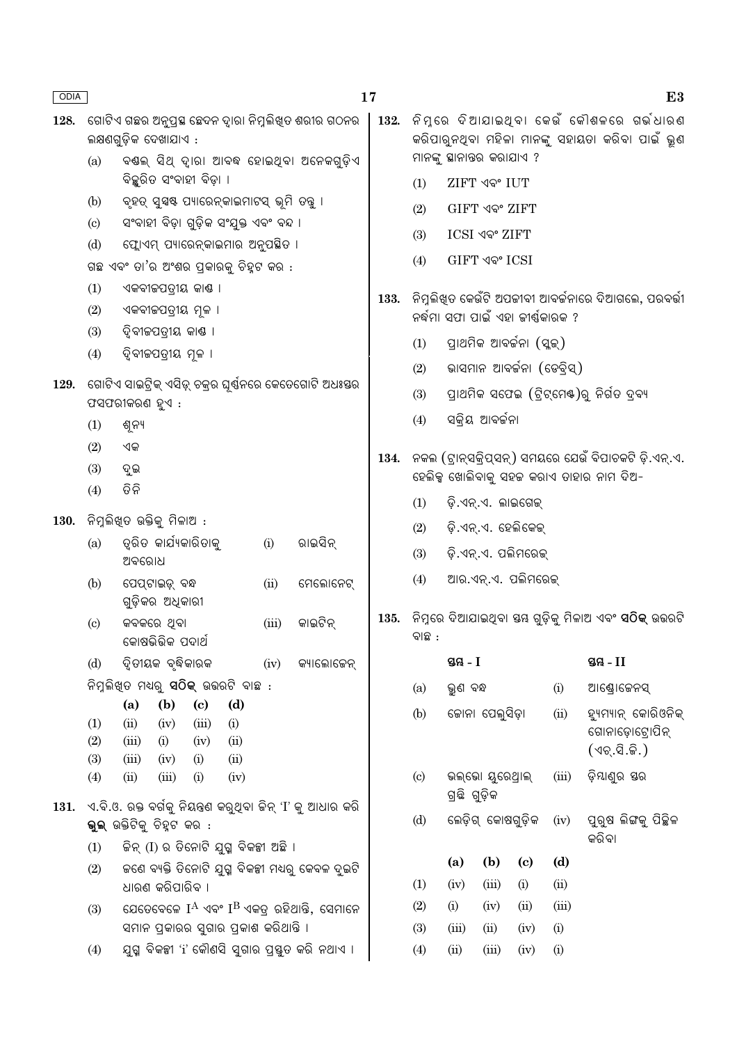**128.** ଗୋଟିଏ ଗଛର ଅନୁପ୍ରସ୍ଥ ଛେଦନ ଦ୍ୱାରା ନିମ୍ନଲିଖିତ ଶରୀର ଗଠନର ଲକ୍ଷଣଗୁଡ଼ିକ ଦେଖାଯାଏ :

(a) ବଣ୍ଡଲ୍ ସିଥ୍ ଦ୍ୱାରା ଆବଦ୍ଧ ହୋଇଥିବା ଅନେକଗୁଡ଼ିଏ ବିକ୍ଷୁରିତ ସଂବାହୀ ବିଡ଼ା ।

(b) ବୃହତ୍ ସୁସ୍ପଷ୍ଟ ପ୍ୟାରେନ୍‌କାଇମାଟସ୍ ଭୂମି ତନ୍ତୁ ।

(c) ସଂବାହୀ ବିଡ଼ା ଗୁଡ଼ିକ ସଂଯୁକ୍ତ ଏବଂ ବନ୍ଦ ।

(d) ଫ୍ଲୋଏମ୍ ପ୍ୟାରେନ୍‌କାଇମାର ଅନୁପସ୍ଥିତ ।

ଗଛ ଏବଂ ତା'ର ଅଂଶର ପ୍ରକାରକୁ ଚିହ୍ନଟ କର :

(1) ଏକବୀଜପତ୍ରୀୟ କାଣ୍ଡ ।

(2) ଏକବୀଜପତ୍ରୀୟ ମୂଳ ।

(3) ଦ୍ୱିବୀଜପତ୍ରୀୟ କାଣ୍ଡ ।

(4) ଦ୍ୱିବୀଜପତ୍ରୀୟ ମୂଳ ।

**129.** ଗୋଟିଏ ସାଇଟ୍ରିକ୍ ଏସିଡ୍ ଚକ୍ରର ଘୂର୍ଣ୍ଣନରେ କେତେଗୋଟି ଅଧଃସ୍ତର ଫସଫରୀକରଣ ହୁଏ :

(1) ଶୂନ୍ୟ

(2) ଏକ

(3) ଦୁଇ

(4) ତିନି

**130.** ନିମ୍ନଲିଖିତ ଉକ୍ତିକୁ ମିଳାଅ :

| | | | |
|---|---|---|---|
| (a) | ଦ୍ରୁତିତ କାର୍ଯ୍ୟକାରିତାକୁ ଅବରୋଧ | (i) | ରାଇସିନ୍ |
| (b) | ପେପ୍‌ଟାଇଡ୍ ବନ୍ଧ ଗୁଡ଼ିକର ଅଧିକାରୀ | (ii) | ମେଲୋନେଟ୍ |
| (c) | କବକରେ ଥିବା କୋଷଭିତ୍ତିକ ପଦାର୍ଥ | (iii) | କାଇଟିନ୍ |
| (d) | ଦ୍ୱିତୀୟକ ବୃଦ୍ଧିକାରକ | (iv) | କ୍ୟାଲୋଜେନ୍ |

ନିମ୍ନଲିଖିତ ମଧ୍ୟରୁ **ସଠିକ୍** ଉତ୍ତରଟି ବାଛ :

| | (a) | (b) | (c) | (d) |
|---|---|---|---|---|
| (1) | (ii) | (iv) | (iii) | (i) |
| (2) | (iii) | (i) | (iv) | (ii) |
| (3) | (iii) | (iv) | (i) | (ii) |
| (4) | (ii) | (iii) | (i) | (iv) |

**131.** ଏ.ବି.ଓ. ରକ୍ତ ବର୍ଗକୁ ନିୟନ୍ତ୍ରଣ କରୁଥିବା ଜିନ୍ 'I' କୁ ଆଧାର କରି **ଭୁଲ୍** ଉକ୍ତିଟିକୁ ଚିହ୍ନଟ କର :

(1) ଜିନ୍ (I) ର ତିନୋଟି ଯୁଗ୍ମ ବିକଳ୍ପୀ ଅଛି ।

(2) ଜଣେ ବ୍ୟକ୍ତି ତିନୋଟି ଯୁଗ୍ମ ବିକଳ୍ପୀ ମଧ୍ୟରୁ କେବଳ ଦୁଇଟି ଧାରଣ କରିପାରିବ ।

(3) ଯେତେବେଳେ $I^A$ ଏବଂ $I^B$ ଏକତ୍ର ରହିଥାନ୍ତି, ସେମାନେ ସମାନ ପ୍ରକାରର ସୁଗାର ପ୍ରକାଶ କରିଥାନ୍ତି ।

(4) ଯୁଗ୍ମ ବିକଳ୍ପୀ 'i' କୌଣସି ସୁଗାର ପ୍ରସ୍ତୁତ କରି ନଥାଏ ।

**132.** ନିମ୍ନରେ ଦିଆଯାଇଥିବା କେଉଁ କୌଶଳରେ ଗର୍ଭଧାରଣ କରିପାରୁନଥିବା ମହିଳା ମାନଙ୍କୁ ସହାୟତା କରିବା ପାଇଁ ଭ୍ରୁଣ ମାନଙ୍କୁ ସ୍ଥାନାନ୍ତର କରାଯାଏ ?

(1) ZIFT ଏବଂ IUT

(2) GIFT ଏବଂ ZIFT

(3) ICSI ଏବଂ ZIFT

(4) GIFT ଏବଂ ICSI

**133.** ନିମ୍ନଲିଖିତ କେଉଁଟି ଅପଜୀବୀ ଆବର୍ଜନାରେ ଦିଆଗଲେ, ପରବର୍ତ୍ତୀ ନର୍ଦ୍ଦମା ସଫା ପାଇଁ ଏହା ଜୀର୍ଣ୍ଣକାରକ ?

(1) ପ୍ରାଥମିକ ଆବର୍ଜନା (ସ୍ଲଜ୍)

(2) ଭାସମାନ ଆବର୍ଜନା (ଡେବ୍ରିସ୍)

(3) ପ୍ରାଥମିକ ସଫେଇ (ଟ୍ରିଟ୍‌ମେଣ୍ଟ)ରୁ ନିର୍ଗତ ଦ୍ରବ୍ୟ

(4) ସକ୍ରିୟ ଆବର୍ଜନା

**134.** ନକଲ (ଟ୍ରାନ୍ସକ୍ରିପ୍‌ସନ୍) ସମୟରେ ଯେଉଁ ବିପାଚକଟି ଡ଼ି.ଏନ୍.ଏ. ହେଲିକ୍ସ ଖୋଲିବାକୁ ସହଜ କରାଏ ତାହାର ନାମ ଦିଅ-

(1) ଡ଼ି.ଏନ୍.ଏ. ଲାଇଗେଜ୍

(2) ଡ଼ି.ଏନ୍.ଏ. ହେଲିକେଜ୍

(3) ଡ଼ି.ଏନ୍.ଏ. ପଲିମରେଜ୍

(4) ଆର.ଏନ୍.ଏ. ପଲିମରେଜ୍

**135.** ନିମ୍ନରେ ଦିଆଯାଇଥିବା ସ୍ତମ୍ଭ ଗୁଡ଼ିକୁ ମିଳାଅ ଏବଂ **ସଠିକ୍** ଉତ୍ତରଟି ବାଛ :

| | ସ୍ତମ୍ଭ - I | | ସ୍ତମ୍ଭ - II |
|---|---|---|---|
| (a) | ଭ୍ରୁଣ ବନ୍ଧ | (i) | ଆଣ୍ଡ୍ରୋଜେନସ୍ |
| (b) | ଜୋନା ପେଲୁସିଡ଼ା | (ii) | ହ୍ୟୁମ୍ୟାନ୍ କୋରିଓନିକ୍ ଗୋନାଡ଼ୋଟ୍ରୋପିନ୍ (ଏଚ୍.ସି.ଜି.) |
| (c) | ଭଲ୍‌ଭୋ ୟୁରେଥ୍ରାଲ୍ ଗ୍ରନ୍ଥି ଗୁଡ଼ିକ | (iii) | ଡ଼ିମ୍ବାଣୁର ସ୍ତର |
| (d) | ଲେଡ଼ିଗ୍ କୋଷଗୁଡ଼ିକ | (iv) | ପୁରୁଷ ଲିଙ୍ଗକୁ ପିଚ୍ଛିଳ କରିବା |

| | (a) | (b) | (c) | (d) |
|---|---|---|---|---|
| (1) | (iv) | (iii) | (i) | (ii) |
| (2) | (i) | (iv) | (ii) | (iii) |
| (3) | (iii) | (ii) | (iv) | (i) |
| (4) | (ii) | (iii) | (iv) | (i) |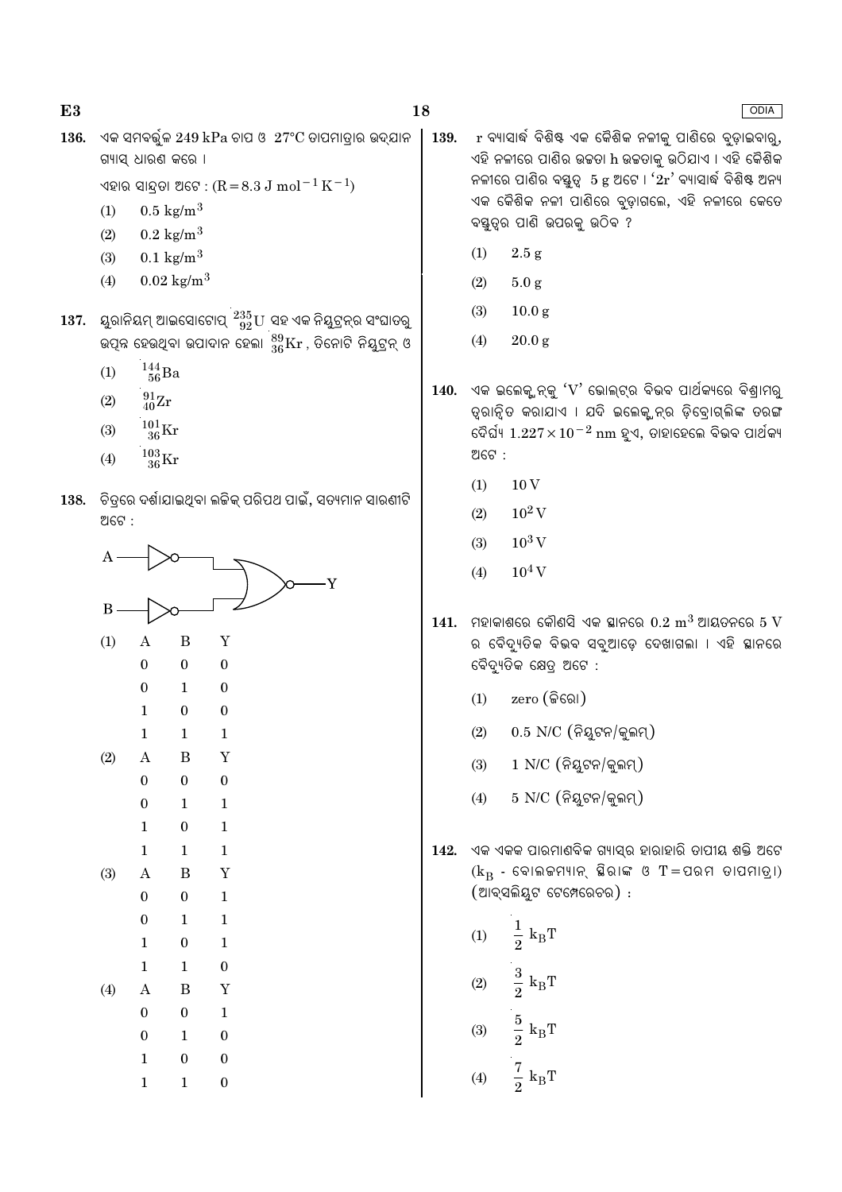136. ଏକ ସମବର୍ତ୍ତୁଳ 249 kPa ଚାପ ଓ 27°C ତାପମାତ୍ରାର ଉଦ୍‌ଯାନ ଗ୍ୟାସ୍ ଧାରଣ କରେ ।

ଏହାର ସାନ୍ଦ୍ରତା ଅଟେ : $(R = 8.3 \text{ J mol}^{-1} \text{K}^{-1})$

(1) $0.5 \text{ kg/m}^3$

(2) $0.2 \text{ kg/m}^3$

(3) $0.1 \text{ kg/m}^3$

(4) $0.02 \text{ kg/m}^3$

137. ୟୁରାନିୟମ୍ ଆଇସୋଟୋପ୍ $^{235}_{92}U$ ସହ ଏକ ନିୟୁଟ୍ରନ୍‌ର ସଂଘାତରୁ ଉତ୍ପନ୍ନ ହେଉଥିବା ଉପାଦାନ ହେଲା $^{89}_{36}Kr$ , ତିନୋଟି ନିୟୁଟ୍ରନ୍ ଓ

(1) $^{144}_{56}Ba$

(2) $^{91}_{40}Zr$

(3) $^{101}_{36}Kr$

(4) $^{103}_{36}Kr$

138. ଚିତ୍ରରେ ଦର୍ଶାଯାଇଥିବା ଲଜିକ୍ ପରିପଥ ପାଇଁ, ସତ୍ୟମାନ ସାରଣୀଟି ଅଟେ :

(1)

| A | B | Y |
|---|---|---|
| 0 | 0 | 0 |
| 0 | 1 | 0 |
| 1 | 0 | 0 |
| 1 | 1 | 1 |

(2)

| A | B | Y |
|---|---|---|
| 0 | 0 | 0 |
| 0 | 1 | 1 |
| 1 | 0 | 1 |
| 1 | 1 | 1 |

(3)

| A | B | Y |
|---|---|---|
| 0 | 0 | 1 |
| 0 | 1 | 1 |
| 1 | 0 | 1 |
| 1 | 1 | 0 |

(4)

| A | B | Y |
|---|---|---|
| 0 | 0 | 1 |
| 0 | 1 | 0 |
| 1 | 0 | 0 |
| 1 | 1 | 0 |

139. r ବ୍ୟାସାର୍ଦ୍ଧ ବିଶିଷ୍ଟ ଏକ କୈଶିକ ନଳୀକୁ ପାଣିରେ ବୁଡ଼ାଇବାରୁ, ଏହି ନଳୀରେ ପାଣିର ଉଚ୍ଚତା h ଉଚ୍ଚତାକୁ ଉଠିଯାଏ । ଏହି କୈଶିକ ନଳୀରେ ପାଣିର ବସ୍ତୁତ୍ୱ 5 g ଅଟେ । '2r' ବ୍ୟାସାର୍ଦ୍ଧ ବିଶିଷ୍ଟ ଅନ୍ୟ ଏକ କୈଶିକ ନଳୀ ପାଣିରେ ବୁଡ଼ାଗଲେ, ଏହି ନଳୀରେ କେତେ ବସ୍ତୁତ୍ୱର ପାଣି ଉପରକୁ ଉଠିବ ?

(1) 2.5 g

(2) 5.0 g

(3) 10.0 g

(4) 20.0 g

140. ଏକ ଇଲେକ୍ଟ୍ରନ୍‌କୁ 'V' ଭୋଲ୍ଟ୍‌ର ବିଭବ ପାର୍ଥକ୍ୟରେ ବିଶ୍ରାମରୁ ତ୍ୱରାନ୍ୱିତ କରାଯାଏ । ଯଦି ଇଲେକ୍ଟ୍ରନ୍‌ର ଡ଼ିବ୍ରୋଗ୍ଲିଙ୍କ ତରଙ୍ଗ ଦୈର୍ଘ୍ୟ $1.227 \times 10^{-2}$ nm ହୁଏ, ତାହାହେଲେ ବିଭବ ପାର୍ଥକ୍ୟ ଅଟେ :

(1) 10 V

(2) $10^2$ V

(3) $10^3$ V

(4) $10^4$ V

141. ମହାକାଶରେ କୌଣସି ଏକ ସ୍ଥାନରେ $0.2 \text{ m}^3$ ଆୟତନରେ 5 V ର ବୈଦ୍ୟୁତିକ ବିଭବ ସବୁଆଡ଼େ ଦେଖାଗଲା । ଏହି ସ୍ଥାନରେ ବୈଦ୍ୟୁତିକ କ୍ଷେତ୍ର ଅଟେ :

(1) zero (ଜିରୋ)

(2) 0.5 N/C (ନିୟୁଟନ/କୁଲମ୍)

(3) 1 N/C (ନିୟୁଟନ/କୁଲମ୍)

(4) 5 N/C (ନିୟୁଟନ/କୁଲମ୍)

142. ଏକ ଏକକ ପାରମାଣବିକ ଗ୍ୟାସ୍‌ର ହାରାହାରି ତାପୀୟ ଶକ୍ତି ଅଟେ ($k_B$ - ବୋଲଜମ୍ୟାନ୍ ସ୍ଥିରାଙ୍କ ଓ T = ପରମ ତାପମାତ୍ରା) (ଆବ୍‌ସଲିୟୁଟ ଟେମ୍ପେରେଚର) :

(1) $\frac{1}{2} k_B T$

(2) $\frac{3}{2} k_B T$

(3) $\frac{5}{2} k_B T$

(4) $\frac{7}{2} k_B T$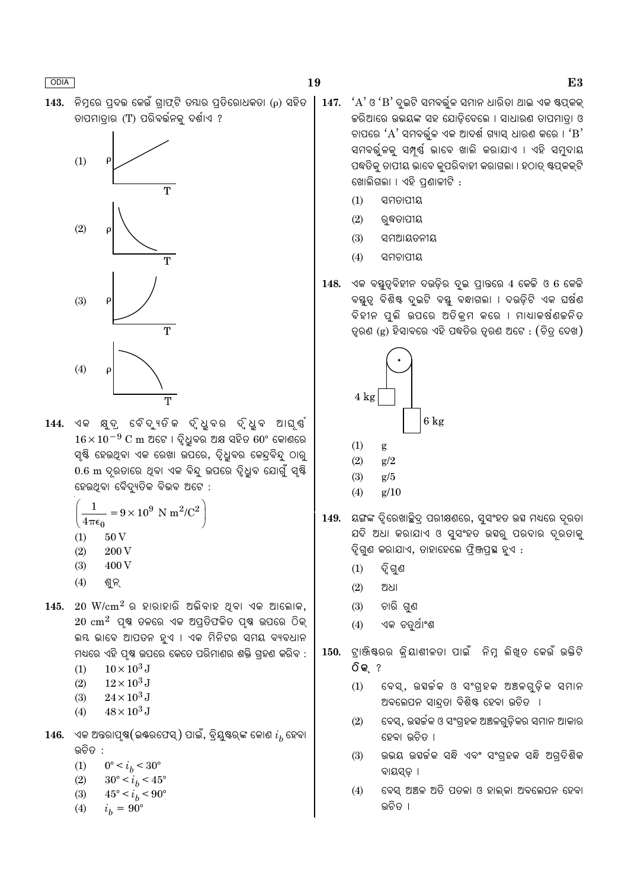143. ନିମ୍ନରେ ପ୍ରଦତ୍ତ କେଉଁ ଗ୍ରାଫଟି ତମ୍ବାର ପ୍ରତିରୋଧକତା (ρ) ସହିତ ତାପମାତ୍ରାର (T) ପରିବର୍ତ୍ତନକୁ ଦର୍ଶାଏ ?

(1)

(2)

(3)

(4)

144. ଏକ କ୍ଷୁଦ୍ର ବୈଦ୍ୟୁତିକ ଦ୍ୱିଧ୍ରୁବର ଦ୍ୱିଧ୍ରୁବ ଆଘୂର୍ଣ୍ଣ $16 \times 10^{-9}$ C m ଅଟେ । ଦ୍ୱିଧ୍ରୁବର ଅକ୍ଷ ସହିତ 60° କୋଣରେ ସୃଷ୍ଟି ହେଉଥିବା ଏକ ରେଖା ଉପରେ, ଦ୍ୱିଧ୍ରୁବର କେନ୍ଦ୍ରବିନ୍ଦୁ ଠାରୁ 0.6 m ଦୂରତାରେ ଥିବା ଏକ ବିନ୍ଦୁ ଉପରେ ଦ୍ୱିଧ୍ରୁବ ଯୋଗୁଁ ସୃଷ୍ଟି ହେଉଥିବା ବୈଦ୍ୟୁତିକ ବିଭବ ଅଟେ :

$$\left(\frac{1}{4\pi\epsilon_0} = 9 \times 10^9 \text{ N m}^2/\text{C}^2\right)$$

(1) 50 V
(2) 200 V
(3) 400 V
(4) ଶୂନ୍

145. 20 W/cm$^2$ ର ହାରାହାରି ଅଭିବାହ ଥିବା ଏକ ଆଲୋକ, 20 cm$^2$ ପୃଷ୍ଠ ତଳରେ ଏକ ଅପ୍ରତିଫଳିତ ପୃଷ୍ଠ ଉପରେ ଠିକ୍ ଲମ୍ବ ଭାବେ ଆପତନ ହୁଏ । ଏକ ମିନିଟର ସମୟ ବ୍ୟବଧାନ ମଧ୍ୟରେ ଏହି ପୃଷ୍ଠ ଉପରେ କେତେ ପରିମାଣର ଶକ୍ତି ଗ୍ରହଣ କରିବ :

(1) $10 \times 10^3$ J
(2) $12 \times 10^3$ J
(3) $24 \times 10^3$ J
(4) $48 \times 10^3$ J

146. ଏକ ଅନ୍ତରାପୃଷ୍ଠ(ଇଣ୍ଟରଫେସ୍) ପାଇଁ, ବ୍ରିୟୁଷ୍ଟର୍‌ଙ୍କ କୋଣ $i_b$ ହେବା ଉଚିତ :

(1) $0° < i_b < 30°$
(2) $30° < i_b < 45°$
(3) $45° < i_b < 90°$
(4) $i_b = 90°$

147. 'A' ଓ 'B' ଦୁଇଟି ସମବର୍ତ୍ତୁଳ ସମାନ ଧାରିତା ଥାଇ ଏକ ଷ୍ଟପ୍‌କକ୍ ଜରିଆରେ ଉଭୟଙ୍କ ସହ ଯୋଡ଼ିଦେଲେ । ସାଧାରଣ ତାପମାତ୍ରା ଓ ଚାପରେ 'A' ସମବର୍ତ୍ତୁଳ ଏକ ଆଦର୍ଶ ଗ୍ୟାସ୍ ଧାରଣ କରେ । 'B' ସମବର୍ତ୍ତୁଳକୁ ସମ୍ପୂର୍ଣ୍ଣ ଭାବେ ଖାଲି କରାଯାଏ । ଏହି ସମୁଦାୟ ପଦ୍ଧତିକୁ ତାପୀୟ ଭାବେ କୁପରିବାହୀ କରାଗଲା । ହଠାତ୍ ଷ୍ଟପ୍‌କକ୍‌ଟି ଖୋଲିଗଲା । ଏହି ପ୍ରଣାଳୀଟି :

(1) ସମତାପୀୟ
(2) ରୁଦ୍ଧତାପୀୟ
(3) ସମଆୟତନୀୟ
(4) ସମଚାପୀୟ

148. ଏକ ବସ୍ତୁତ୍ୱବିହୀନ ଦଉଡ଼ିର ଦୁଇ ପ୍ରାନ୍ତରେ 4 କେଜି ଓ 6 କେଜି ବସ୍ତୁତ୍ୱ ବିଶିଷ୍ଟ ଦୁଇଟି ବସ୍ତୁ ବନ୍ଧାଗଲା । ଦଉଡ଼ିଟି ଏକ ଘର୍ଷଣ ବିହୀନ ପୁଲି ଉପରେ ଅତିକ୍ରମ କରେ । ମାଧ୍ୟାକର୍ଷଣଜନିତ ତ୍ୱରଣ (g) ହିସାବରେ ଏହି ପଦ୍ଧତିର ତ୍ୱରଣ ଅଟେ : (ଚିତ୍ର ଦେଖ)

(1) g
(2) g/2
(3) g/5
(4) g/10

149. ୟଙ୍ଗଙ୍କ ଦ୍ୱିରେଖାଛିଦ୍ର ପରୀକ୍ଷଣରେ, ସୁସଂହତ ଉତ୍ସ ମଧ୍ୟରେ ଦୂରତା ଯଦି ଅଧା କରାଯାଏ ଓ ସୁସଂହତ ଉତ୍ସରୁ ପରଦାର ଦୂରତାକୁ ଦ୍ୱିଗୁଣ କରାଯାଏ, ତାହାହେଲେ ଫ୍ରିଞ୍ଜପ୍ରସ୍ଥ ହୁଏ :

(1) ଦ୍ୱିଗୁଣ
(2) ଅଧା
(3) ଚାରି ଗୁଣ
(4) ଏକ ଚତୁର୍ଥାଂଶ

150. ଟ୍ରାଞ୍ଜିଷ୍ଟରର କ୍ରିୟାଶୀଳତା ପାଇଁ ନିମ୍ନ ଲିଖିତ କେଉଁ ଉକ୍ତିଟି **ଠିକ୍** ?

(1) ବେସ୍, ଉତ୍ସର୍ଜକ ଓ ସଂଗ୍ରହକ ଅଞ୍ଚଳଗୁଡ଼ିକ ସମାନ ଅବଲେପନ ସାନ୍ଦ୍ରତା ବିଶିଷ୍ଟ ହେବା ଉଚିତ ।
(2) ବେସ୍, ଉତ୍ସର୍ଜକ ଓ ସଂଗ୍ରହକ ଅଞ୍ଚଳଗୁଡ଼ିକର ସମାନ ଆକାର ହେବା ଉଚିତ ।
(3) ଉଭୟ ଉତ୍ସର୍ଜକ ସନ୍ଧି ଏବଂ ସଂଗ୍ରହକ ସନ୍ଧି ଅଗ୍ରଦିଶିକ ବାୟସ୍‌ଡ଼ ।
(4) ବେସ୍ ଅଞ୍ଚଳ ଅତି ପତଳା ଓ ହାଲ୍‌କା ଅବଲେପନ ହେବା ଉଚିତ ।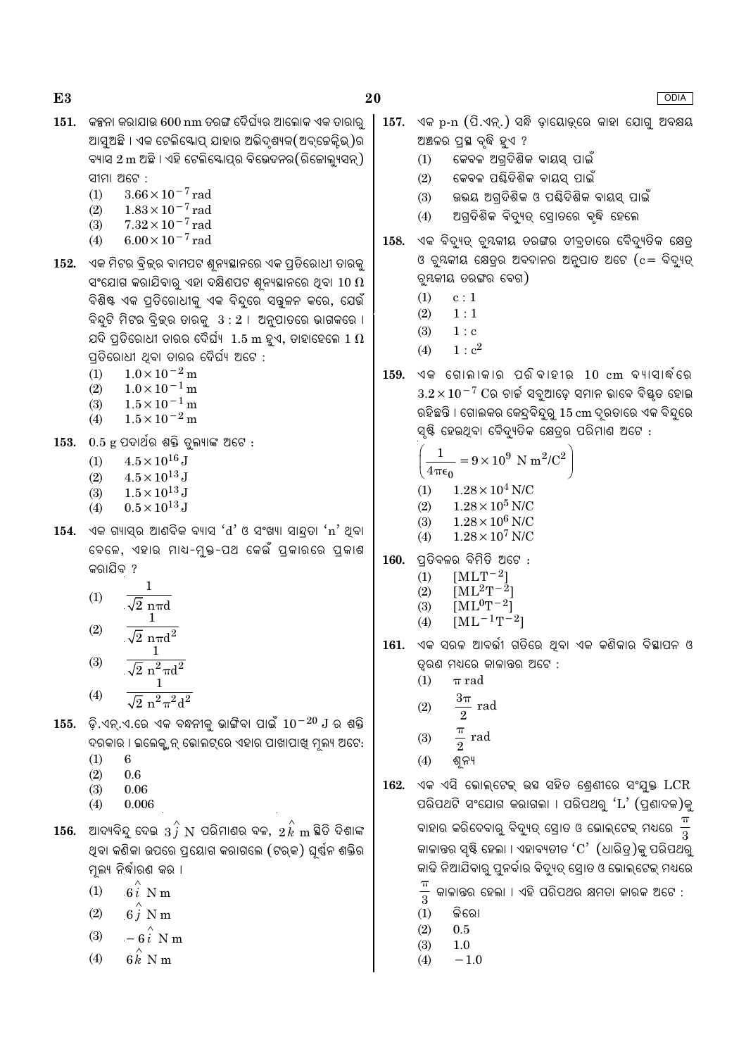151. କଳ୍ପନା କରାଯାଉ 600 nm ତରଙ୍ଗ ଦୈର୍ଘ୍ୟର ଆଲୋକ ଏକ ତାରାରୁ ଆସୁଅଛି । ଏକ ଟେଲିସ୍କୋପ୍ ଯାହାର ଅଭିଦୃଶ୍ୟକ(ଅବ୍‌ଜେକ୍ଟିଭ୍)ର ବ୍ୟାସ 2 m ଅଛି । ଏହି ଟେଲିସ୍କୋପ୍‌ର ବିଭେଦନର(ରିଜୋଲ୍ୟୁସନ୍) ସୀମା ଅଟେ :

(1) $3.66 \times 10^{-7}$ rad
(2) $1.83 \times 10^{-7}$ rad
(3) $7.32 \times 10^{-7}$ rad
(4) $6.00 \times 10^{-7}$ rad

152. ଏକ ମିଟର ବ୍ରିଜ୍‌ର ବାମପଟ ଶୂନ୍ୟସ୍ଥାନରେ ଏକ ପ୍ରତିରୋଧୀ ତାରକୁ ସଂଯୋଗ କରାଯିବାରୁ ଏହା ଦକ୍ଷିଣପଟ ଶୂନ୍ୟସ୍ଥାନରେ ଥିବା 10 Ω ବିଶିଷ୍ଟ ଏକ ପ୍ରତିରୋଧୀକୁ ଏକ ବିନ୍ଦୁରେ ସନ୍ତୁଳନ କରେ, ଯେଉଁ ବିନ୍ଦୁଟି ମିଟର ବ୍ରିଜ୍‌ର ତାରକୁ 3 : 2 । ଅନୁପାତରେ ଭାଗକରେ । ଯଦି ପ୍ରତିରୋଧୀ ତାରର ଦୈର୍ଘ୍ୟ 1.5 m ହୁଏ, ତାହାହେଲେ 1 Ω ପ୍ରତିରୋଧୀ ଥିବା ତାରର ଦୈର୍ଘ୍ୟ ଅଟେ :

(1) $1.0 \times 10^{-2}$ m
(2) $1.0 \times 10^{-1}$ m
(3) $1.5 \times 10^{-1}$ m
(4) $1.5 \times 10^{-2}$ m

153. 0.5 g ପଦାର୍ଥର ଶକ୍ତି ତୁଲ୍ୟାଙ୍କ ଅଟେ :

(1) $4.5 \times 10^{16}$ J
(2) $4.5 \times 10^{13}$ J
(3) $1.5 \times 10^{13}$ J
(4) $0.5 \times 10^{13}$ J

154. ଏକ ଗ୍ୟାସ୍‌ର ଆଣବିକ ବ୍ୟାସ 'd' ଓ ସଂଖ୍ୟା ସାନ୍ଦ୍ରତା 'n' ଥିବା ବେଳେ, ଏହାର ମାଧ-ମୁକ୍ତ-ପଥ କେଉଁ ପ୍ରକାରରେ ପ୍ରକାଶ କରାଯିବ ?

(1) $\dfrac{1}{\sqrt{2}\, n\pi d}$
(2) $\dfrac{1}{\sqrt{2}\, n\pi d^2}$
(3) $\dfrac{1}{\sqrt{2}\, n^2\pi d^2}$
(4) $\dfrac{1}{\sqrt{2}\, n^2\pi^2 d^2}$

155. ଡ଼ି.ଏନ୍.ଏ.ରେ ଏକ ବନ୍ଧନୀକୁ ଭାଙ୍ଗିବା ପାଇଁ $10^{-20}$ J ର ଶକ୍ତି ଦରକାର । ଇଲେକ୍ଟ୍ରନ୍ ଭୋଲଟ୍‌ରେ ଏହାର ପାଖାପାଖି ମୂଲ୍ୟ ଅଟେ:

(1) 6
(2) 0.6
(3) 0.06
(4) 0.006

156. ଆଦ୍ୟବିନ୍ଦୁ ଦେଇ $3\hat{j}$ N ପରିମାଣର ବଳ, $2\hat{k}$ m ସ୍ଥିତି ଦିଶାଙ୍କ ଥିବା କଣିକା ଉପରେ ପ୍ରୟୋଗ କରାଗଲେ (ଟର୍କ) ଘୂର୍ଣ୍ଣନ ଶକ୍ତିର ମୂଲ୍ୟ ନିର୍ଦ୍ଧାରଣ କର ।

(1) $6\hat{i}$ N m
(2) $6\hat{j}$ N m
(3) $-6\hat{i}$ N m
(4) $6\hat{k}$ N m

157. ଏକ p-n (ପି.ଏନ୍.) ସନ୍ଧି ଡ଼ାୟୋଡ୍‌ରେ କାହା ଯୋଗୁ ଅବକ୍ଷୟ ଅଞ୍ଚଳର ପ୍ରସ୍ଥ ବୃଦ୍ଧି ହୁଏ ?

(1) କେବଳ ଅଗ୍ରଦିଶିକ ବାୟସ୍ ପାଇଁ
(2) କେବଳ ପଶ୍ଚିଦିଶିକ ବାୟସ୍ ପାଇଁ
(3) ଉଭୟ ଅଗ୍ରଦିଶିକ ଓ ପଶ୍ଚିଦିଶିକ ବାୟସ୍ ପାଇଁ
(4) ଅଗ୍ରଦିଶିକ ବିଦ୍ୟୁତ୍ ସ୍ରୋତରେ ବୃଦ୍ଧି ହେଲେ

158. ଏକ ବିଦ୍ୟୁତ୍ ଚୁମ୍ବକୀୟ ତରଙ୍ଗର ତୀବ୍ରତାରେ ବୈଦ୍ୟୁତିକ କ୍ଷେତ୍ର ଓ ଚୁମ୍ବକୀୟ କ୍ଷେତ୍ରର ଅବଦାନର ଅନୁପାତ ଅଟେ (c= ବିଦ୍ୟୁତ୍ ଚୁମ୍ବକୀୟ ତରଙ୍ଗର ବେଗ)

(1) c : 1
(2) 1 : 1
(3) 1 : c
(4) 1 : $c^2$

159. ଏକ ଗୋଲାକାର ପରିବାହୀର 10 cm ବ୍ୟାସାର୍ଦ୍ଧରେ $3.2 \times 10^{-7}$ C ର ଚାର୍ଜ ସବୁଆଡ଼େ ସମାନ ଭାବେ ବିସ୍ତୃତ ହୋଇ ରହିଛନ୍ତି । ଗୋଲକର କେନ୍ଦ୍ରବିନ୍ଦୁରୁ 15 cm ଦୂରତାରେ ଏକ ବିନ୍ଦୁରେ ସୃଷ୍ଟି ହେଉଥିବା ବୈଦ୍ୟୁତିକ କ୍ଷେତ୍ରର ପରିମାଣ ଅଟେ :

$$\left(\frac{1}{4\pi\epsilon_0} = 9 \times 10^9 \text{ N m}^2/\text{C}^2\right)$$

(1) $1.28 \times 10^4$ N/C
(2) $1.28 \times 10^5$ N/C
(3) $1.28 \times 10^6$ N/C
(4) $1.28 \times 10^7$ N/C

160. ପ୍ରତିବଳର ବିମିତି ଅଟେ :

(1) $[MLT^{-2}]$
(2) $[ML^2T^{-2}]$
(3) $[ML^0T^{-2}]$
(4) $[ML^{-1}T^{-2}]$

161. ଏକ ସରଳ ଆବର୍ତ୍ତୀ ଗତିରେ ଥିବା ଏକ କଣିକାର ବିସ୍ଥାପନ ଓ ତ୍ୱରଣ ମଧ୍ୟରେ କାଳାନ୍ତର ଅଟେ :

(1) π rad
(2) $\dfrac{3\pi}{2}$ rad
(3) $\dfrac{\pi}{2}$ rad
(4) ଶୂନ୍ୟ

162. ଏକ ଏସି ଭୋଲ୍‌ଟେଜ୍ ଉତ୍ସ ସହିତ ଶ୍ରେଣୀରେ ସଂଯୁକ୍ତ LCR ପରିପଥଟି ସଂଯୋଗ କରାଗଲା । ପରିପଥରୁ 'L' (ପ୍ରଣୋଦକ)କୁ ବାହାର କରିଦେବାରୁ ବିଦ୍ୟୁତ୍ ସ୍ରୋତ ଓ ଭୋଲ୍‌ଟେଜ୍ ମଧ୍ୟରେ $\dfrac{\pi}{3}$ କାଳାନ୍ତର ସୃଷ୍ଟି ହେଲା । ଏହାବ୍ୟତୀତ 'C' (ଧାରିତ୍ର)କୁ ପରିପଥରୁ କାଢ଼ି ନିଆଯିବାରୁ ପୁନର୍ବାର ବିଦ୍ୟୁତ୍ ସ୍ରୋତ ଓ ଭୋଲ୍‌ଟେଜ୍ ମଧ୍ୟରେ $\dfrac{\pi}{3}$ କାଳାନ୍ତର ହେଲା । ଏହି ପରିପଥର କ୍ଷମତା କାରକ ଅଟେ :

(1) ଜିରୋ
(2) 0.5
(3) 1.0
(4) $-1.0$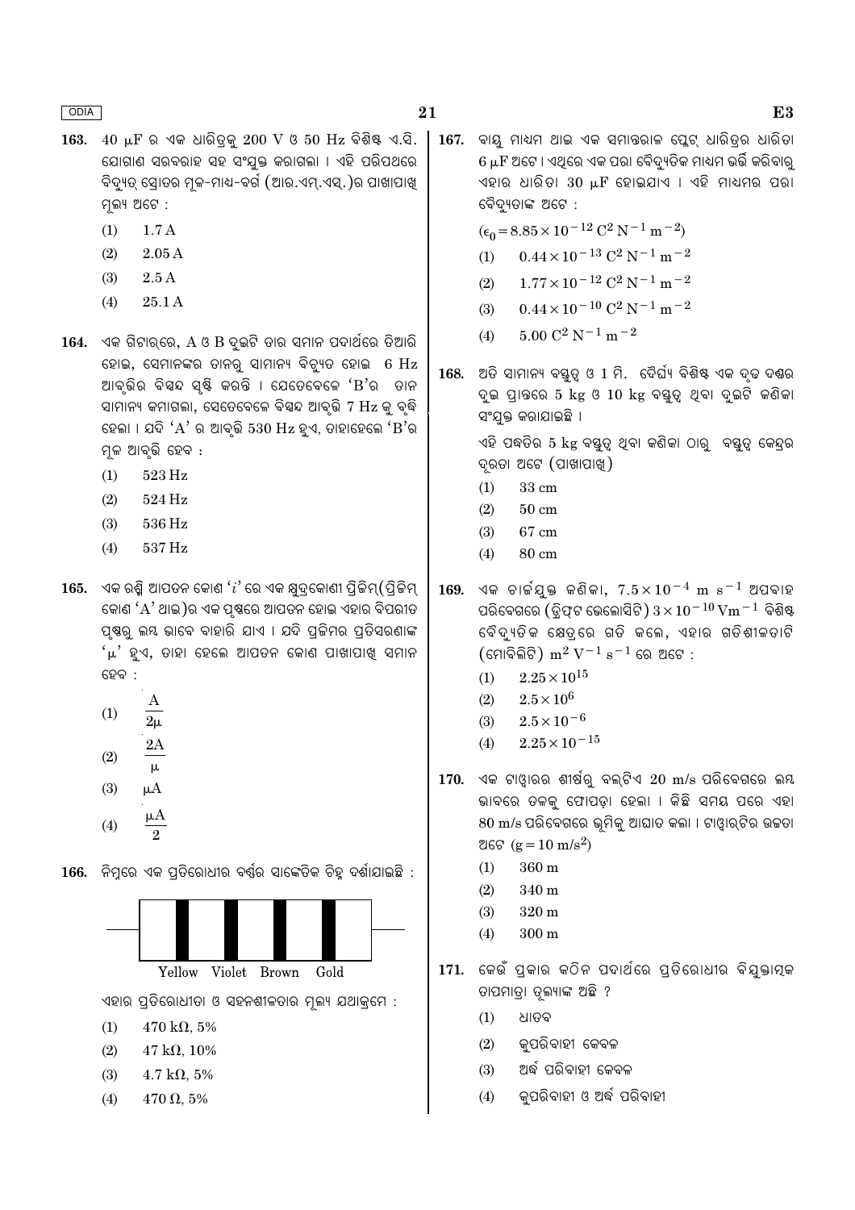**163.** 40 $\mu$F ର ଏକ ଧାରିତ୍ରକୁ 200 V ଓ 50 Hz ବିଶିଷ୍ଟ ଏ.ସି. ଯୋଗାଣ ସରବରାହ ସହ ସଂଯୁକ୍ତ କରାଗଲା । ଏହି ପରିପଥରେ ବିଦ୍ୟୁତ୍ ସ୍ରୋତର ମୂଳ-ମାଧ-ବର୍ଗ (ଆର.ଏମ୍.ଏସ୍.)ର ପାଖାପାଖି ମୂଲ୍ୟ ଅଟେ :

(1) 1.7 A

(2) 2.05 A

(3) 2.5 A

(4) 25.1 A

**164.** ଏକ ଗିଟାରରେ, A ଓ B ଦୁଇଟି ତାର ସମାନ ପଦାର୍ଥରେ ତିଆରି ହୋଇ, ସେମାନଙ୍କର ତାନକୁ ସାମାନ୍ୟ ବିଚ୍ୟୁତ ହୋଇ 6 Hz ଆବୃତ୍ତିର ବିସ୍ପନ୍ଦ ସୃଷ୍ଟି କରନ୍ତି । ଯେତେବେଳେ 'B'ର ତାନ ସାମାନ୍ୟ କମାଗଲା, ସେତେବେଳେ ବିସ୍ପନ୍ଦ ଆବୃତ୍ତି 7 Hz କୁ ବୃଦ୍ଧି ହେଲା । ଯଦି 'A' ର ଆବୃତ୍ତି 530 Hz ହୁଏ, ତାହାହେଲେ 'B'ର ମୂଳ ଆବୃତ୍ତି ହେବ :

(1) 523 Hz

(2) 524 Hz

(3) 536 Hz

(4) 537 Hz

**165.** ଏକ ରଶ୍ମି ଆପତନ କୋଣ '$i$' ରେ ଏକ କ୍ଷୁଦ୍ରକୋଣୀ ପ୍ରିଜିମ୍(ପ୍ରିଜିମ୍ କୋଣ 'A' ଥାଇ)ର ଏକ ପୃଷ୍ଠରେ ଆପତନ ହୋଇ ଏହାର ବିପରୀତ ପୃଷ୍ଠରୁ ଲମ୍ବ ଭାବେ ବାହାରି ଯାଏ । ଯଦି ପ୍ରିଜିମର ପ୍ରତିସରଣାଙ୍କ '$\mu$' ହୁଏ, ତାହା ହେଲେ ଆପତନ କୋଣ ପାଖାପାଖି ସମାନ ହେବ :

(1) $\frac{A}{2\mu}$

(2) $\frac{2A}{\mu}$

(3) $\mu A$

(4) $\frac{\mu A}{2}$

**166.** ନିମ୍ନରେ ଏକ ପ୍ରତିରୋଧୀର ବର୍ଣ୍ଣର ସାଙ୍କେତିକ ଚିହ୍ନ ଦର୍ଶାଯାଇଛି :

Yellow Violet Brown Gold

ଏହାର ପ୍ରତିରୋଧୀତା ଓ ସହନଶୀଳତାର ମୂଲ୍ୟ ଯଥାକ୍ରମେ :

(1) 470 k$\Omega$, 5%

(2) 47 k$\Omega$, 10%

(3) 4.7 k$\Omega$, 5%

(4) 470 $\Omega$, 5%

**167.** ବାୟୁ ମାଧ୍ୟମ ଥାଇ ଏକ ସମାନ୍ତରାଳ ପ୍ଲେଟ୍ ଧାରିତ୍ରର ଧାରିତା 6 $\mu$F ଅଟେ । ଏଥିରେ ଏକ ପରା ବୈଦ୍ୟୁତିକ ମାଧ୍ୟମ ଭର୍ତ୍ତି କରିବାରୁ ଏହାର ଧାରିତା 30 $\mu$F ହୋଇଯାଏ । ଏହି ମାଧ୍ୟମର ପରା ବୈଦ୍ୟୁତାଙ୍କ ଅଟେ :

($\epsilon_0 = 8.85 \times 10^{-12}\ C^2\ N^{-1}\ m^{-2}$)

(1) $0.44 \times 10^{-13}\ C^2\ N^{-1}\ m^{-2}$

(2) $1.77 \times 10^{-12}\ C^2\ N^{-1}\ m^{-2}$

(3) $0.44 \times 10^{-10}\ C^2\ N^{-1}\ m^{-2}$

(4) $5.00\ C^2\ N^{-1}\ m^{-2}$

**168.** ଅତି ସାମାନ୍ୟ ବସ୍ତୁତ୍ୱ ଓ 1 ମି. ଦୈର୍ଘ୍ୟ ବିଶିଷ୍ଟ ଏକ ଦୃଢ଼ ଦଣ୍ଡର ଦୁଇ ପ୍ରାନ୍ତରେ 5 kg ଓ 10 kg ବସ୍ତୁତ୍ୱ ଥିବା ଦୁଇଟି କଣିକା ସଂଯୁକ୍ତ କରାଯାଇଛି ।

ଏହି ପଦ୍ଧତିର 5 kg ବସ୍ତୁତ୍ୱ ଥିବା କଣିକା ଠାରୁ ବସ୍ତୁତ୍ୱ କେନ୍ଦ୍ରର ଦୂରତା ଅଟେ (ପାଖାପାଖି)

(1) 33 cm

(2) 50 cm

(3) 67 cm

(4) 80 cm

**169.** ଏକ ଚାର୍ଜଯୁକ୍ତ କଣିକା, $7.5 \times 10^{-4}\ m\ s^{-1}$ ଅପବାହ ପରିବେଗରେ (ଡ୍ରିଫ୍ଟ ଭେଲୋସିଟି) $3 \times 10^{-10}\ Vm^{-1}$ ବିଶିଷ୍ଟ ବୈଦ୍ୟୁତିକ କ୍ଷେତ୍ରରେ ଗତି କଲେ, ଏହାର ଗତିଶୀଳତାଟି (ମୋବିଲିଟି) $m^2\ V^{-1}\ s^{-1}$ ରେ ଅଟେ :

(1) $2.25 \times 10^{15}$

(2) $2.5 \times 10^{6}$

(3) $2.5 \times 10^{-6}$

(4) $2.25 \times 10^{-15}$

**170.** ଏକ ଟାୱାରର ଶୀର୍ଷରୁ ବଲ୍‌ଟିଏ 20 m/s ପରିବେଗରେ ଲମ୍ବ ଭାବରେ ତଳକୁ ଫୋପଡ଼ା ହେଲା । କିଛି ସମୟ ପରେ ଏହା 80 m/s ପରିବେଗରେ ଭୂମିକୁ ଆଘାତ କଲା । ଟାୱାରଟିର ଉଚ୍ଚତା ଅଟେ ($g = 10\ m/s^2$)

(1) 360 m

(2) 340 m

(3) 320 m

(4) 300 m

**171.** କେଉଁ ପ୍ରକାର କଠିନ ପଦାର୍ଥରେ ପ୍ରତିରୋଧୀର ବିଯୁକ୍ତାତ୍ମକ ତାପମାତ୍ରା ଗୁଣାଙ୍କ ଅଛି ?

(1) ଧାତବ

(2) କୁପରିବାହୀ କେବଳ

(3) ଅର୍ଦ୍ଧ ପରିବାହୀ କେବଳ

(4) କୁପରିବାହୀ ଓ ଅର୍ଦ୍ଧ ପରିବାହୀ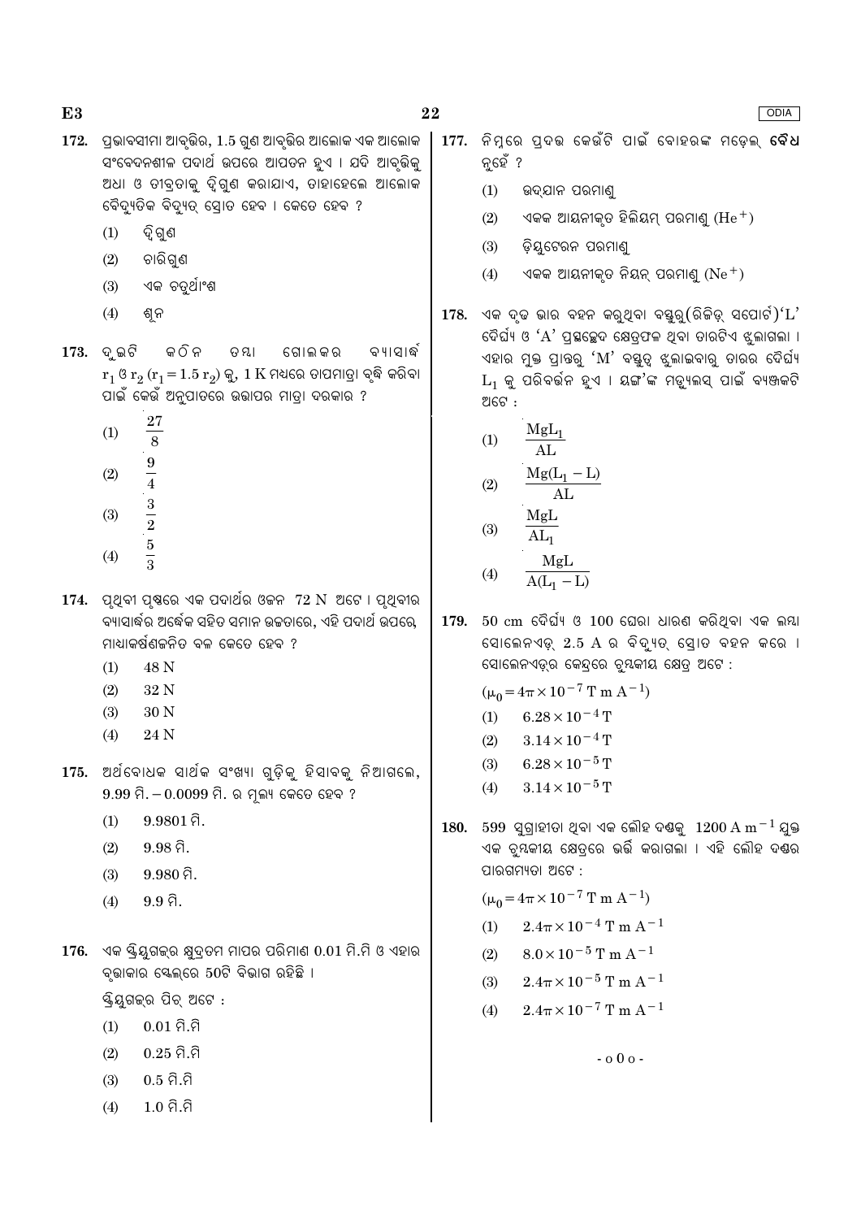172. ପ୍ରଭାବସୀମା ଆବୃତ୍ତିର, 1.5 ଗୁଣ ଆବୃତ୍ତିର ଆଲୋକ ଏକ ଆଲୋକ ସଂବେଦନଶୀଳ ପଦାର୍ଥ ଉପରେ ଆପତନ ହୁଏ । ଯଦି ଆବୃତ୍ତିକୁ ଅଧା ଓ ତୀବ୍ରତାକୁ ଦ୍ୱିଗୁଣ କରାଯାଏ, ତାହାହେଲେ ଆଲୋକ ବୈଦ୍ୟୁତିକ ବିଦ୍ୟୁତ୍ ସ୍ରୋତ ହେବ । କେତେ ହେବ ?

(1) ଦ୍ୱିଗୁଣ

(2) ଚାରିଗୁଣ

(3) ଏକ ଚତୁର୍ଥାଂଶ

(4) ଶୂନ

173. ଦୁଇଟି କଠିନ ତମ୍ବା ଗୋଲକର ବ୍ୟାସାର୍ଦ୍ଧ $r_1$ ଓ $r_2$ ($r_1 = 1.5\, r_2$) କୁ, 1 K ମଧ୍ୟରେ ତାପମାତ୍ରା ବୃଦ୍ଧି କରିବା ପାଇଁ କେଉଁ ଅନୁପାତରେ ଉତ୍ତାପର ମାତ୍ରା ଦରକାର ?

(1) $\frac{27}{8}$

(2) $\frac{9}{4}$

(3) $\frac{3}{2}$

(4) $\frac{5}{3}$

174. ପୃଥିବୀ ପୃଷ୍ଠରେ ଏକ ପଦାର୍ଥର ଓଜନ 72 N ଅଟେ । ପୃଥିବୀର ବ୍ୟାସାର୍ଦ୍ଧର ଅର୍ଦ୍ଧେକ ସହିତ ସମାନ ଉଚ୍ଚତାରେ, ଏହି ପଦାର୍ଥ ଉପରେ ମାଧ୍ୟାକର୍ଷଣଜନିତ ବଳ କେତେ ହେବ ?

(1) 48 N

(2) 32 N

(3) 30 N

(4) 24 N

175. ଅର୍ଥବୋଧକ ସାର୍ଥକ ସଂଖ୍ୟା ଗୁଡ଼ିକୁ ହିସାବକୁ ନିଆଗଲେ, 9.99 ମି. – 0.0099 ମି. ର ମୂଲ୍ୟ କେତେ ହେବ ?

(1) 9.9801 ମି.

(2) 9.98 ମି.

(3) 9.980 ମି.

(4) 9.9 ମି.

176. ଏକ ସ୍କ୍ରିୟୁଗଜ୍‌ର କ୍ଷୁଦ୍ରତମ ମାପର ପରିମାଣ 0.01 ମି.ମି ଓ ଏହାର ବୃତ୍ତାକାର ସ୍କେଲ୍‌ରେ 50ଟି ବିଭାଗ ରହିଛି ।

ସ୍କ୍ରିୟୁଗଜ୍‌ର ପିଚ୍ ଅଟେ :

(1) 0.01 ମି.ମି

(2) 0.25 ମି.ମି

(3) 0.5 ମି.ମି

(4) 1.0 ମି.ମି

177. ନିମ୍ନରେ ପ୍ରଦତ୍ତ କେଉଁଟି ପାଇଁ ବୋହରଙ୍କ ମଡ଼େଲ୍ **ବୈଧ** ନୁହେଁ ?

(1) ଉଦ୍‌ଯାନ ପରମାଣୁ

(2) ଏକକ ଆୟନୀକୃତ ହିଲିୟମ୍ ପରମାଣୁ ($He^+$)

(3) ଡ଼ିୟୁଟେରନ ପରମାଣୁ

(4) ଏକକ ଆୟନୀକୃତ ନିୟନ୍ ପରମାଣୁ ($Ne^+$)

178. ଏକ ଦୃଢ ଭାର ବହନ କରୁଥିବା ବସ୍ତୁରୁ(ରିଜିଡ୍ ସପୋର୍ଟ)'L' ଦୈର୍ଘ୍ୟ ଓ 'A' ପ୍ରସ୍ଥଚ୍ଛେଦ କ୍ଷେତ୍ରଫଳ ଥିବା ତାରଟିଏ ଝୁଲାଗଲା । ଏହାର ମୁକ୍ତ ପ୍ରାନ୍ତରୁ 'M' ବସ୍ତୁଟି ଝୁଲାଇବାରୁ ତାରର ଦୈର୍ଘ୍ୟ $L_1$ କୁ ପରିବର୍ତ୍ତନ ହୁଏ । ୟଙ୍ଗ୍‌ଙ୍କ ମଡ୍ୟୁଲସ୍ ପାଇଁ ବ୍ୟଞ୍ଜକଟି ଅଟେ :

(1) $\frac{MgL_1}{AL}$

(2) $\frac{Mg(L_1 - L)}{AL}$

(3) $\frac{MgL}{AL_1}$

(4) $\frac{MgL}{A(L_1 - L)}$

179. 50 cm ଦୈର୍ଘ୍ୟ ଓ 100 ଘେରା ଧାରଣ କରିଥିବା ଏକ ଲମ୍ବା ସୋଲେନଏଡ୍ 2.5 A ର ବିଦ୍ୟୁତ୍ ସ୍ରୋତ ବହନ କରେ । ସୋଲେନଏଡ୍‌ର କେନ୍ଦ୍ରରେ ଚୁମ୍ବକୀୟ କ୍ଷେତ୍ର ଅଟେ :

($\mu_0 = 4\pi \times 10^{-7}$ T m A$^{-1}$)

(1) $6.28 \times 10^{-4}$ T

(2) $3.14 \times 10^{-4}$ T

(3) $6.28 \times 10^{-5}$ T

(4) $3.14 \times 10^{-5}$ T

180. 599 ସୁଗ୍ରାହୀତା ଥିବା ଏକ ଲୌହ ଦଣ୍ଡକୁ 1200 A m$^{-1}$ ଯୁକ୍ତ ଏକ ଚୁମ୍ବକୀୟ କ୍ଷେତ୍ରରେ ଭର୍ତ୍ତି କରାଗଲା । ଏହି ଲୌହ ଦଣ୍ଡର ପାରଗମ୍ୟତା ଅଟେ :

($\mu_0 = 4\pi \times 10^{-7}$ T m A$^{-1}$)

(1) $2.4\pi \times 10^{-4}$ T m A$^{-1}$

(2) $8.0 \times 10^{-5}$ T m A$^{-1}$

(3) $2.4\pi \times 10^{-5}$ T m A$^{-1}$

(4) $2.4\pi \times 10^{-7}$ T m A$^{-1}$

- o 0 o -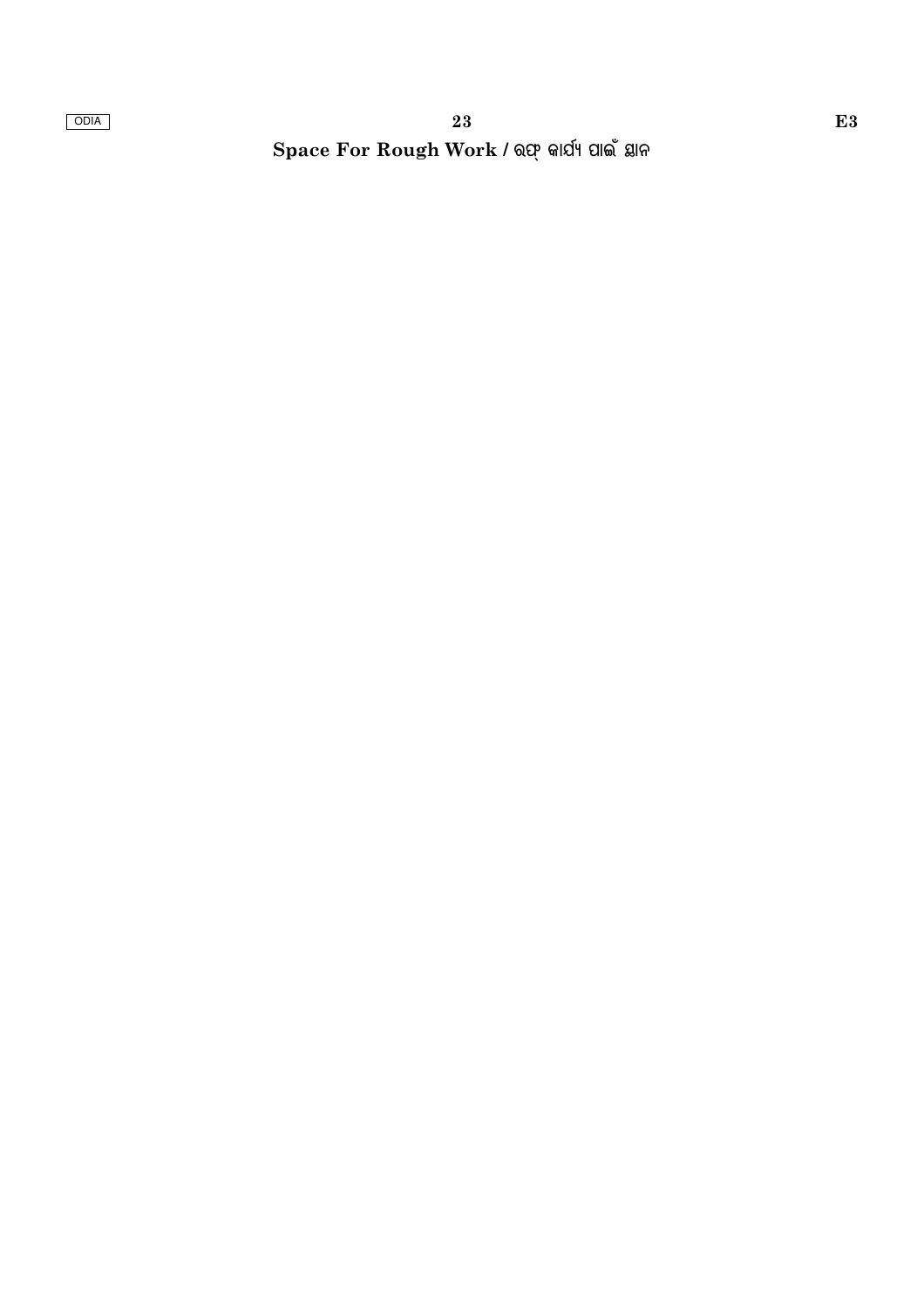**Space For Rough Work / ରଫ୍ କାର୍ଯ୍ୟ ପାଇଁ ସ୍ଥାନ**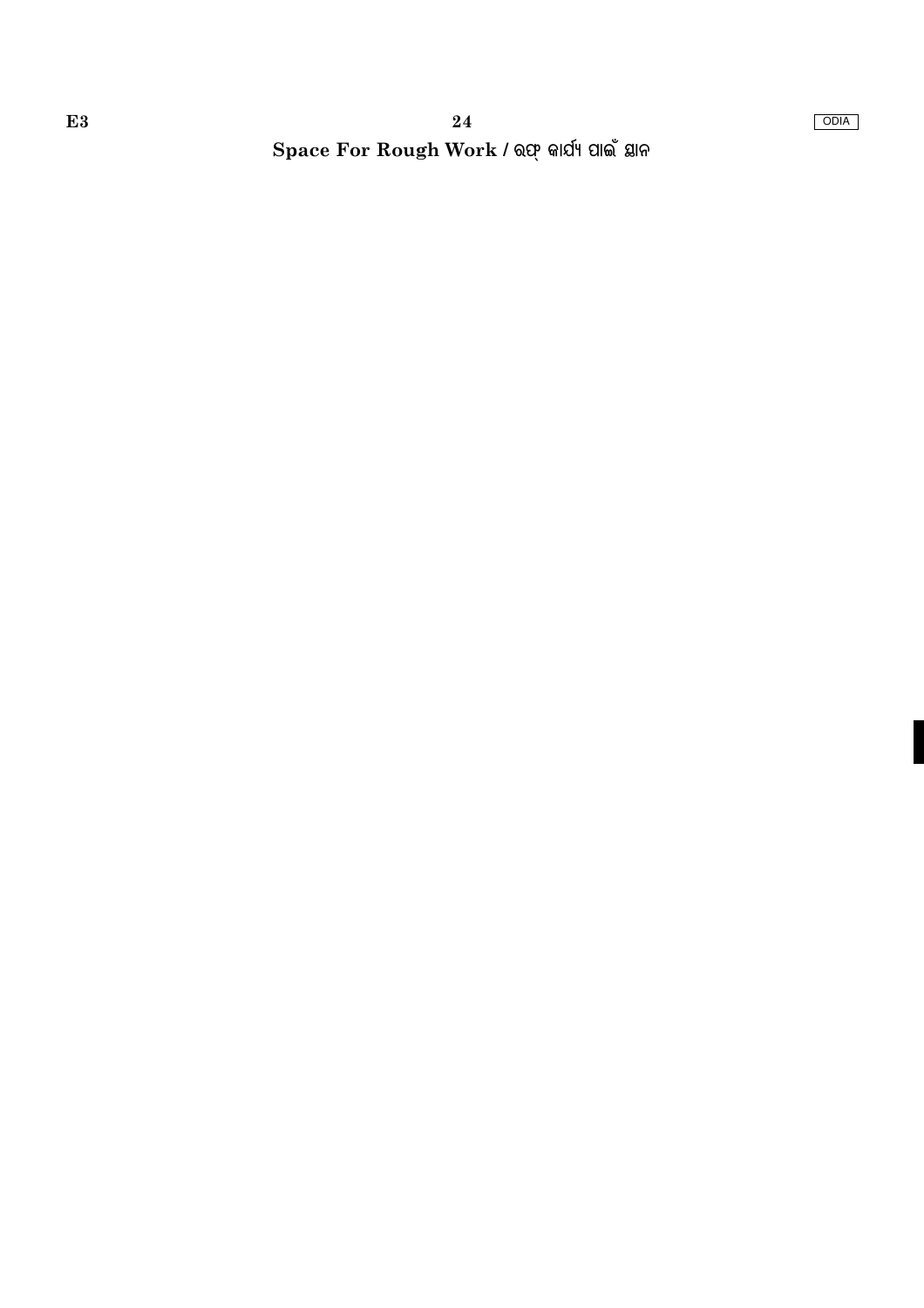## Space For Rough Work / ରଫ୍ କାର୍ଯ୍ୟ ପାଇଁ ସ୍ଥାନ